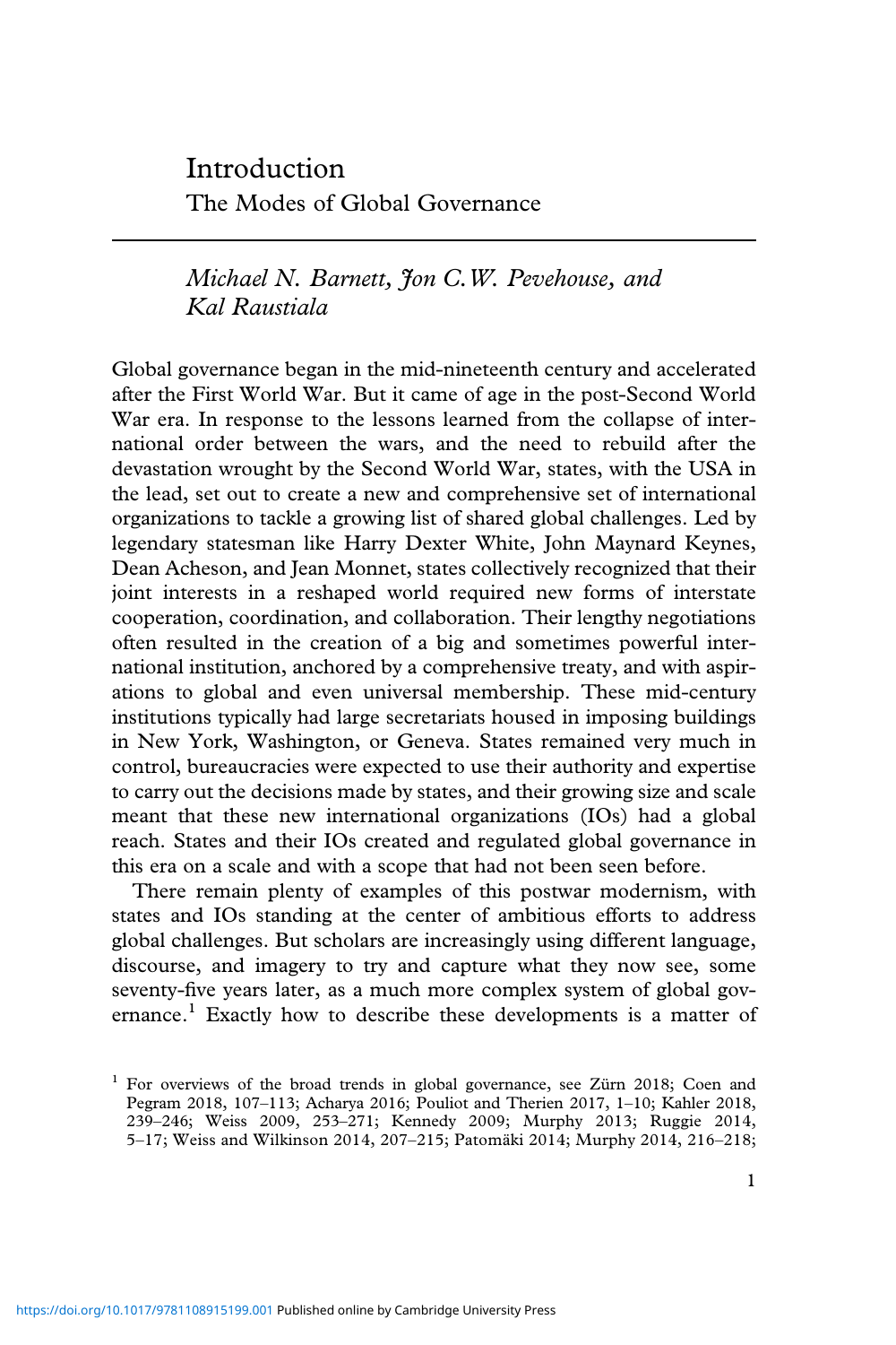# Introduction
## The Modes of Global Governance

*Michael N. Barnett, Jon C.W. Pevehouse, and Kal Raustiala*

Global governance began in the mid-nineteenth century and accelerated after the First World War. But it came of age in the post-Second World War era. In response to the lessons learned from the collapse of international order between the wars, and the need to rebuild after the devastation wrought by the Second World War, states, with the USA in the lead, set out to create a new and comprehensive set of international organizations to tackle a growing list of shared global challenges. Led by legendary statesman like Harry Dexter White, John Maynard Keynes, Dean Acheson, and Jean Monnet, states collectively recognized that their joint interests in a reshaped world required new forms of interstate cooperation, coordination, and collaboration. Their lengthy negotiations often resulted in the creation of a big and sometimes powerful international institution, anchored by a comprehensive treaty, and with aspirations to global and even universal membership. These mid-century institutions typically had large secretariats housed in imposing buildings in New York, Washington, or Geneva. States remained very much in control, bureaucracies were expected to use their authority and expertise to carry out the decisions made by states, and their growing size and scale meant that these new international organizations (IOs) had a global reach. States and their IOs created and regulated global governance in this era on a scale and with a scope that had not been seen before.

There remain plenty of examples of this postwar modernism, with states and IOs standing at the center of ambitious efforts to address global challenges. But scholars are increasingly using different language, discourse, and imagery to try and capture what they now see, some seventy-five years later, as a much more complex system of global governance.[1] Exactly how to describe these developments is a matter of

[1] For overviews of the broad trends in global governance, see Zürn 2018; Coen and Pegram 2018, 107–113; Acharya 2016; Pouliot and Therien 2017, 1–10; Kahler 2018, 239–246; Weiss 2009, 253–271; Kennedy 2009; Murphy 2013; Ruggie 2014, 5–17; Weiss and Wilkinson 2014, 207–215; Patomäki 2014; Murphy 2014, 216–218;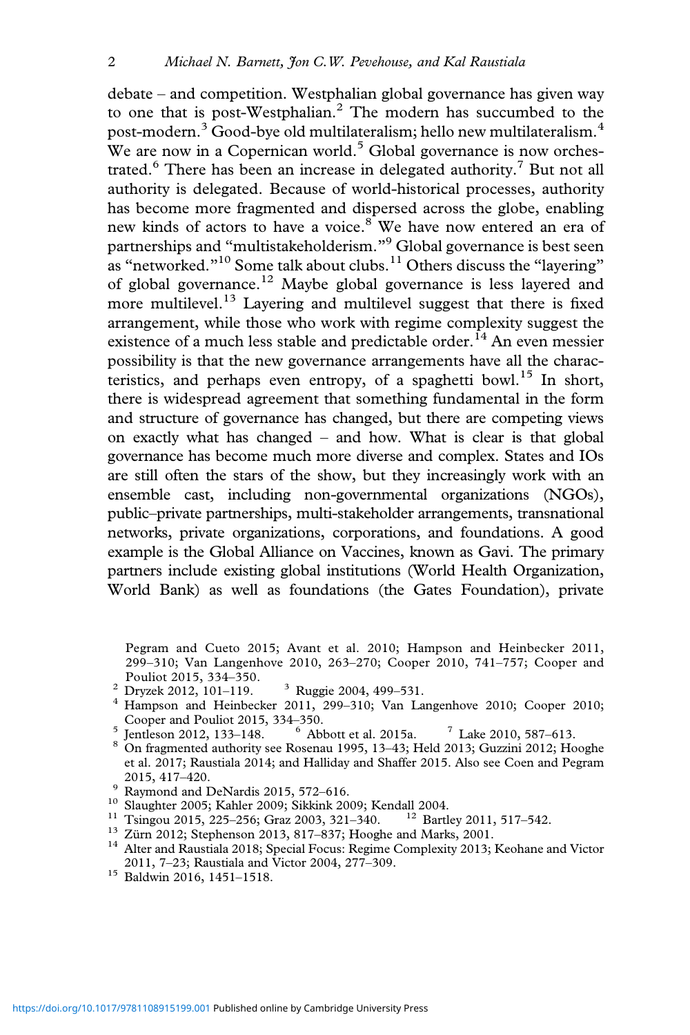debate – and competition. Westphalian global governance has given way to one that is post-Westphalian.[2] The modern has succumbed to the post-modern.[3] Good-bye old multilateralism; hello new multilateralism.[4] We are now in a Copernican world.[5] Global governance is now orchestrated.[6] There has been an increase in delegated authority.[7] But not all authority is delegated. Because of world-historical processes, authority has become more fragmented and dispersed across the globe, enabling new kinds of actors to have a voice.[8] We have now entered an era of partnerships and "multistakeholderism."[9] Global governance is best seen as "networked."[10] Some talk about clubs.[11] Others discuss the "layering" of global governance.[12] Maybe global governance is less layered and more multilevel.[13] Layering and multilevel suggest that there is fixed arrangement, while those who work with regime complexity suggest the existence of a much less stable and predictable order.[14] An even messier possibility is that the new governance arrangements have all the characteristics, and perhaps even entropy, of a spaghetti bowl.[15] In short, there is widespread agreement that something fundamental in the form and structure of governance has changed, but there are competing views on exactly what has changed – and how. What is clear is that global governance has become much more diverse and complex. States and IOs are still often the stars of the show, but they increasingly work with an ensemble cast, including non-governmental organizations (NGOs), public–private partnerships, multi-stakeholder arrangements, transnational networks, private organizations, corporations, and foundations. A good example is the Global Alliance on Vaccines, known as Gavi. The primary partners include existing global institutions (World Health Organization, World Bank) as well as foundations (the Gates Foundation), private

Pegram and Cueto 2015; Avant et al. 2010; Hampson and Heinbecker 2011, 299–310; Van Langenhove 2010, 263–270; Cooper 2010, 741–757; Cooper and Pouliot 2015, 334–350.

[2] Dryzek 2012, 101–119. [3] Ruggie 2004, 499–531.

[4] Hampson and Heinbecker 2011, 299–310; Van Langenhove 2010; Cooper 2010; Cooper and Pouliot 2015, 334–350.

[5] Jentleson 2012, 133–148. [6] Abbott et al. 2015a. [7] Lake 2010, 587–613.

[8] On fragmented authority see Rosenau 1995, 13–43; Held 2013; Guzzini 2012; Hooghe et al. 2017; Raustiala 2014; and Halliday and Shaffer 2015. Also see Coen and Pegram 2015, 417–420.

[9] Raymond and DeNardis 2015, 572–616.

[10] Slaughter 2005; Kahler 2009; Sikkink 2009; Kendall 2004.

[11] Tsingou 2015, 225–256; Graz 2003, 321–340. [12] Bartley 2011, 517–542.

[13] Zürn 2012; Stephenson 2013, 817–837; Hooghe and Marks, 2001.

[14] Alter and Raustiala 2018; Special Focus: Regime Complexity 2013; Keohane and Victor 2011, 7–23; Raustiala and Victor 2004, 277–309.

[15] Baldwin 2016, 1451–1518.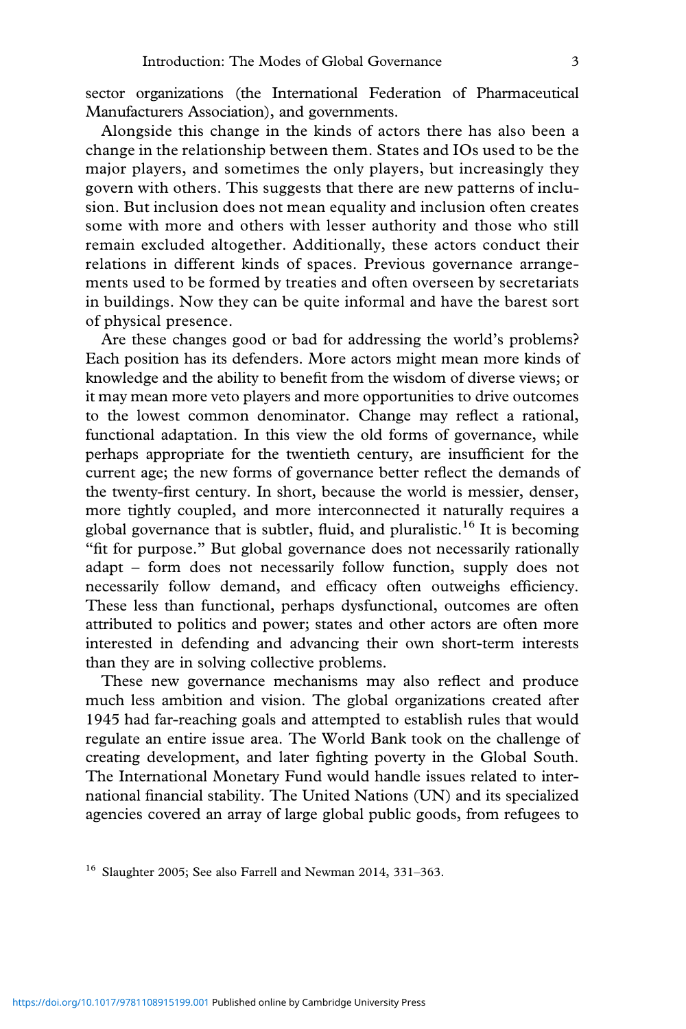sector organizations (the International Federation of Pharmaceutical Manufacturers Association), and governments.

Alongside this change in the kinds of actors there has also been a change in the relationship between them. States and IOs used to be the major players, and sometimes the only players, but increasingly they govern with others. This suggests that there are new patterns of inclusion. But inclusion does not mean equality and inclusion often creates some with more and others with lesser authority and those who still remain excluded altogether. Additionally, these actors conduct their relations in different kinds of spaces. Previous governance arrangements used to be formed by treaties and often overseen by secretariats in buildings. Now they can be quite informal and have the barest sort of physical presence.

Are these changes good or bad for addressing the world's problems? Each position has its defenders. More actors might mean more kinds of knowledge and the ability to benefit from the wisdom of diverse views; or it may mean more veto players and more opportunities to drive outcomes to the lowest common denominator. Change may reflect a rational, functional adaptation. In this view the old forms of governance, while perhaps appropriate for the twentieth century, are insufficient for the current age; the new forms of governance better reflect the demands of the twenty-first century. In short, because the world is messier, denser, more tightly coupled, and more interconnected it naturally requires a global governance that is subtler, fluid, and pluralistic.[16] It is becoming "fit for purpose." But global governance does not necessarily rationally adapt – form does not necessarily follow function, supply does not necessarily follow demand, and efficacy often outweighs efficiency. These less than functional, perhaps dysfunctional, outcomes are often attributed to politics and power; states and other actors are often more interested in defending and advancing their own short-term interests than they are in solving collective problems.

These new governance mechanisms may also reflect and produce much less ambition and vision. The global organizations created after 1945 had far-reaching goals and attempted to establish rules that would regulate an entire issue area. The World Bank took on the challenge of creating development, and later fighting poverty in the Global South. The International Monetary Fund would handle issues related to international financial stability. The United Nations (UN) and its specialized agencies covered an array of large global public goods, from refugees to

[16] Slaughter 2005; See also Farrell and Newman 2014, 331–363.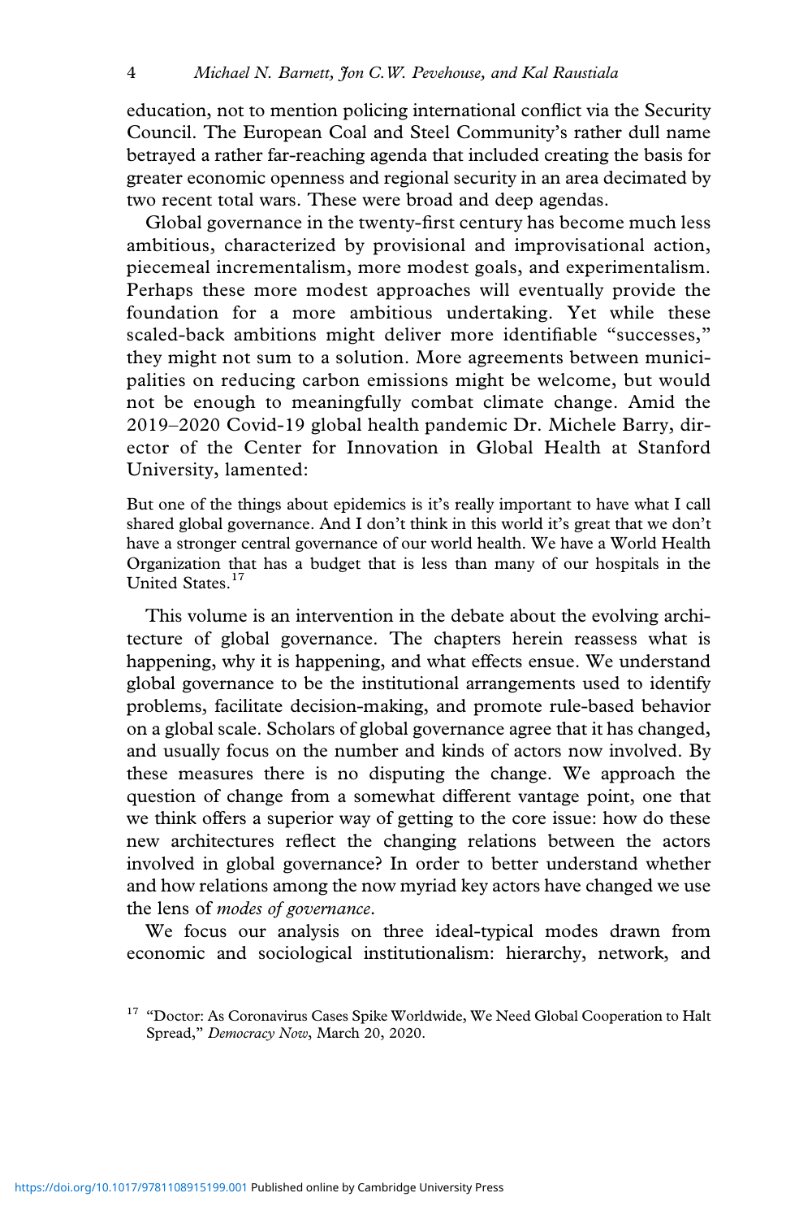education, not to mention policing international conflict via the Security Council. The European Coal and Steel Community's rather dull name betrayed a rather far-reaching agenda that included creating the basis for greater economic openness and regional security in an area decimated by two recent total wars. These were broad and deep agendas.

Global governance in the twenty-first century has become much less ambitious, characterized by provisional and improvisational action, piecemeal incrementalism, more modest goals, and experimentalism. Perhaps these more modest approaches will eventually provide the foundation for a more ambitious undertaking. Yet while these scaled-back ambitions might deliver more identifiable "successes," they might not sum to a solution. More agreements between municipalities on reducing carbon emissions might be welcome, but would not be enough to meaningfully combat climate change. Amid the 2019–2020 Covid-19 global health pandemic Dr. Michele Barry, director of the Center for Innovation in Global Health at Stanford University, lamented:

> But one of the things about epidemics is it's really important to have what I call shared global governance. And I don't think in this world it's great that we don't have a stronger central governance of our world health. We have a World Health Organization that has a budget that is less than many of our hospitals in the United States.[17]

This volume is an intervention in the debate about the evolving architecture of global governance. The chapters herein reassess what is happening, why it is happening, and what effects ensue. We understand global governance to be the institutional arrangements used to identify problems, facilitate decision-making, and promote rule-based behavior on a global scale. Scholars of global governance agree that it has changed, and usually focus on the number and kinds of actors now involved. By these measures there is no disputing the change. We approach the question of change from a somewhat different vantage point, one that we think offers a superior way of getting to the core issue: how do these new architectures reflect the changing relations between the actors involved in global governance? In order to better understand whether and how relations among the now myriad key actors have changed we use the lens of *modes of governance*.

We focus our analysis on three ideal-typical modes drawn from economic and sociological institutionalism: hierarchy, network, and

[17] "Doctor: As Coronavirus Cases Spike Worldwide, We Need Global Cooperation to Halt Spread," *Democracy Now*, March 20, 2020.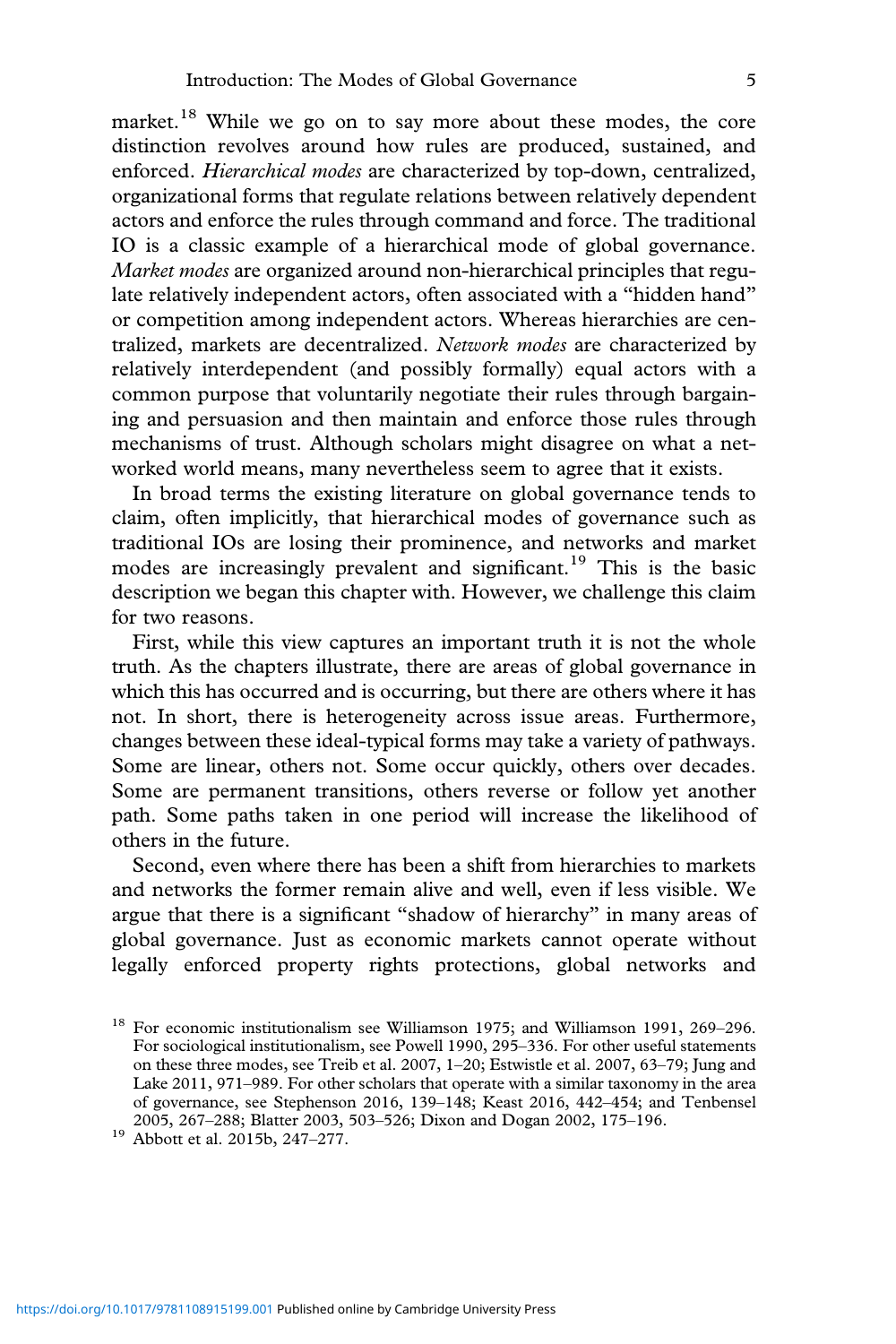market.[18] While we go on to say more about these modes, the core distinction revolves around how rules are produced, sustained, and enforced. *Hierarchical modes* are characterized by top-down, centralized, organizational forms that regulate relations between relatively dependent actors and enforce the rules through command and force. The traditional IO is a classic example of a hierarchical mode of global governance. *Market modes* are organized around non-hierarchical principles that regulate relatively independent actors, often associated with a "hidden hand" or competition among independent actors. Whereas hierarchies are centralized, markets are decentralized. *Network modes* are characterized by relatively interdependent (and possibly formally) equal actors with a common purpose that voluntarily negotiate their rules through bargaining and persuasion and then maintain and enforce those rules through mechanisms of trust. Although scholars might disagree on what a networked world means, many nevertheless seem to agree that it exists.

In broad terms the existing literature on global governance tends to claim, often implicitly, that hierarchical modes of governance such as traditional IOs are losing their prominence, and networks and market modes are increasingly prevalent and significant.[19] This is the basic description we began this chapter with. However, we challenge this claim for two reasons.

First, while this view captures an important truth it is not the whole truth. As the chapters illustrate, there are areas of global governance in which this has occurred and is occurring, but there are others where it has not. In short, there is heterogeneity across issue areas. Furthermore, changes between these ideal-typical forms may take a variety of pathways. Some are linear, others not. Some occur quickly, others over decades. Some are permanent transitions, others reverse or follow yet another path. Some paths taken in one period will increase the likelihood of others in the future.

Second, even where there has been a shift from hierarchies to markets and networks the former remain alive and well, even if less visible. We argue that there is a significant "shadow of hierarchy" in many areas of global governance. Just as economic markets cannot operate without legally enforced property rights protections, global networks and

[18] For economic institutionalism see Williamson 1975; and Williamson 1991, 269–296. For sociological institutionalism, see Powell 1990, 295–336. For other useful statements on these three modes, see Treib et al. 2007, 1–20; Estwistle et al. 2007, 63–79; Jung and Lake 2011, 971–989. For other scholars that operate with a similar taxonomy in the area of governance, see Stephenson 2016, 139–148; Keast 2016, 442–454; and Tenbensel 2005, 267–288; Blatter 2003, 503–526; Dixon and Dogan 2002, 175–196.

[19] Abbott et al. 2015b, 247–277.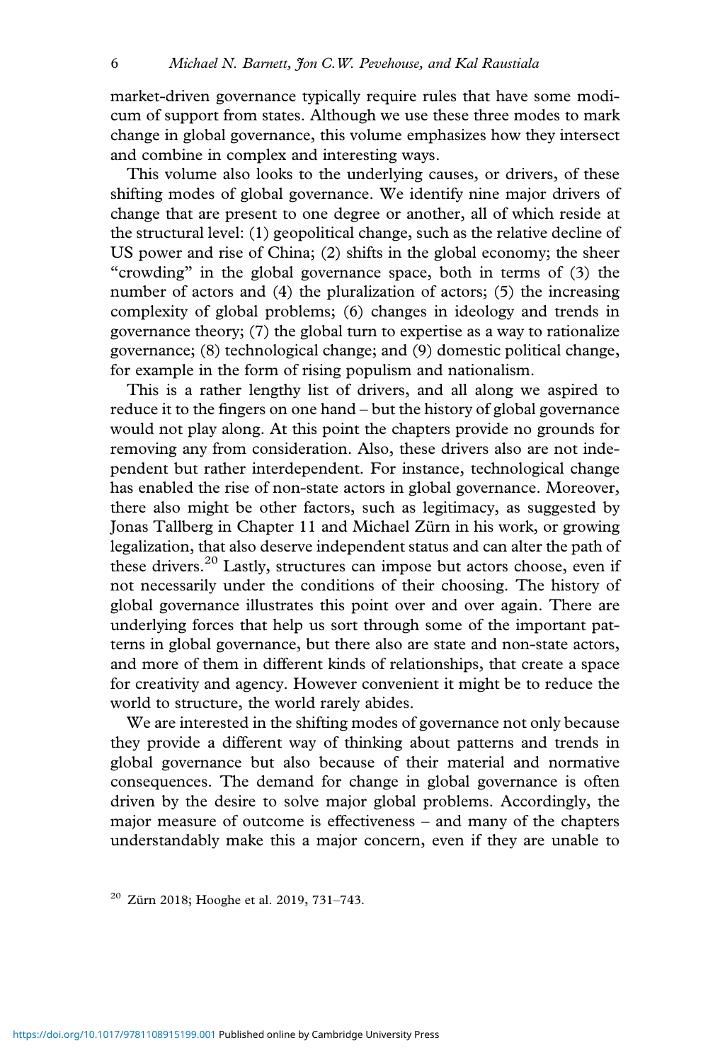market-driven governance typically require rules that have some modicum of support from states. Although we use these three modes to mark change in global governance, this volume emphasizes how they intersect and combine in complex and interesting ways.

This volume also looks to the underlying causes, or drivers, of these shifting modes of global governance. We identify nine major drivers of change that are present to one degree or another, all of which reside at the structural level: (1) geopolitical change, such as the relative decline of US power and rise of China; (2) shifts in the global economy; the sheer "crowding" in the global governance space, both in terms of (3) the number of actors and (4) the pluralization of actors; (5) the increasing complexity of global problems; (6) changes in ideology and trends in governance theory; (7) the global turn to expertise as a way to rationalize governance; (8) technological change; and (9) domestic political change, for example in the form of rising populism and nationalism.

This is a rather lengthy list of drivers, and all along we aspired to reduce it to the fingers on one hand – but the history of global governance would not play along. At this point the chapters provide no grounds for removing any from consideration. Also, these drivers also are not independent but rather interdependent. For instance, technological change has enabled the rise of non-state actors in global governance. Moreover, there also might be other factors, such as legitimacy, as suggested by Jonas Tallberg in Chapter 11 and Michael Zürn in his work, or growing legalization, that also deserve independent status and can alter the path of these drivers.[20] Lastly, structures can impose but actors choose, even if not necessarily under the conditions of their choosing. The history of global governance illustrates this point over and over again. There are underlying forces that help us sort through some of the important patterns in global governance, but there also are state and non-state actors, and more of them in different kinds of relationships, that create a space for creativity and agency. However convenient it might be to reduce the world to structure, the world rarely abides.

We are interested in the shifting modes of governance not only because they provide a different way of thinking about patterns and trends in global governance but also because of their material and normative consequences. The demand for change in global governance is often driven by the desire to solve major global problems. Accordingly, the major measure of outcome is effectiveness – and many of the chapters understandably make this a major concern, even if they are unable to

[20] Zürn 2018; Hooghe et al. 2019, 731–743.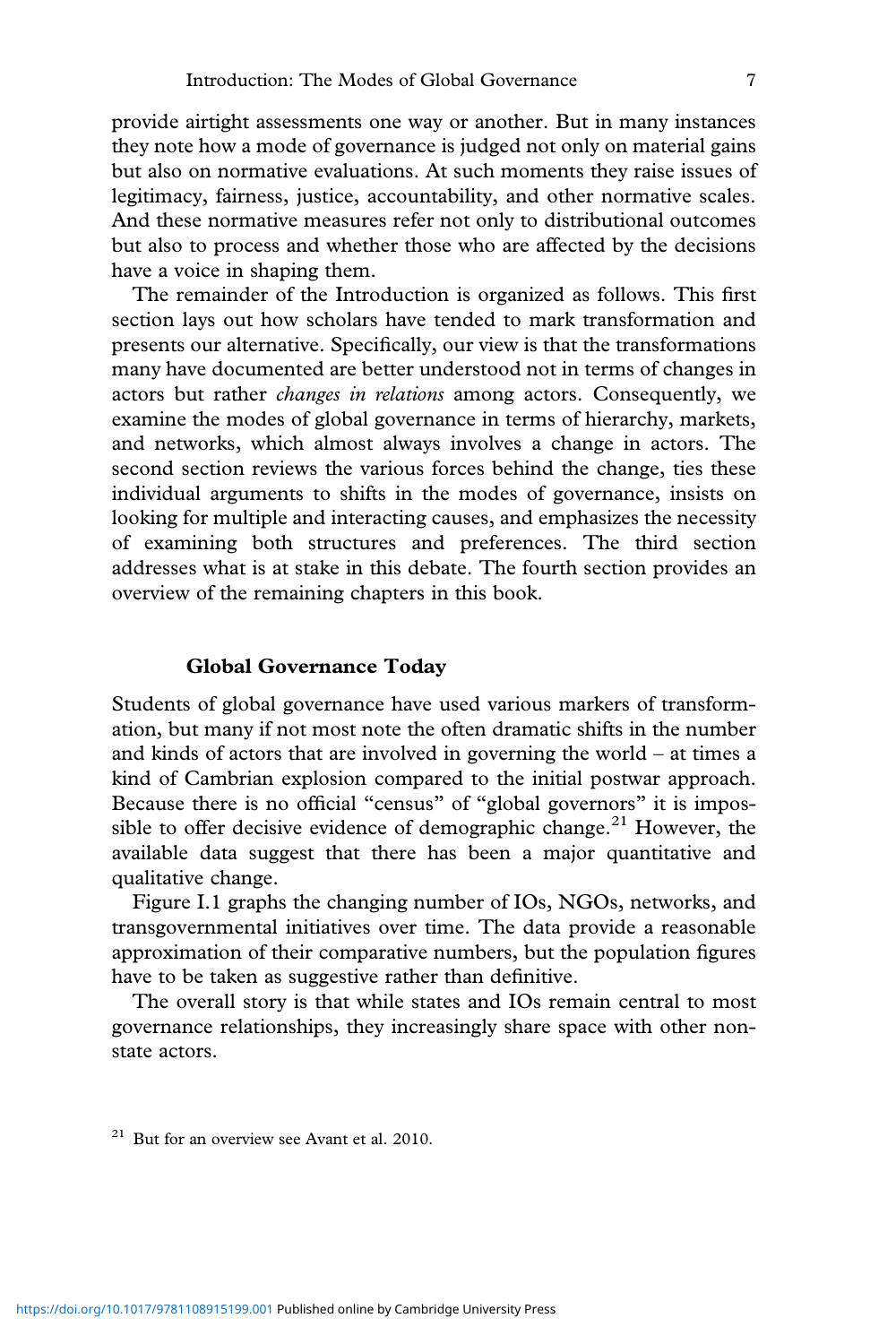provide airtight assessments one way or another. But in many instances they note how a mode of governance is judged not only on material gains but also on normative evaluations. At such moments they raise issues of legitimacy, fairness, justice, accountability, and other normative scales. And these normative measures refer not only to distributional outcomes but also to process and whether those who are affected by the decisions have a voice in shaping them.

The remainder of the Introduction is organized as follows. This first section lays out how scholars have tended to mark transformation and presents our alternative. Specifically, our view is that the transformations many have documented are better understood not in terms of changes in actors but rather *changes in relations* among actors. Consequently, we examine the modes of global governance in terms of hierarchy, markets, and networks, which almost always involves a change in actors. The second section reviews the various forces behind the change, ties these individual arguments to shifts in the modes of governance, insists on looking for multiple and interacting causes, and emphasizes the necessity of examining both structures and preferences. The third section addresses what is at stake in this debate. The fourth section provides an overview of the remaining chapters in this book.

### Global Governance Today

Students of global governance have used various markers of transformation, but many if not most note the often dramatic shifts in the number and kinds of actors that are involved in governing the world – at times a kind of Cambrian explosion compared to the initial postwar approach. Because there is no official "census" of "global governors" it is impossible to offer decisive evidence of demographic change.[21] However, the available data suggest that there has been a major quantitative and qualitative change.

Figure I.1 graphs the changing number of IOs, NGOs, networks, and transgovernmental initiatives over time. The data provide a reasonable approximation of their comparative numbers, but the population figures have to be taken as suggestive rather than definitive.

The overall story is that while states and IOs remain central to most governance relationships, they increasingly share space with other non-state actors.

[21] But for an overview see Avant et al. 2010.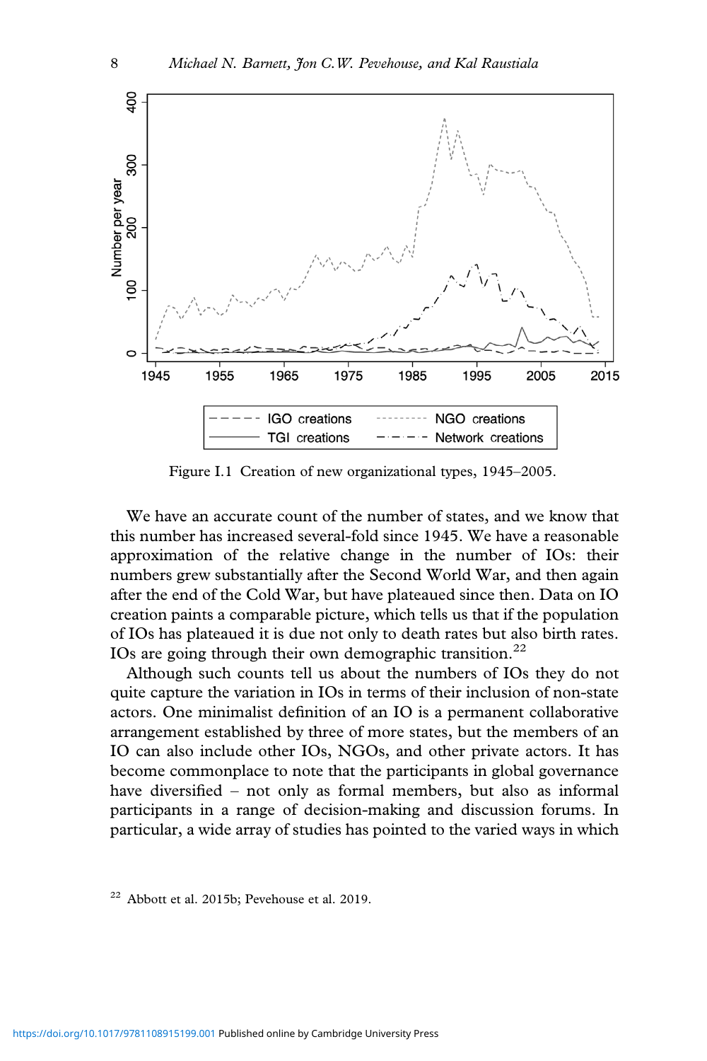Figure I.1 Creation of new organizational types, 1945–2005.

We have an accurate count of the number of states, and we know that this number has increased several-fold since 1945. We have a reasonable approximation of the relative change in the number of IOs: their numbers grew substantially after the Second World War, and then again after the end of the Cold War, but have plateaued since then. Data on IO creation paints a comparable picture, which tells us that if the population of IOs has plateaued it is due not only to death rates but also birth rates. IOs are going through their own demographic transition.[22]

Although such counts tell us about the numbers of IOs they do not quite capture the variation in IOs in terms of their inclusion of non-state actors. One minimalist definition of an IO is a permanent collaborative arrangement established by three of more states, but the members of an IO can also include other IOs, NGOs, and other private actors. It has become commonplace to note that the participants in global governance have diversified – not only as formal members, but also as informal participants in a range of decision-making and discussion forums. In particular, a wide array of studies has pointed to the varied ways in which

[22] Abbott et al. 2015b; Pevehouse et al. 2019.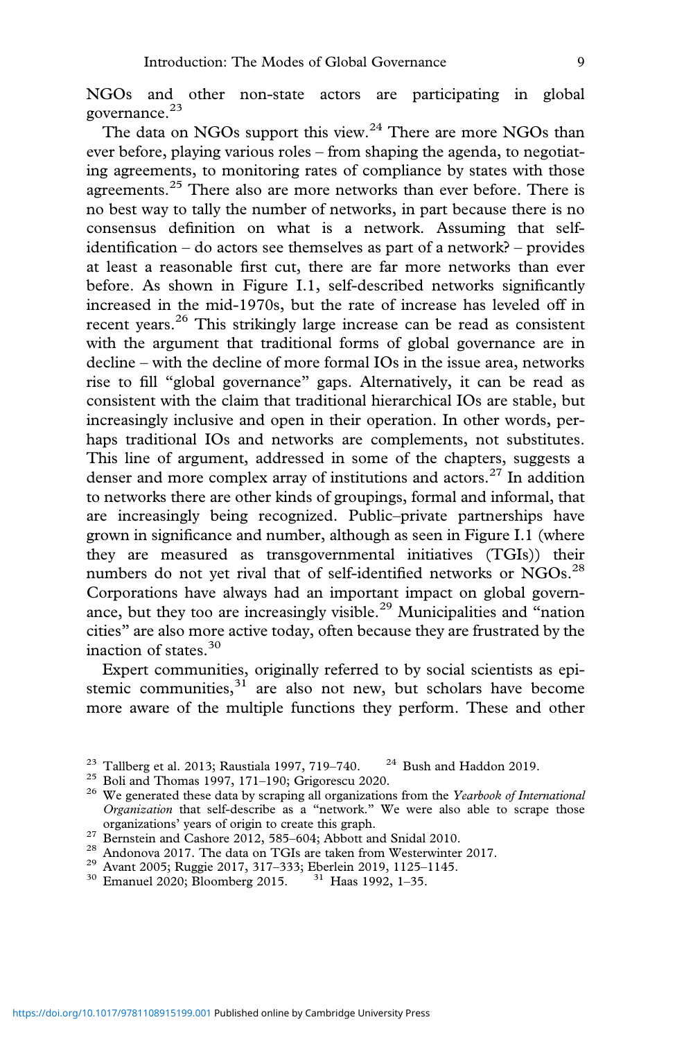NGOs and other non-state actors are participating in global governance.[23]

The data on NGOs support this view.[24] There are more NGOs than ever before, playing various roles – from shaping the agenda, to negotiating agreements, to monitoring rates of compliance by states with those agreements.[25] There also are more networks than ever before. There is no best way to tally the number of networks, in part because there is no consensus definition on what is a network. Assuming that self-identification – do actors see themselves as part of a network? – provides at least a reasonable first cut, there are far more networks than ever before. As shown in Figure I.1, self-described networks significantly increased in the mid-1970s, but the rate of increase has leveled off in recent years.[26] This strikingly large increase can be read as consistent with the argument that traditional forms of global governance are in decline – with the decline of more formal IOs in the issue area, networks rise to fill "global governance" gaps. Alternatively, it can be read as consistent with the claim that traditional hierarchical IOs are stable, but increasingly inclusive and open in their operation. In other words, perhaps traditional IOs and networks are complements, not substitutes. This line of argument, addressed in some of the chapters, suggests a denser and more complex array of institutions and actors.[27] In addition to networks there are other kinds of groupings, formal and informal, that are increasingly being recognized. Public–private partnerships have grown in significance and number, although as seen in Figure I.1 (where they are measured as transgovernmental initiatives (TGIs)) their numbers do not yet rival that of self-identified networks or NGOs.[28] Corporations have always had an important impact on global governance, but they too are increasingly visible.[29] Municipalities and "nation cities" are also more active today, often because they are frustrated by the inaction of states.[30]

Expert communities, originally referred to by social scientists as epistemic communities,[31] are also not new, but scholars have become more aware of the multiple functions they perform. These and other

---

[23] Tallberg et al. 2013; Raustiala 1997, 719–740.

[24] Bush and Haddon 2019.

[25] Boli and Thomas 1997, 171–190; Grigorescu 2020.

[26] We generated these data by scraping all organizations from the *Yearbook of International Organization* that self-describe as a "network." We were also able to scrape those organizations' years of origin to create this graph.

[27] Bernstein and Cashore 2012, 585–604; Abbott and Snidal 2010.

[28] Andonova 2017. The data on TGIs are taken from Westerwinter 2017.

[29] Avant 2005; Ruggie 2017, 317–333; Eberlein 2019, 1125–1145.

[30] Emanuel 2020; Bloomberg 2015.

[31] Haas 1992, 1–35.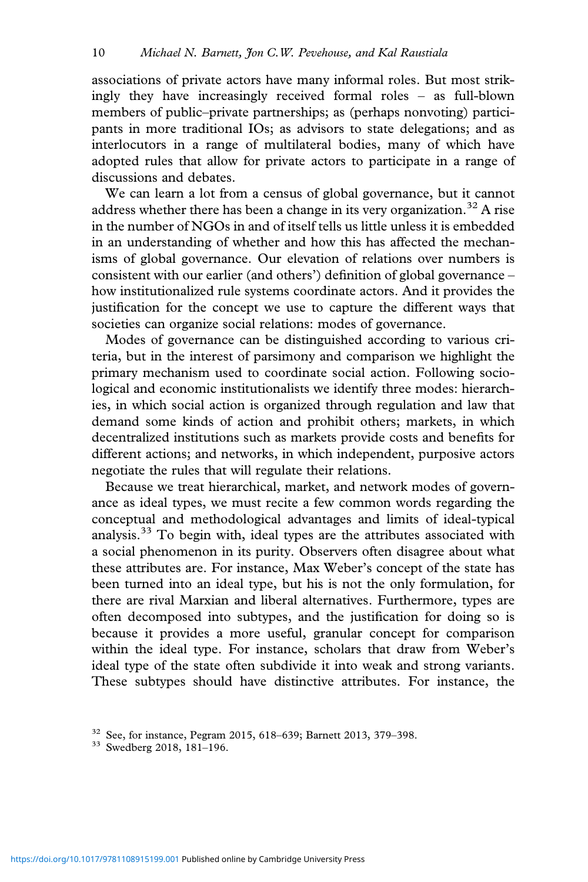associations of private actors have many informal roles. But most strikingly they have increasingly received formal roles – as full-blown members of public–private partnerships; as (perhaps nonvoting) participants in more traditional IOs; as advisors to state delegations; and as interlocutors in a range of multilateral bodies, many of which have adopted rules that allow for private actors to participate in a range of discussions and debates.

We can learn a lot from a census of global governance, but it cannot address whether there has been a change in its very organization.[32] A rise in the number of NGOs in and of itself tells us little unless it is embedded in an understanding of whether and how this has affected the mechanisms of global governance. Our elevation of relations over numbers is consistent with our earlier (and others') definition of global governance – how institutionalized rule systems coordinate actors. And it provides the justification for the concept we use to capture the different ways that societies can organize social relations: modes of governance.

Modes of governance can be distinguished according to various criteria, but in the interest of parsimony and comparison we highlight the primary mechanism used to coordinate social action. Following sociological and economic institutionalists we identify three modes: hierarchies, in which social action is organized through regulation and law that demand some kinds of action and prohibit others; markets, in which decentralized institutions such as markets provide costs and benefits for different actions; and networks, in which independent, purposive actors negotiate the rules that will regulate their relations.

Because we treat hierarchical, market, and network modes of governance as ideal types, we must recite a few common words regarding the conceptual and methodological advantages and limits of ideal-typical analysis.[33] To begin with, ideal types are the attributes associated with a social phenomenon in its purity. Observers often disagree about what these attributes are. For instance, Max Weber's concept of the state has been turned into an ideal type, but his is not the only formulation, for there are rival Marxian and liberal alternatives. Furthermore, types are often decomposed into subtypes, and the justification for doing so is because it provides a more useful, granular concept for comparison within the ideal type. For instance, scholars that draw from Weber's ideal type of the state often subdivide it into weak and strong variants. These subtypes should have distinctive attributes. For instance, the

[32] See, for instance, Pegram 2015, 618–639; Barnett 2013, 379–398.

[33] Swedberg 2018, 181–196.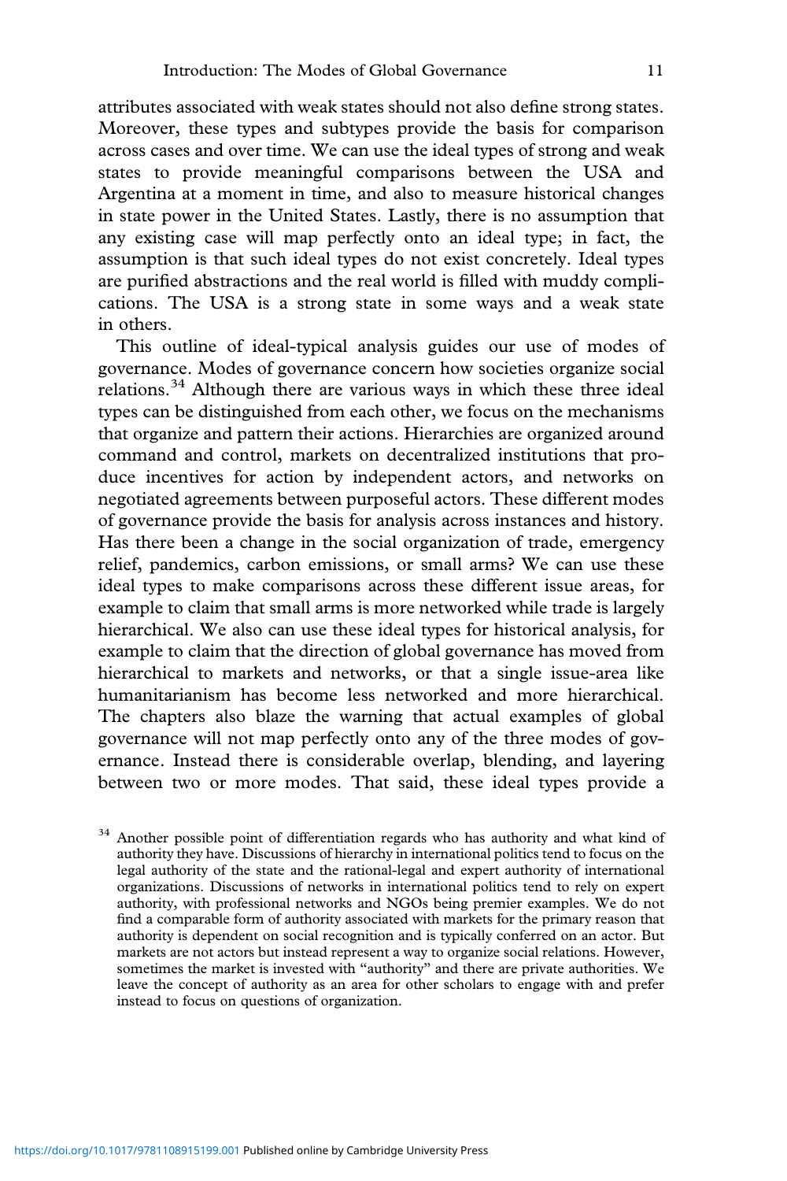attributes associated with weak states should not also define strong states. Moreover, these types and subtypes provide the basis for comparison across cases and over time. We can use the ideal types of strong and weak states to provide meaningful comparisons between the USA and Argentina at a moment in time, and also to measure historical changes in state power in the United States. Lastly, there is no assumption that any existing case will map perfectly onto an ideal type; in fact, the assumption is that such ideal types do not exist concretely. Ideal types are purified abstractions and the real world is filled with muddy complications. The USA is a strong state in some ways and a weak state in others.

This outline of ideal-typical analysis guides our use of modes of governance. Modes of governance concern how societies organize social relations.[34] Although there are various ways in which these three ideal types can be distinguished from each other, we focus on the mechanisms that organize and pattern their actions. Hierarchies are organized around command and control, markets on decentralized institutions that produce incentives for action by independent actors, and networks on negotiated agreements between purposeful actors. These different modes of governance provide the basis for analysis across instances and history. Has there been a change in the social organization of trade, emergency relief, pandemics, carbon emissions, or small arms? We can use these ideal types to make comparisons across these different issue areas, for example to claim that small arms is more networked while trade is largely hierarchical. We also can use these ideal types for historical analysis, for example to claim that the direction of global governance has moved from hierarchical to markets and networks, or that a single issue-area like humanitarianism has become less networked and more hierarchical. The chapters also blaze the warning that actual examples of global governance will not map perfectly onto any of the three modes of governance. Instead there is considerable overlap, blending, and layering between two or more modes. That said, these ideal types provide a

[34] Another possible point of differentiation regards who has authority and what kind of authority they have. Discussions of hierarchy in international politics tend to focus on the legal authority of the state and the rational-legal and expert authority of international organizations. Discussions of networks in international politics tend to rely on expert authority, with professional networks and NGOs being premier examples. We do not find a comparable form of authority associated with markets for the primary reason that authority is dependent on social recognition and is typically conferred on an actor. But markets are not actors but instead represent a way to organize social relations. However, sometimes the market is invested with "authority" and there are private authorities. We leave the concept of authority as an area for other scholars to engage with and prefer instead to focus on questions of organization.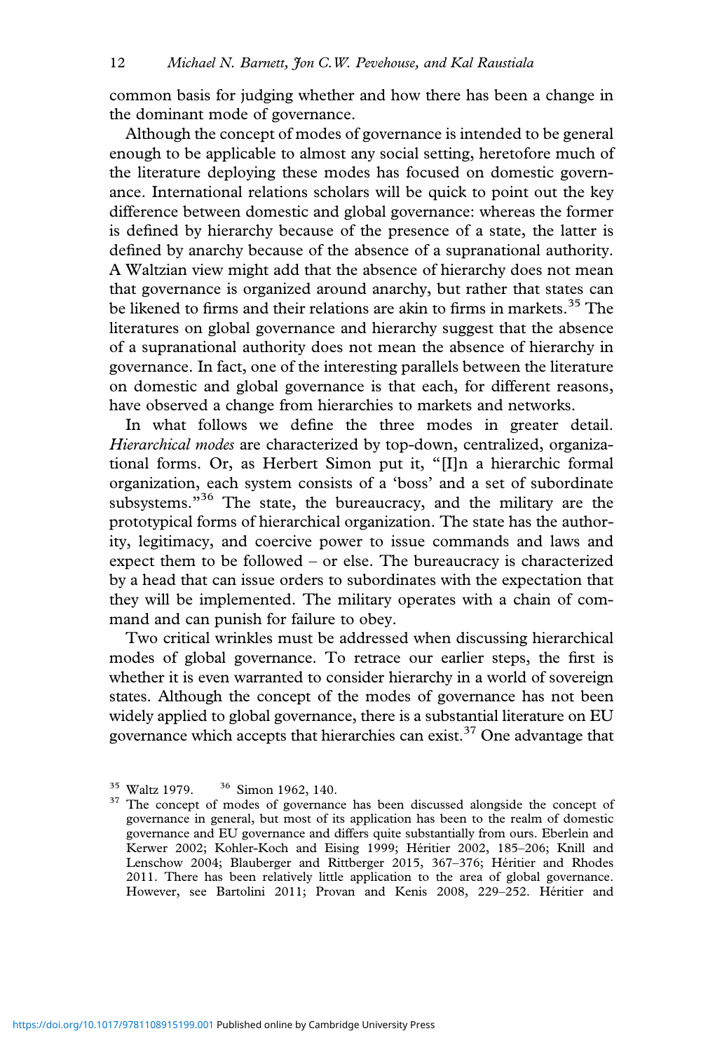common basis for judging whether and how there has been a change in the dominant mode of governance.

Although the concept of modes of governance is intended to be general enough to be applicable to almost any social setting, heretofore much of the literature deploying these modes has focused on domestic governance. International relations scholars will be quick to point out the key difference between domestic and global governance: whereas the former is defined by hierarchy because of the presence of a state, the latter is defined by anarchy because of the absence of a supranational authority. A Waltzian view might add that the absence of hierarchy does not mean that governance is organized around anarchy, but rather that states can be likened to firms and their relations are akin to firms in markets.[35] The literatures on global governance and hierarchy suggest that the absence of a supranational authority does not mean the absence of hierarchy in governance. In fact, one of the interesting parallels between the literature on domestic and global governance is that each, for different reasons, have observed a change from hierarchies to markets and networks.

In what follows we define the three modes in greater detail. *Hierarchical modes* are characterized by top-down, centralized, organizational forms. Or, as Herbert Simon put it, "[I]n a hierarchic formal organization, each system consists of a 'boss' and a set of subordinate subsystems."[36] The state, the bureaucracy, and the military are the prototypical forms of hierarchical organization. The state has the authority, legitimacy, and coercive power to issue commands and laws and expect them to be followed – or else. The bureaucracy is characterized by a head that can issue orders to subordinates with the expectation that they will be implemented. The military operates with a chain of command and can punish for failure to obey.

Two critical wrinkles must be addressed when discussing hierarchical modes of global governance. To retrace our earlier steps, the first is whether it is even warranted to consider hierarchy in a world of sovereign states. Although the concept of the modes of governance has not been widely applied to global governance, there is a substantial literature on EU governance which accepts that hierarchies can exist.[37] One advantage that

[35] Waltz 1979. [36] Simon 1962, 140.

[37] The concept of modes of governance has been discussed alongside the concept of governance in general, but most of its application has been to the realm of domestic governance and EU governance and differs quite substantially from ours. Eberlein and Kerwer 2002; Kohler-Koch and Eising 1999; Héritier 2002, 185–206; Knill and Lenschow 2004; Blauberger and Rittberger 2015, 367–376; Héritier and Rhodes 2011. There has been relatively little application to the area of global governance. However, see Bartolini 2011; Provan and Kenis 2008, 229–252. Héritier and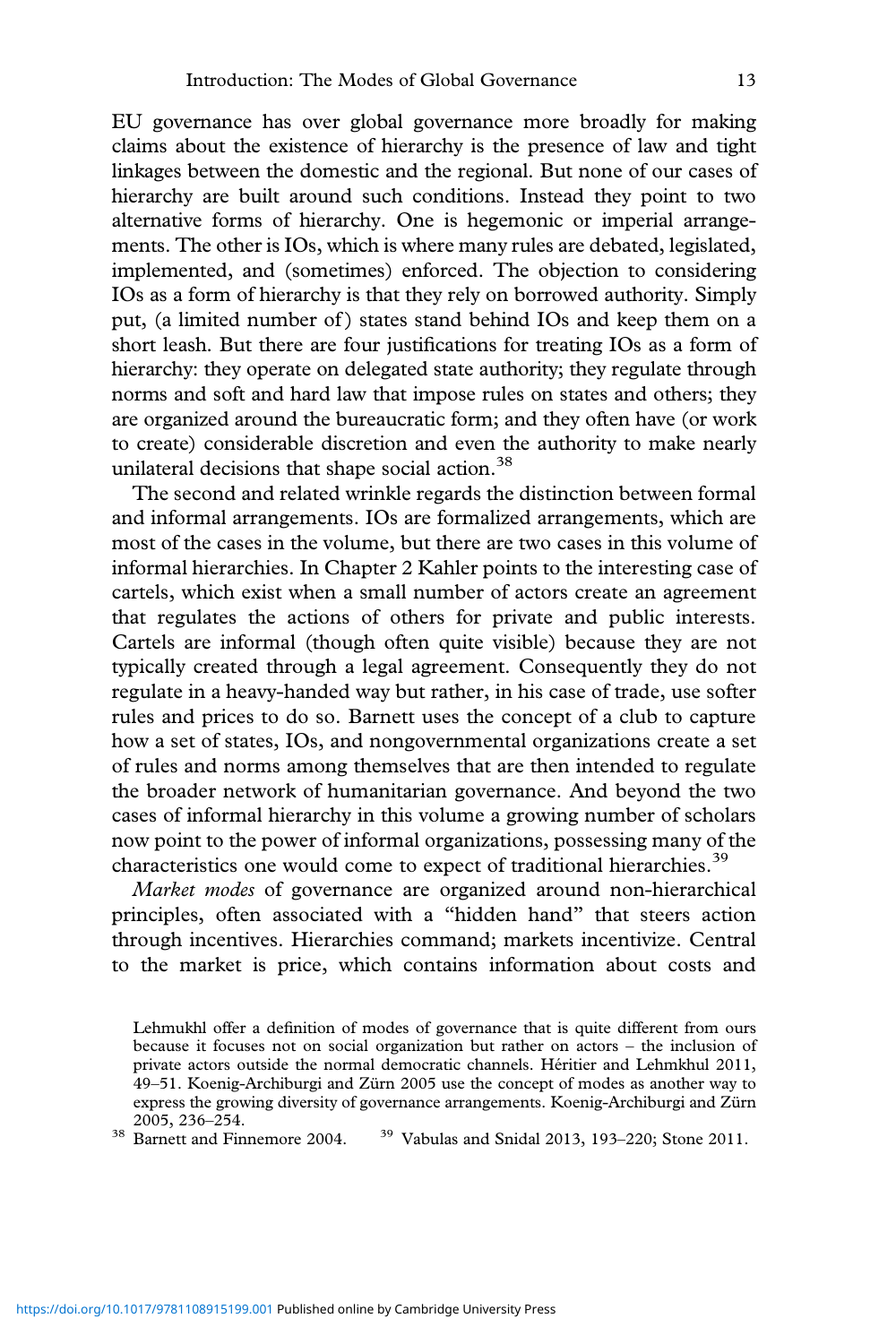EU governance has over global governance more broadly for making claims about the existence of hierarchy is the presence of law and tight linkages between the domestic and the regional. But none of our cases of hierarchy are built around such conditions. Instead they point to two alternative forms of hierarchy. One is hegemonic or imperial arrangements. The other is IOs, which is where many rules are debated, legislated, implemented, and (sometimes) enforced. The objection to considering IOs as a form of hierarchy is that they rely on borrowed authority. Simply put, (a limited number of) states stand behind IOs and keep them on a short leash. But there are four justifications for treating IOs as a form of hierarchy: they operate on delegated state authority; they regulate through norms and soft and hard law that impose rules on states and others; they are organized around the bureaucratic form; and they often have (or work to create) considerable discretion and even the authority to make nearly unilateral decisions that shape social action.[38]

The second and related wrinkle regards the distinction between formal and informal arrangements. IOs are formalized arrangements, which are most of the cases in the volume, but there are two cases in this volume of informal hierarchies. In Chapter 2 Kahler points to the interesting case of cartels, which exist when a small number of actors create an agreement that regulates the actions of others for private and public interests. Cartels are informal (though often quite visible) because they are not typically created through a legal agreement. Consequently they do not regulate in a heavy-handed way but rather, in his case of trade, use softer rules and prices to do so. Barnett uses the concept of a club to capture how a set of states, IOs, and nongovernmental organizations create a set of rules and norms among themselves that are then intended to regulate the broader network of humanitarian governance. And beyond the two cases of informal hierarchy in this volume a growing number of scholars now point to the power of informal organizations, possessing many of the characteristics one would come to expect of traditional hierarchies.[39]

*Market modes* of governance are organized around non-hierarchical principles, often associated with a "hidden hand" that steers action through incentives. Hierarchies command; markets incentivize. Central to the market is price, which contains information about costs and

---

Lehmukhl offer a definition of modes of governance that is quite different from ours because it focuses not on social organization but rather on actors – the inclusion of private actors outside the normal democratic channels. Héritier and Lehmkhul 2011, 49–51. Koenig-Archiburgi and Zürn 2005 use the concept of modes as another way to express the growing diversity of governance arrangements. Koenig-Archiburgi and Zürn 2005, 236–254.

[38] Barnett and Finnemore 2004.

[39] Vabulas and Snidal 2013, 193–220; Stone 2011.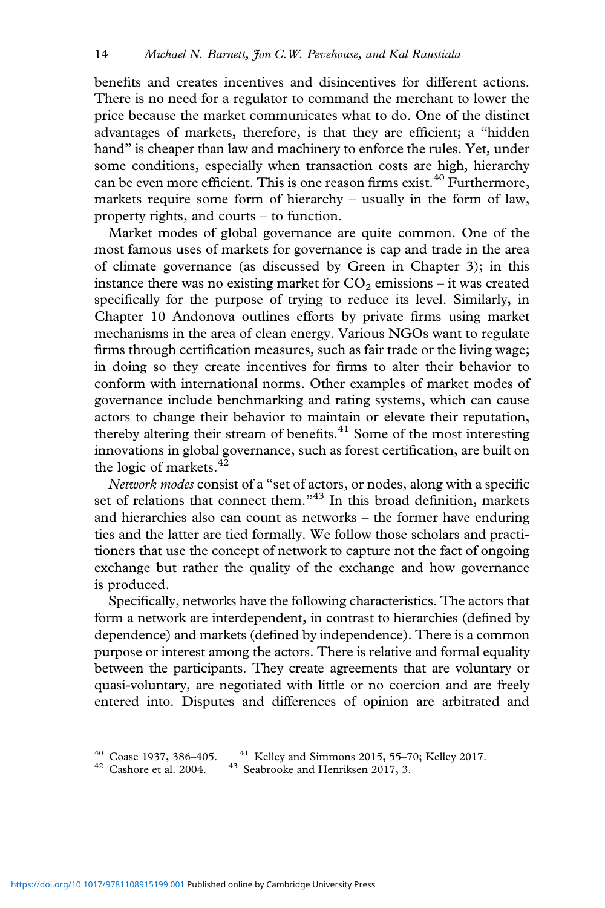benefits and creates incentives and disincentives for different actions. There is no need for a regulator to command the merchant to lower the price because the market communicates what to do. One of the distinct advantages of markets, therefore, is that they are efficient; a "hidden hand" is cheaper than law and machinery to enforce the rules. Yet, under some conditions, especially when transaction costs are high, hierarchy can be even more efficient. This is one reason firms exist.[40] Furthermore, markets require some form of hierarchy – usually in the form of law, property rights, and courts – to function.

Market modes of global governance are quite common. One of the most famous uses of markets for governance is cap and trade in the area of climate governance (as discussed by Green in Chapter 3); in this instance there was no existing market for $CO_2$ emissions – it was created specifically for the purpose of trying to reduce its level. Similarly, in Chapter 10 Andonova outlines efforts by private firms using market mechanisms in the area of clean energy. Various NGOs want to regulate firms through certification measures, such as fair trade or the living wage; in doing so they create incentives for firms to alter their behavior to conform with international norms. Other examples of market modes of governance include benchmarking and rating systems, which can cause actors to change their behavior to maintain or elevate their reputation, thereby altering their stream of benefits.[41] Some of the most interesting innovations in global governance, such as forest certification, are built on the logic of markets.[42]

*Network modes* consist of a "set of actors, or nodes, along with a specific set of relations that connect them."[43] In this broad definition, markets and hierarchies also can count as networks – the former have enduring ties and the latter are tied formally. We follow those scholars and practitioners that use the concept of network to capture not the fact of ongoing exchange but rather the quality of the exchange and how governance is produced.

Specifically, networks have the following characteristics. The actors that form a network are interdependent, in contrast to hierarchies (defined by dependence) and markets (defined by independence). There is a common purpose or interest among the actors. There is relative and formal equality between the participants. They create agreements that are voluntary or quasi-voluntary, are negotiated with little or no coercion and are freely entered into. Disputes and differences of opinion are arbitrated and

[40] Coase 1937, 386–405.
[41] Kelley and Simmons 2015, 55–70; Kelley 2017.
[42] Cashore et al. 2004.
[43] Seabrooke and Henriksen 2017, 3.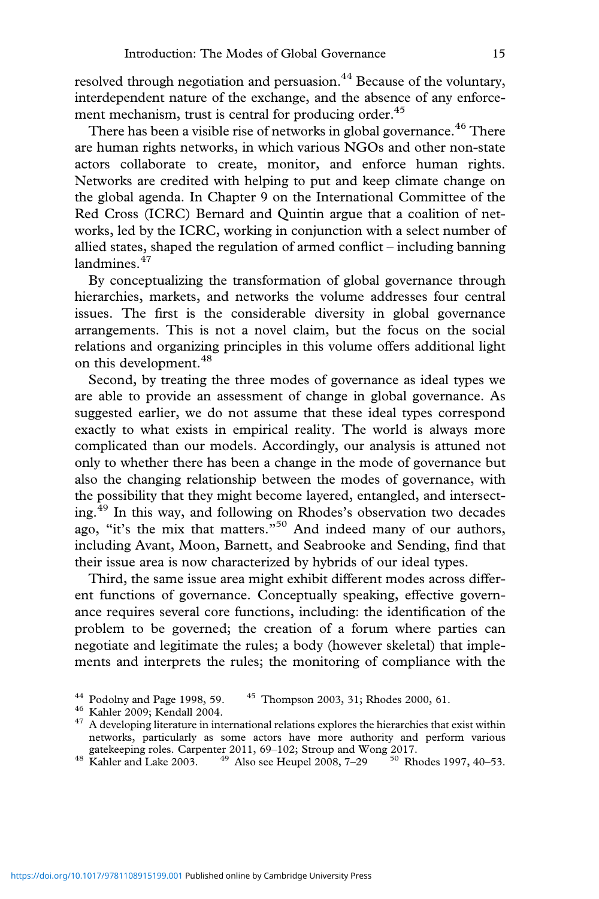resolved through negotiation and persuasion.[44] Because of the voluntary, interdependent nature of the exchange, and the absence of any enforcement mechanism, trust is central for producing order.[45]

There has been a visible rise of networks in global governance.[46] There are human rights networks, in which various NGOs and other non-state actors collaborate to create, monitor, and enforce human rights. Networks are credited with helping to put and keep climate change on the global agenda. In Chapter 9 on the International Committee of the Red Cross (ICRC) Bernard and Quintin argue that a coalition of networks, led by the ICRC, working in conjunction with a select number of allied states, shaped the regulation of armed conflict – including banning landmines.[47]

By conceptualizing the transformation of global governance through hierarchies, markets, and networks the volume addresses four central issues. The first is the considerable diversity in global governance arrangements. This is not a novel claim, but the focus on the social relations and organizing principles in this volume offers additional light on this development.[48]

Second, by treating the three modes of governance as ideal types we are able to provide an assessment of change in global governance. As suggested earlier, we do not assume that these ideal types correspond exactly to what exists in empirical reality. The world is always more complicated than our models. Accordingly, our analysis is attuned not only to whether there has been a change in the mode of governance but also the changing relationship between the modes of governance, with the possibility that they might become layered, entangled, and intersecting.[49] In this way, and following on Rhodes's observation two decades ago, "it's the mix that matters."[50] And indeed many of our authors, including Avant, Moon, Barnett, and Seabrooke and Sending, find that their issue area is now characterized by hybrids of our ideal types.

Third, the same issue area might exhibit different modes across different functions of governance. Conceptually speaking, effective governance requires several core functions, including: the identification of the problem to be governed; the creation of a forum where parties can negotiate and legitimate the rules; a body (however skeletal) that implements and interprets the rules; the monitoring of compliance with the

---

[44] Podolny and Page 1998, 59.
[45] Thompson 2003, 31; Rhodes 2000, 61.
[46] Kahler 2009; Kendall 2004.
[47] A developing literature in international relations explores the hierarchies that exist within networks, particularly as some actors have more authority and perform various gatekeeping roles. Carpenter 2011, 69–102; Stroup and Wong 2017.
[48] Kahler and Lake 2003.
[49] Also see Heupel 2008, 7–29
[50] Rhodes 1997, 40–53.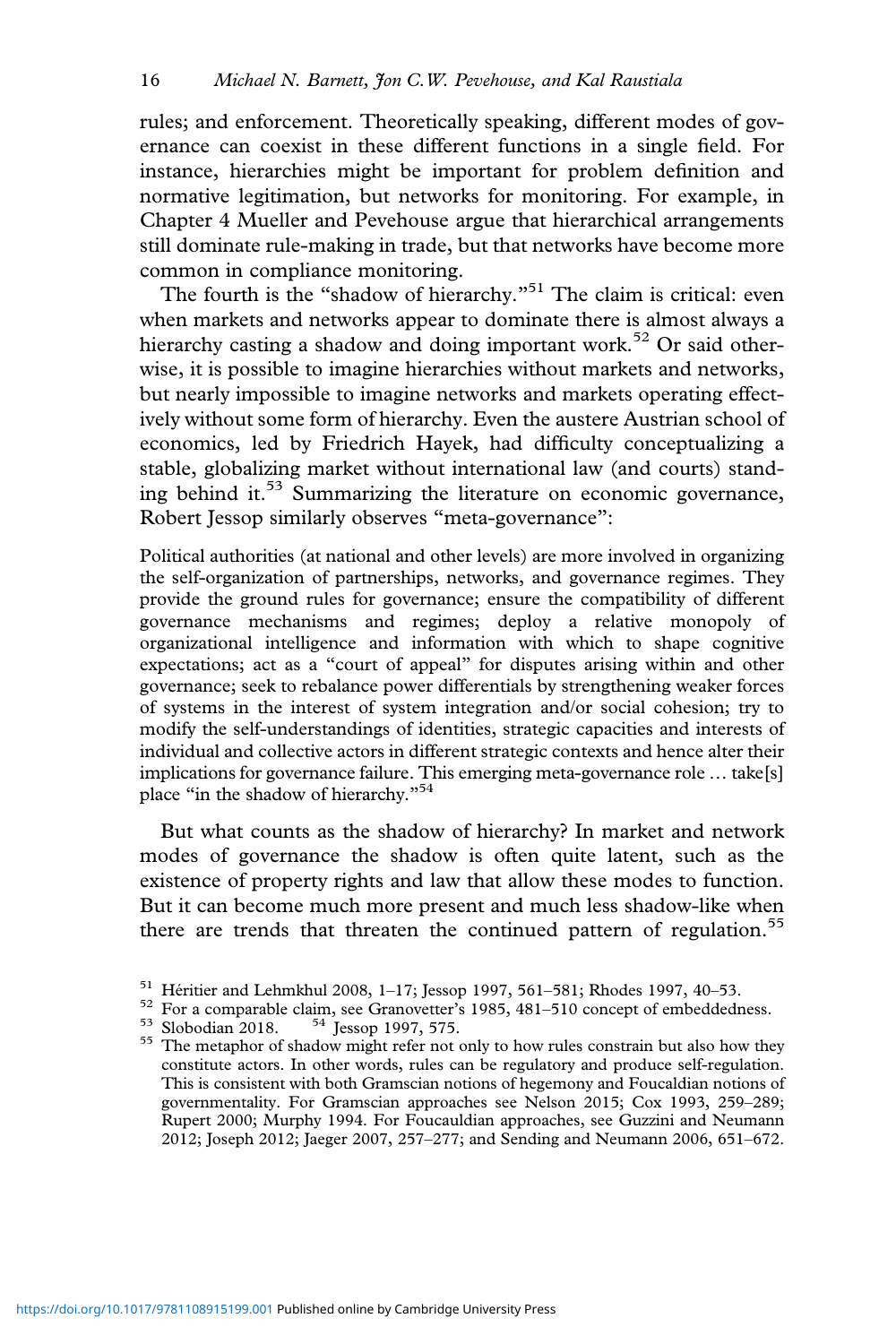rules; and enforcement. Theoretically speaking, different modes of governance can coexist in these different functions in a single field. For instance, hierarchies might be important for problem definition and normative legitimation, but networks for monitoring. For example, in Chapter 4 Mueller and Pevehouse argue that hierarchical arrangements still dominate rule-making in trade, but that networks have become more common in compliance monitoring.

The fourth is the "shadow of hierarchy."[51] The claim is critical: even when markets and networks appear to dominate there is almost always a hierarchy casting a shadow and doing important work.[52] Or said otherwise, it is possible to imagine hierarchies without markets and networks, but nearly impossible to imagine networks and markets operating effectively without some form of hierarchy. Even the austere Austrian school of economics, led by Friedrich Hayek, had difficulty conceptualizing a stable, globalizing market without international law (and courts) standing behind it.[53] Summarizing the literature on economic governance, Robert Jessop similarly observes "meta-governance":

> Political authorities (at national and other levels) are more involved in organizing the self-organization of partnerships, networks, and governance regimes. They provide the ground rules for governance; ensure the compatibility of different governance mechanisms and regimes; deploy a relative monopoly of organizational intelligence and information with which to shape cognitive expectations; act as a "court of appeal" for disputes arising within and other governance; seek to rebalance power differentials by strengthening weaker forces of systems in the interest of system integration and/or social cohesion; try to modify the self-understandings of identities, strategic capacities and interests of individual and collective actors in different strategic contexts and hence alter their implications for governance failure. This emerging meta-governance role … take[s] place "in the shadow of hierarchy."[54]

But what counts as the shadow of hierarchy? In market and network modes of governance the shadow is often quite latent, such as the existence of property rights and law that allow these modes to function. But it can become much more present and much less shadow-like when there are trends that threaten the continued pattern of regulation.[55]

---

[51] Héritier and Lehmkhul 2008, 1–17; Jessop 1997, 561–581; Rhodes 1997, 40–53.

[52] For a comparable claim, see Granovetter's 1985, 481–510 concept of embeddedness.

[53] Slobodian 2018.

[54] Jessop 1997, 575.

[55] The metaphor of shadow might refer not only to how rules constrain but also how they constitute actors. In other words, rules can be regulatory and produce self-regulation. This is consistent with both Gramscian notions of hegemony and Foucaldian notions of governmentality. For Gramscian approaches see Nelson 2015; Cox 1993, 259–289; Rupert 2000; Murphy 1994. For Foucauldian approaches, see Guzzini and Neumann 2012; Joseph 2012; Jaeger 2007, 257–277; and Sending and Neumann 2006, 651–672.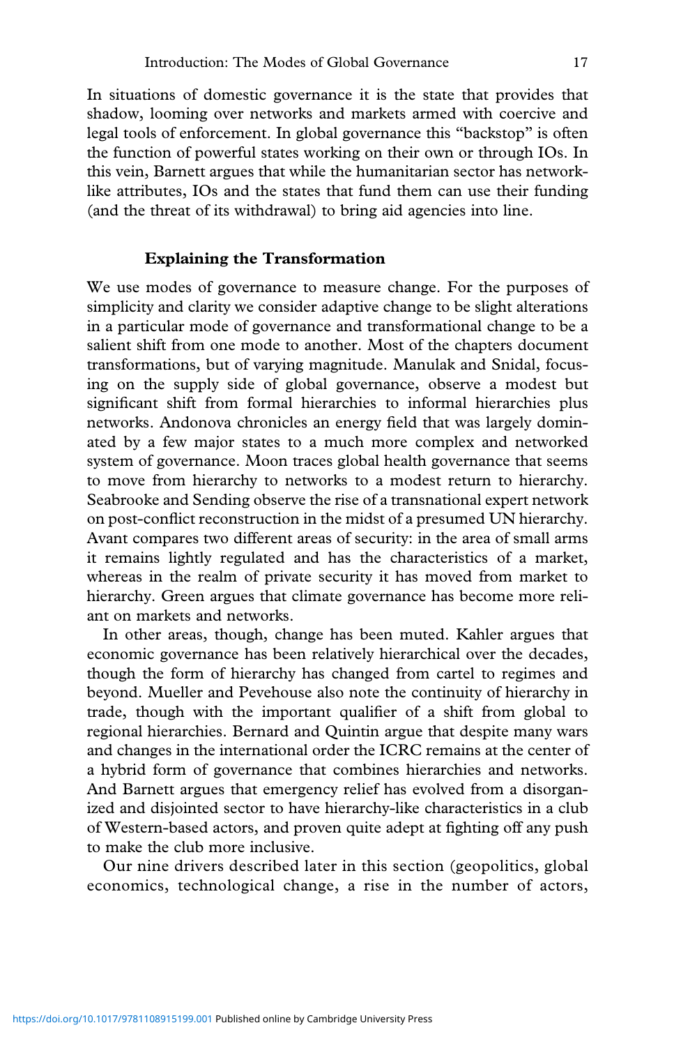In situations of domestic governance it is the state that provides that shadow, looming over networks and markets armed with coercive and legal tools of enforcement. In global governance this "backstop" is often the function of powerful states working on their own or through IOs. In this vein, Barnett argues that while the humanitarian sector has network-like attributes, IOs and the states that fund them can use their funding (and the threat of its withdrawal) to bring aid agencies into line.

## Explaining the Transformation

We use modes of governance to measure change. For the purposes of simplicity and clarity we consider adaptive change to be slight alterations in a particular mode of governance and transformational change to be a salient shift from one mode to another. Most of the chapters document transformations, but of varying magnitude. Manulak and Snidal, focusing on the supply side of global governance, observe a modest but significant shift from formal hierarchies to informal hierarchies plus networks. Andonova chronicles an energy field that was largely dominated by a few major states to a much more complex and networked system of governance. Moon traces global health governance that seems to move from hierarchy to networks to a modest return to hierarchy. Seabrooke and Sending observe the rise of a transnational expert network on post-conflict reconstruction in the midst of a presumed UN hierarchy. Avant compares two different areas of security: in the area of small arms it remains lightly regulated and has the characteristics of a market, whereas in the realm of private security it has moved from market to hierarchy. Green argues that climate governance has become more reliant on markets and networks.

In other areas, though, change has been muted. Kahler argues that economic governance has been relatively hierarchical over the decades, though the form of hierarchy has changed from cartel to regimes and beyond. Mueller and Pevehouse also note the continuity of hierarchy in trade, though with the important qualifier of a shift from global to regional hierarchies. Bernard and Quintin argue that despite many wars and changes in the international order the ICRC remains at the center of a hybrid form of governance that combines hierarchies and networks. And Barnett argues that emergency relief has evolved from a disorganized and disjointed sector to have hierarchy-like characteristics in a club of Western-based actors, and proven quite adept at fighting off any push to make the club more inclusive.

Our nine drivers described later in this section (geopolitics, global economics, technological change, a rise in the number of actors,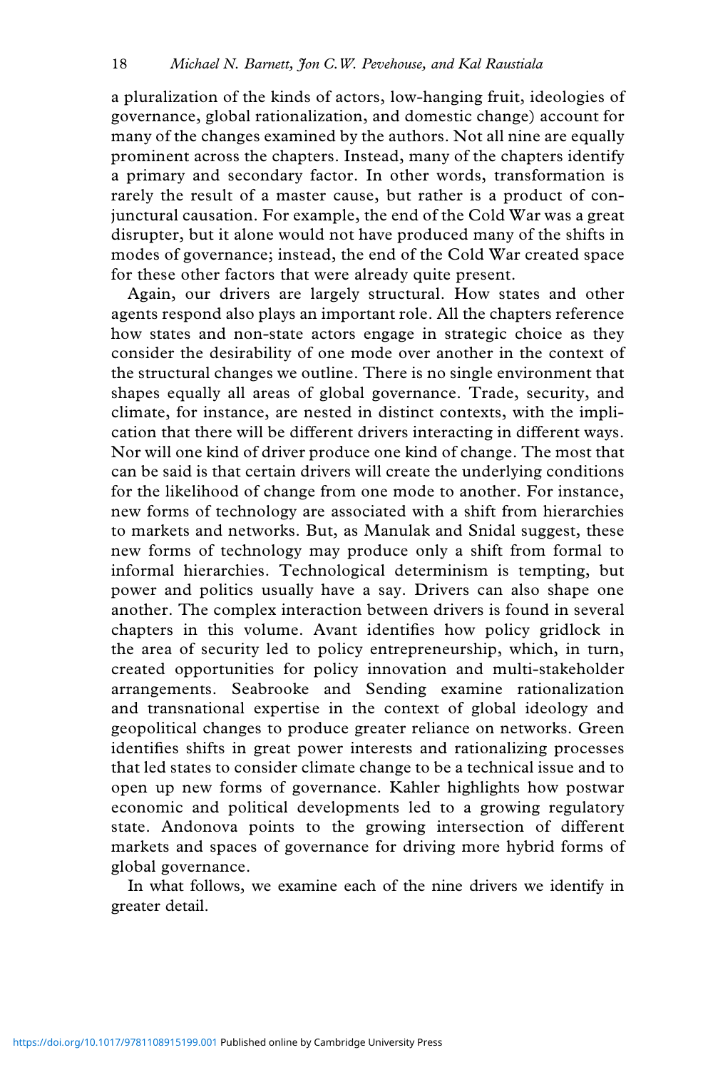a pluralization of the kinds of actors, low-hanging fruit, ideologies of governance, global rationalization, and domestic change) account for many of the changes examined by the authors. Not all nine are equally prominent across the chapters. Instead, many of the chapters identify a primary and secondary factor. In other words, transformation is rarely the result of a master cause, but rather is a product of conjunctural causation. For example, the end of the Cold War was a great disrupter, but it alone would not have produced many of the shifts in modes of governance; instead, the end of the Cold War created space for these other factors that were already quite present.

Again, our drivers are largely structural. How states and other agents respond also plays an important role. All the chapters reference how states and non-state actors engage in strategic choice as they consider the desirability of one mode over another in the context of the structural changes we outline. There is no single environment that shapes equally all areas of global governance. Trade, security, and climate, for instance, are nested in distinct contexts, with the implication that there will be different drivers interacting in different ways. Nor will one kind of driver produce one kind of change. The most that can be said is that certain drivers will create the underlying conditions for the likelihood of change from one mode to another. For instance, new forms of technology are associated with a shift from hierarchies to markets and networks. But, as Manulak and Snidal suggest, these new forms of technology may produce only a shift from formal to informal hierarchies. Technological determinism is tempting, but power and politics usually have a say. Drivers can also shape one another. The complex interaction between drivers is found in several chapters in this volume. Avant identifies how policy gridlock in the area of security led to policy entrepreneurship, which, in turn, created opportunities for policy innovation and multi-stakeholder arrangements. Seabrooke and Sending examine rationalization and transnational expertise in the context of global ideology and geopolitical changes to produce greater reliance on networks. Green identifies shifts in great power interests and rationalizing processes that led states to consider climate change to be a technical issue and to open up new forms of governance. Kahler highlights how postwar economic and political developments led to a growing regulatory state. Andonova points to the growing intersection of different markets and spaces of governance for driving more hybrid forms of global governance.

In what follows, we examine each of the nine drivers we identify in greater detail.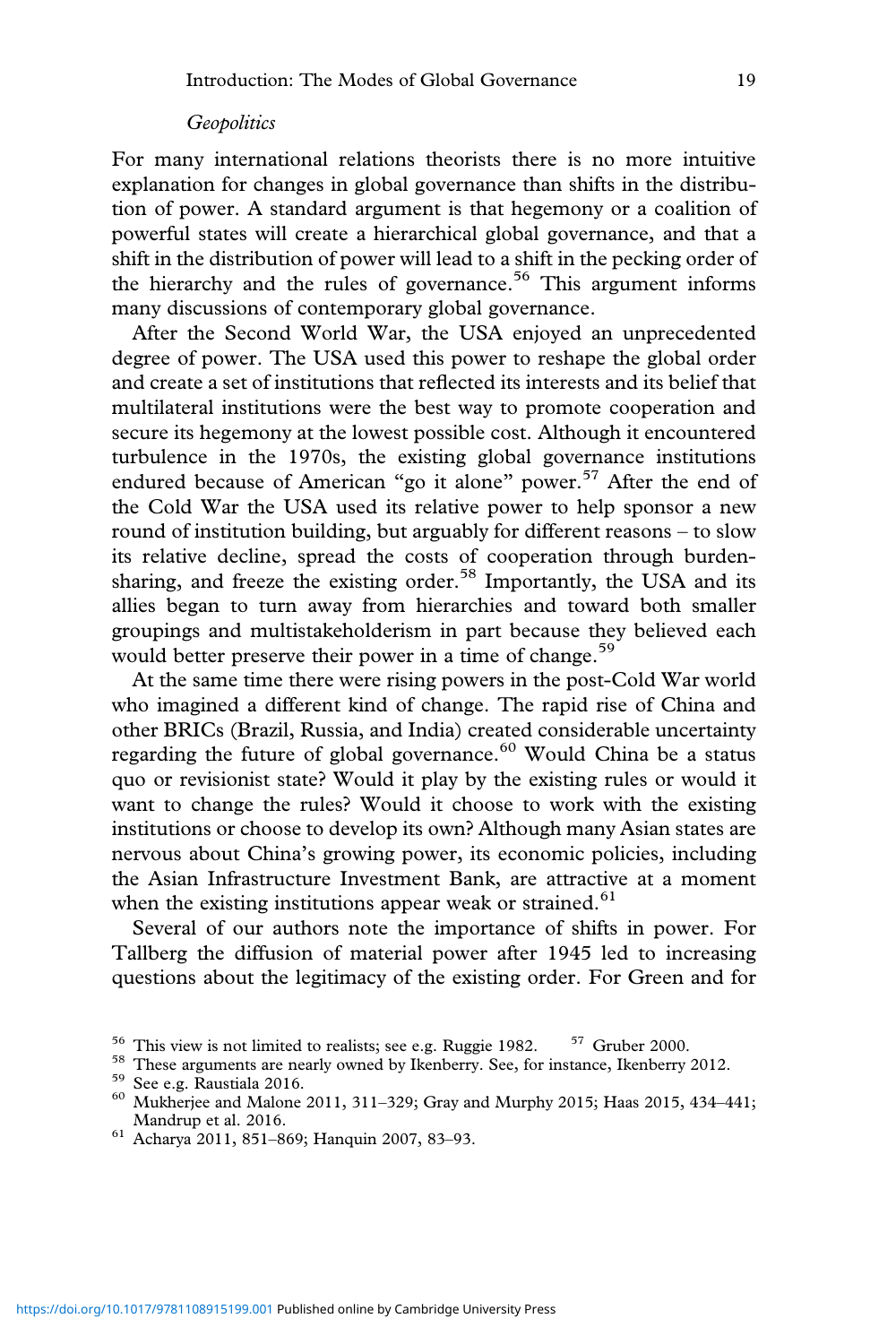*Geopolitics*

For many international relations theorists there is no more intuitive explanation for changes in global governance than shifts in the distribution of power. A standard argument is that hegemony or a coalition of powerful states will create a hierarchical global governance, and that a shift in the distribution of power will lead to a shift in the pecking order of the hierarchy and the rules of governance.[56] This argument informs many discussions of contemporary global governance.

After the Second World War, the USA enjoyed an unprecedented degree of power. The USA used this power to reshape the global order and create a set of institutions that reflected its interests and its belief that multilateral institutions were the best way to promote cooperation and secure its hegemony at the lowest possible cost. Although it encountered turbulence in the 1970s, the existing global governance institutions endured because of American "go it alone" power.[57] After the end of the Cold War the USA used its relative power to help sponsor a new round of institution building, but arguably for different reasons – to slow its relative decline, spread the costs of cooperation through burden-sharing, and freeze the existing order.[58] Importantly, the USA and its allies began to turn away from hierarchies and toward both smaller groupings and multistakeholderism in part because they believed each would better preserve their power in a time of change.[59]

At the same time there were rising powers in the post-Cold War world who imagined a different kind of change. The rapid rise of China and other BRICs (Brazil, Russia, and India) created considerable uncertainty regarding the future of global governance.[60] Would China be a status quo or revisionist state? Would it play by the existing rules or would it want to change the rules? Would it choose to work with the existing institutions or choose to develop its own? Although many Asian states are nervous about China's growing power, its economic policies, including the Asian Infrastructure Investment Bank, are attractive at a moment when the existing institutions appear weak or strained.[61]

Several of our authors note the importance of shifts in power. For Tallberg the diffusion of material power after 1945 led to increasing questions about the legitimacy of the existing order. For Green and for

---

[56] This view is not limited to realists; see e.g. Ruggie 1982.

[57] Gruber 2000.

[58] These arguments are nearly owned by Ikenberry. See, for instance, Ikenberry 2012.

[59] See e.g. Raustiala 2016.

[60] Mukherjee and Malone 2011, 311–329; Gray and Murphy 2015; Haas 2015, 434–441; Mandrup et al. 2016.

[61] Acharya 2011, 851–869; Hanquin 2007, 83–93.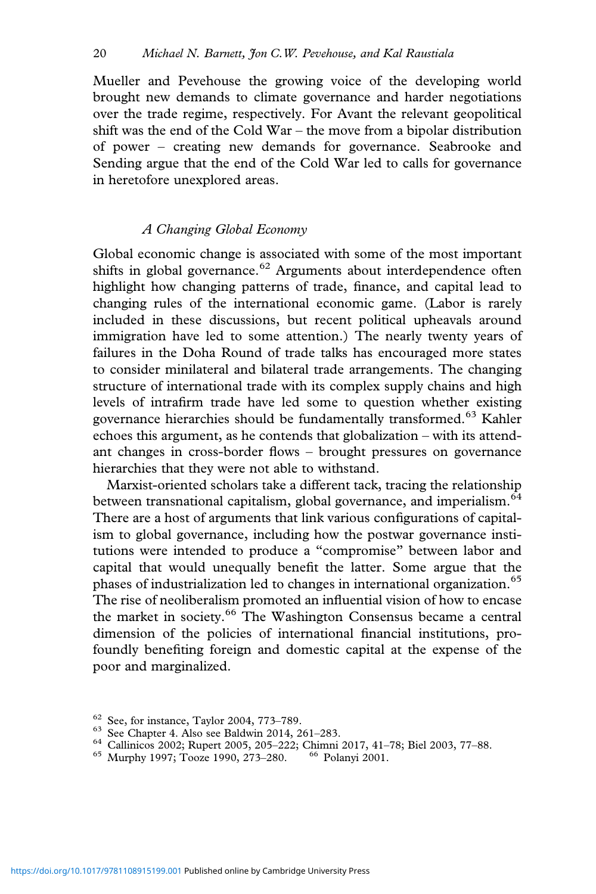Mueller and Pevehouse the growing voice of the developing world brought new demands to climate governance and harder negotiations over the trade regime, respectively. For Avant the relevant geopolitical shift was the end of the Cold War – the move from a bipolar distribution of power – creating new demands for governance. Seabrooke and Sending argue that the end of the Cold War led to calls for governance in heretofore unexplored areas.

### *A Changing Global Economy*

Global economic change is associated with some of the most important shifts in global governance.[62] Arguments about interdependence often highlight how changing patterns of trade, finance, and capital lead to changing rules of the international economic game. (Labor is rarely included in these discussions, but recent political upheavals around immigration have led to some attention.) The nearly twenty years of failures in the Doha Round of trade talks has encouraged more states to consider minilateral and bilateral trade arrangements. The changing structure of international trade with its complex supply chains and high levels of intrafirm trade have led some to question whether existing governance hierarchies should be fundamentally transformed.[63] Kahler echoes this argument, as he contends that globalization – with its attendant changes in cross-border flows – brought pressures on governance hierarchies that they were not able to withstand.

Marxist-oriented scholars take a different tack, tracing the relationship between transnational capitalism, global governance, and imperialism.[64] There are a host of arguments that link various configurations of capitalism to global governance, including how the postwar governance institutions were intended to produce a "compromise" between labor and capital that would unequally benefit the latter. Some argue that the phases of industrialization led to changes in international organization.[65] The rise of neoliberalism promoted an influential vision of how to encase the market in society.[66] The Washington Consensus became a central dimension of the policies of international financial institutions, profoundly benefiting foreign and domestic capital at the expense of the poor and marginalized.

---

[62] See, for instance, Taylor 2004, 773–789.

[63] See Chapter 4. Also see Baldwin 2014, 261–283.

[64] Callinicos 2002; Rupert 2005, 205–222; Chimni 2017, 41–78; Biel 2003, 77–88.

[65] Murphy 1997; Tooze 1990, 273–280.

[66] Polanyi 2001.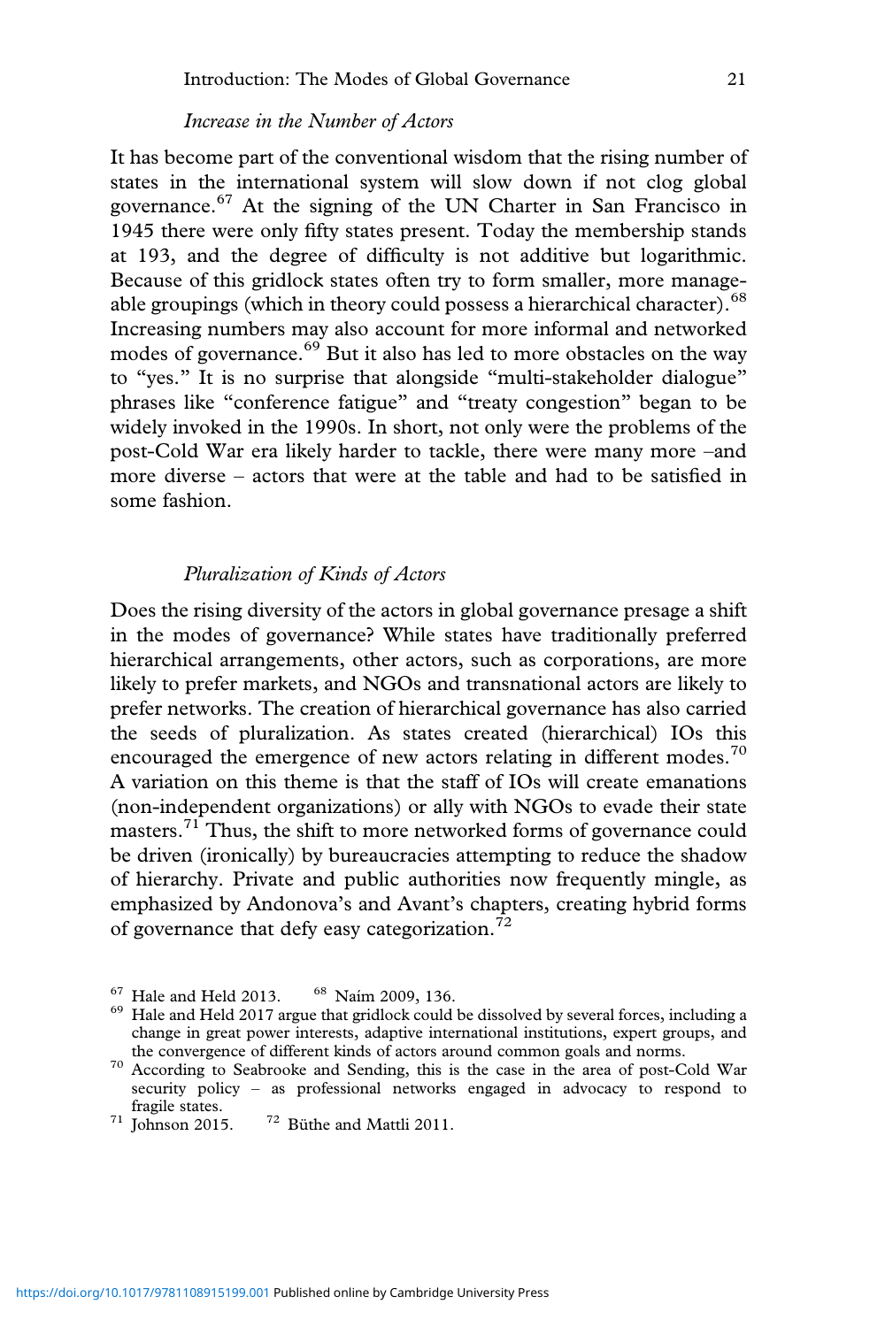*Increase in the Number of Actors*

It has become part of the conventional wisdom that the rising number of states in the international system will slow down if not clog global governance.[67] At the signing of the UN Charter in San Francisco in 1945 there were only fifty states present. Today the membership stands at 193, and the degree of difficulty is not additive but logarithmic. Because of this gridlock states often try to form smaller, more manageable groupings (which in theory could possess a hierarchical character).[68] Increasing numbers may also account for more informal and networked modes of governance.[69] But it also has led to more obstacles on the way to "yes." It is no surprise that alongside "multi-stakeholder dialogue" phrases like "conference fatigue" and "treaty congestion" began to be widely invoked in the 1990s. In short, not only were the problems of the post-Cold War era likely harder to tackle, there were many more –and more diverse – actors that were at the table and had to be satisfied in some fashion.

*Pluralization of Kinds of Actors*

Does the rising diversity of the actors in global governance presage a shift in the modes of governance? While states have traditionally preferred hierarchical arrangements, other actors, such as corporations, are more likely to prefer markets, and NGOs and transnational actors are likely to prefer networks. The creation of hierarchical governance has also carried the seeds of pluralization. As states created (hierarchical) IOs this encouraged the emergence of new actors relating in different modes.[70] A variation on this theme is that the staff of IOs will create emanations (non-independent organizations) or ally with NGOs to evade their state masters.[71] Thus, the shift to more networked forms of governance could be driven (ironically) by bureaucracies attempting to reduce the shadow of hierarchy. Private and public authorities now frequently mingle, as emphasized by Andonova's and Avant's chapters, creating hybrid forms of governance that defy easy categorization.[72]

[67] Hale and Held 2013.

[68] Naím 2009, 136.

[69] Hale and Held 2017 argue that gridlock could be dissolved by several forces, including a change in great power interests, adaptive international institutions, expert groups, and the convergence of different kinds of actors around common goals and norms.

[70] According to Seabrooke and Sending, this is the case in the area of post-Cold War security policy – as professional networks engaged in advocacy to respond to fragile states.

[71] Johnson 2015.

[72] Büthe and Mattli 2011.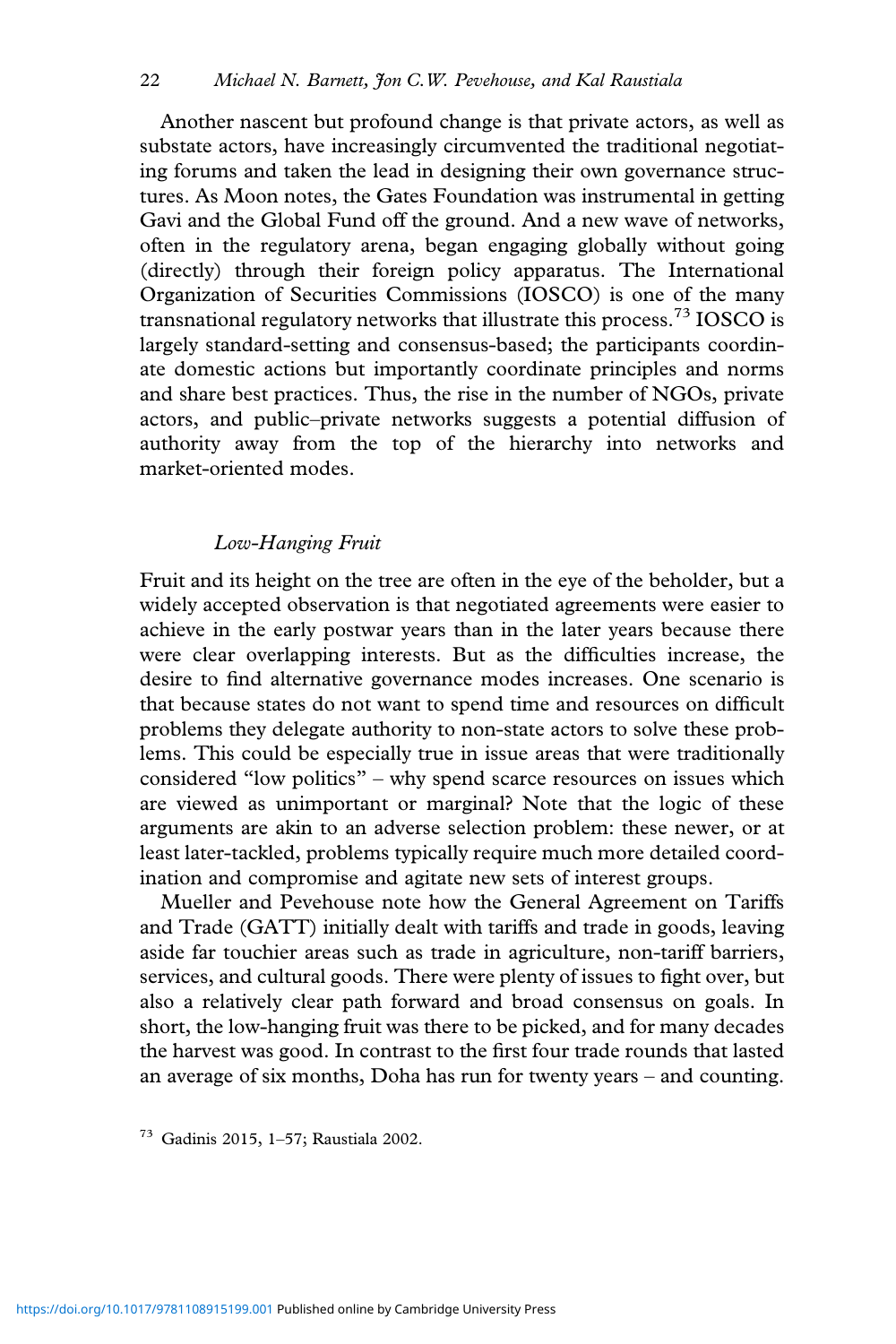Another nascent but profound change is that private actors, as well as substate actors, have increasingly circumvented the traditional negotiating forums and taken the lead in designing their own governance structures. As Moon notes, the Gates Foundation was instrumental in getting Gavi and the Global Fund off the ground. And a new wave of networks, often in the regulatory arena, began engaging globally without going (directly) through their foreign policy apparatus. The International Organization of Securities Commissions (IOSCO) is one of the many transnational regulatory networks that illustrate this process.[73] IOSCO is largely standard-setting and consensus-based; the participants coordinate domestic actions but importantly coordinate principles and norms and share best practices. Thus, the rise in the number of NGOs, private actors, and public–private networks suggests a potential diffusion of authority away from the top of the hierarchy into networks and market-oriented modes.

### *Low-Hanging Fruit*

Fruit and its height on the tree are often in the eye of the beholder, but a widely accepted observation is that negotiated agreements were easier to achieve in the early postwar years than in the later years because there were clear overlapping interests. But as the difficulties increase, the desire to find alternative governance modes increases. One scenario is that because states do not want to spend time and resources on difficult problems they delegate authority to non-state actors to solve these problems. This could be especially true in issue areas that were traditionally considered "low politics" – why spend scarce resources on issues which are viewed as unimportant or marginal? Note that the logic of these arguments are akin to an adverse selection problem: these newer, or at least later-tackled, problems typically require much more detailed coordination and compromise and agitate new sets of interest groups.

Mueller and Pevehouse note how the General Agreement on Tariffs and Trade (GATT) initially dealt with tariffs and trade in goods, leaving aside far touchier areas such as trade in agriculture, non-tariff barriers, services, and cultural goods. There were plenty of issues to fight over, but also a relatively clear path forward and broad consensus on goals. In short, the low-hanging fruit was there to be picked, and for many decades the harvest was good. In contrast to the first four trade rounds that lasted an average of six months, Doha has run for twenty years – and counting.

[73] Gadinis 2015, 1–57; Raustiala 2002.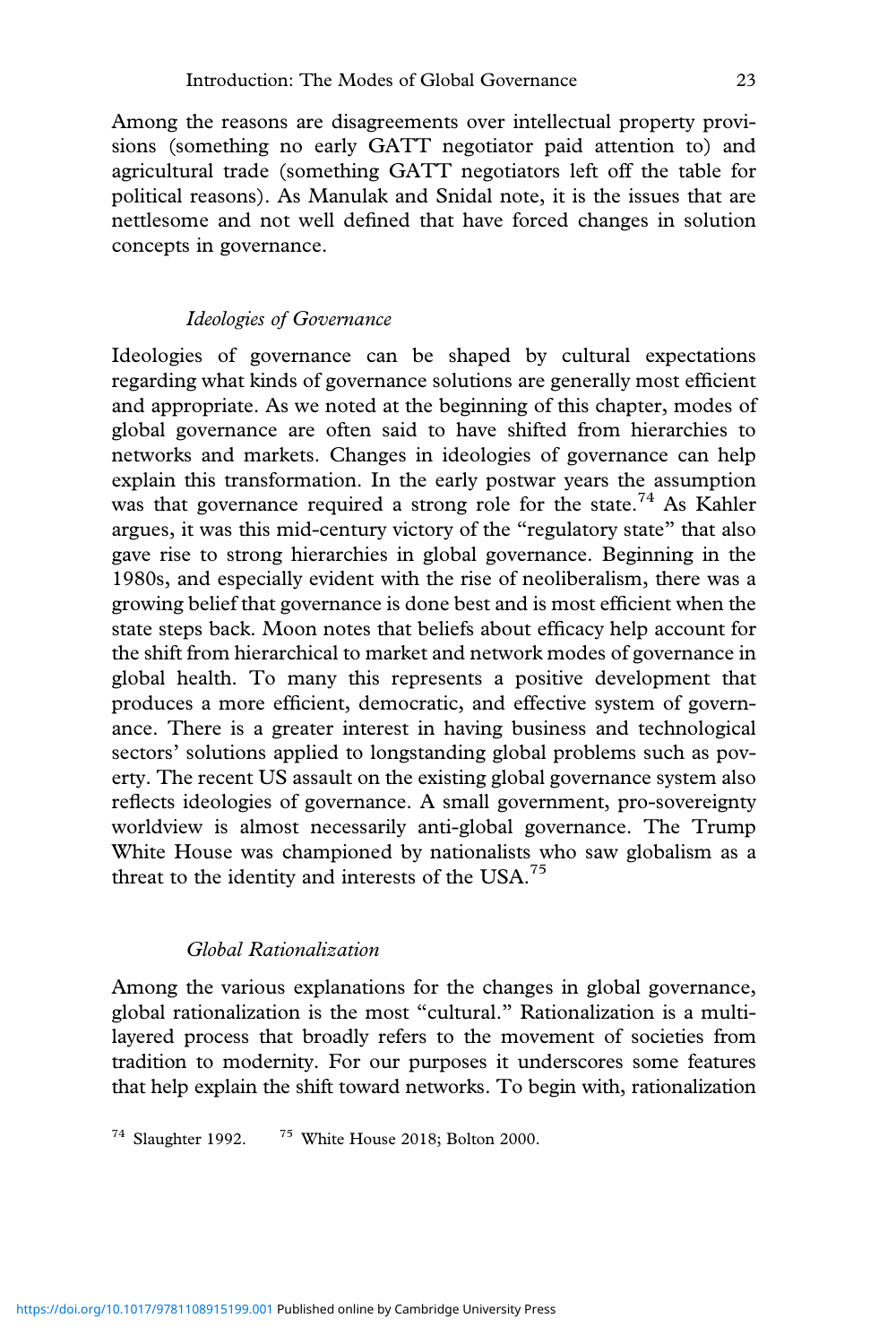Among the reasons are disagreements over intellectual property provisions (something no early GATT negotiator paid attention to) and agricultural trade (something GATT negotiators left off the table for political reasons). As Manulak and Snidal note, it is the issues that are nettlesome and not well defined that have forced changes in solution concepts in governance.

### *Ideologies of Governance*

Ideologies of governance can be shaped by cultural expectations regarding what kinds of governance solutions are generally most efficient and appropriate. As we noted at the beginning of this chapter, modes of global governance are often said to have shifted from hierarchies to networks and markets. Changes in ideologies of governance can help explain this transformation. In the early postwar years the assumption was that governance required a strong role for the state.[74] As Kahler argues, it was this mid-century victory of the "regulatory state" that also gave rise to strong hierarchies in global governance. Beginning in the 1980s, and especially evident with the rise of neoliberalism, there was a growing belief that governance is done best and is most efficient when the state steps back. Moon notes that beliefs about efficacy help account for the shift from hierarchical to market and network modes of governance in global health. To many this represents a positive development that produces a more efficient, democratic, and effective system of governance. There is a greater interest in having business and technological sectors' solutions applied to longstanding global problems such as poverty. The recent US assault on the existing global governance system also reflects ideologies of governance. A small government, pro-sovereignty worldview is almost necessarily anti-global governance. The Trump White House was championed by nationalists who saw globalism as a threat to the identity and interests of the USA.[75]

### *Global Rationalization*

Among the various explanations for the changes in global governance, global rationalization is the most "cultural." Rationalization is a multilayered process that broadly refers to the movement of societies from tradition to modernity. For our purposes it underscores some features that help explain the shift toward networks. To begin with, rationalization

[74] Slaughter 1992. [75] White House 2018; Bolton 2000.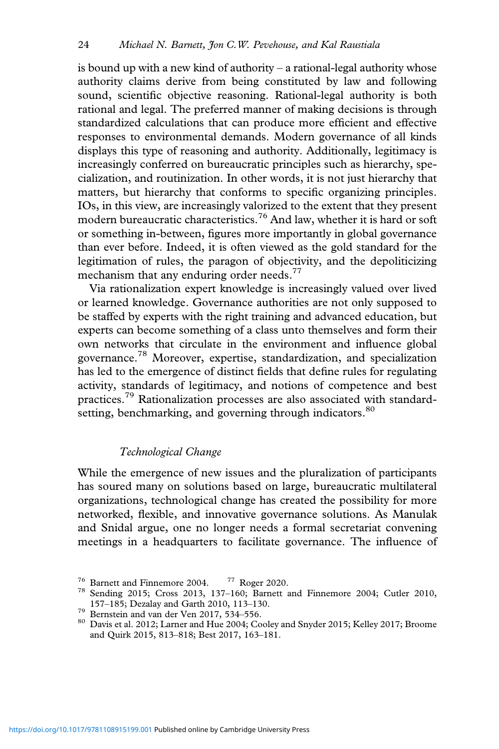is bound up with a new kind of authority – a rational-legal authority whose authority claims derive from being constituted by law and following sound, scientific objective reasoning. Rational-legal authority is both rational and legal. The preferred manner of making decisions is through standardized calculations that can produce more efficient and effective responses to environmental demands. Modern governance of all kinds displays this type of reasoning and authority. Additionally, legitimacy is increasingly conferred on bureaucratic principles such as hierarchy, specialization, and routinization. In other words, it is not just hierarchy that matters, but hierarchy that conforms to specific organizing principles. IOs, in this view, are increasingly valorized to the extent that they present modern bureaucratic characteristics.[76] And law, whether it is hard or soft or something in-between, figures more importantly in global governance than ever before. Indeed, it is often viewed as the gold standard for the legitimation of rules, the paragon of objectivity, and the depoliticizing mechanism that any enduring order needs.[77]

Via rationalization expert knowledge is increasingly valued over lived or learned knowledge. Governance authorities are not only supposed to be staffed by experts with the right training and advanced education, but experts can become something of a class unto themselves and form their own networks that circulate in the environment and influence global governance.[78] Moreover, expertise, standardization, and specialization has led to the emergence of distinct fields that define rules for regulating activity, standards of legitimacy, and notions of competence and best practices.[79] Rationalization processes are also associated with standard-setting, benchmarking, and governing through indicators.[80]

### *Technological Change*

While the emergence of new issues and the pluralization of participants has soured many on solutions based on large, bureaucratic multilateral organizations, technological change has created the possibility for more networked, flexible, and innovative governance solutions. As Manulak and Snidal argue, one no longer needs a formal secretariat convening meetings in a headquarters to facilitate governance. The influence of

[76] Barnett and Finnemore 2004. [77] Roger 2020.
[78] Sending 2015; Cross 2013, 137–160; Barnett and Finnemore 2004; Cutler 2010, 157–185; Dezalay and Garth 2010, 113–130.
[79] Bernstein and van der Ven 2017, 534–556.
[80] Davis et al. 2012; Larner and Hue 2004; Cooley and Snyder 2015; Kelley 2017; Broome and Quirk 2015, 813–818; Best 2017, 163–181.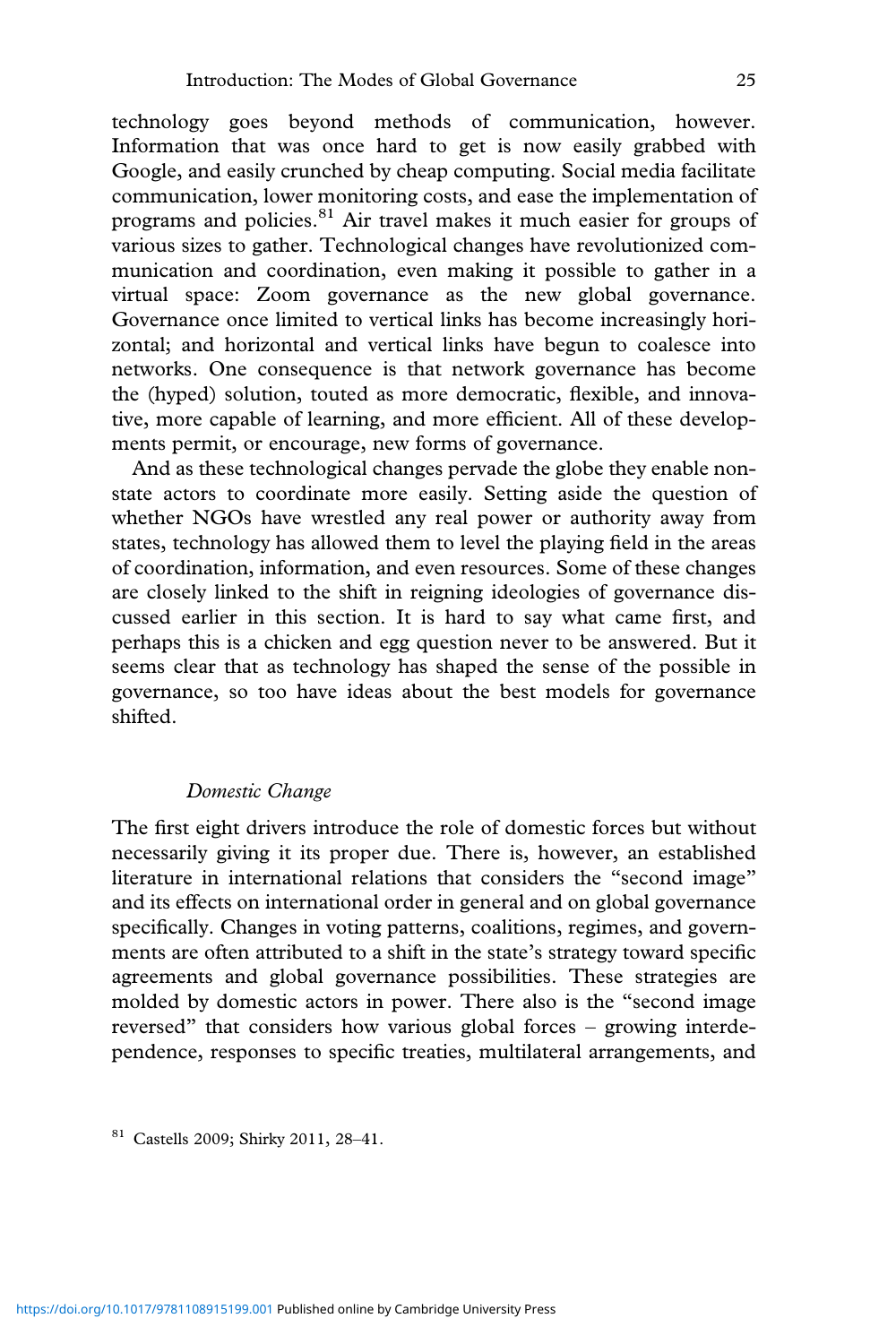technology goes beyond methods of communication, however. Information that was once hard to get is now easily grabbed with Google, and easily crunched by cheap computing. Social media facilitate communication, lower monitoring costs, and ease the implementation of programs and policies.[81] Air travel makes it much easier for groups of various sizes to gather. Technological changes have revolutionized communication and coordination, even making it possible to gather in a virtual space: Zoom governance as the new global governance. Governance once limited to vertical links has become increasingly horizontal; and horizontal and vertical links have begun to coalesce into networks. One consequence is that network governance has become the (hyped) solution, touted as more democratic, flexible, and innovative, more capable of learning, and more efficient. All of these developments permit, or encourage, new forms of governance.

And as these technological changes pervade the globe they enable non-state actors to coordinate more easily. Setting aside the question of whether NGOs have wrestled any real power or authority away from states, technology has allowed them to level the playing field in the areas of coordination, information, and even resources. Some of these changes are closely linked to the shift in reigning ideologies of governance discussed earlier in this section. It is hard to say what came first, and perhaps this is a chicken and egg question never to be answered. But it seems clear that as technology has shaped the sense of the possible in governance, so too have ideas about the best models for governance shifted.

### *Domestic Change*

The first eight drivers introduce the role of domestic forces but without necessarily giving it its proper due. There is, however, an established literature in international relations that considers the "second image" and its effects on international order in general and on global governance specifically. Changes in voting patterns, coalitions, regimes, and governments are often attributed to a shift in the state's strategy toward specific agreements and global governance possibilities. These strategies are molded by domestic actors in power. There also is the "second image reversed" that considers how various global forces – growing interdependence, responses to specific treaties, multilateral arrangements, and

[81] Castells 2009; Shirky 2011, 28–41.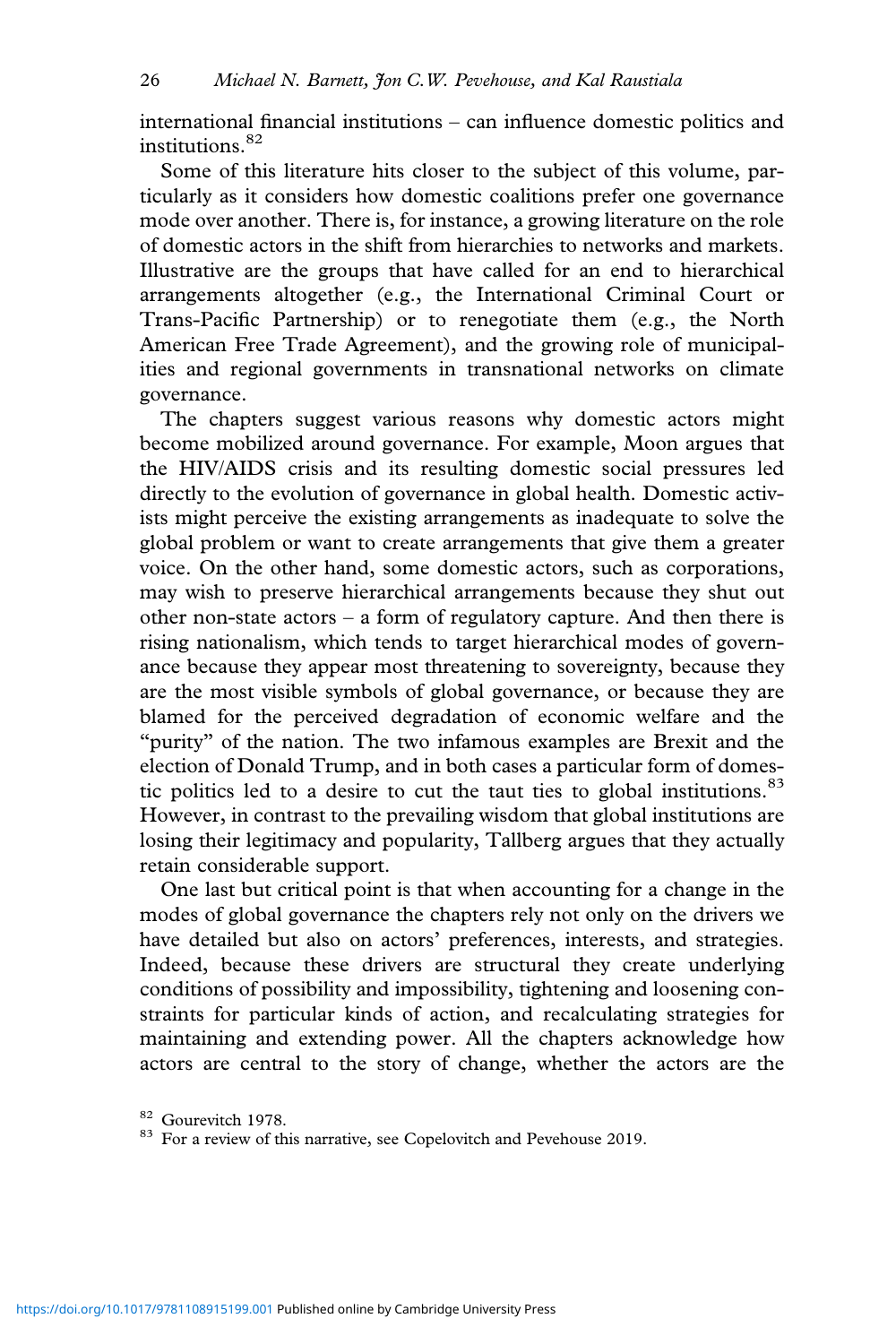international financial institutions – can influence domestic politics and institutions.[82]

Some of this literature hits closer to the subject of this volume, particularly as it considers how domestic coalitions prefer one governance mode over another. There is, for instance, a growing literature on the role of domestic actors in the shift from hierarchies to networks and markets. Illustrative are the groups that have called for an end to hierarchical arrangements altogether (e.g., the International Criminal Court or Trans-Pacific Partnership) or to renegotiate them (e.g., the North American Free Trade Agreement), and the growing role of municipalities and regional governments in transnational networks on climate governance.

The chapters suggest various reasons why domestic actors might become mobilized around governance. For example, Moon argues that the HIV/AIDS crisis and its resulting domestic social pressures led directly to the evolution of governance in global health. Domestic activists might perceive the existing arrangements as inadequate to solve the global problem or want to create arrangements that give them a greater voice. On the other hand, some domestic actors, such as corporations, may wish to preserve hierarchical arrangements because they shut out other non-state actors – a form of regulatory capture. And then there is rising nationalism, which tends to target hierarchical modes of governance because they appear most threatening to sovereignty, because they are the most visible symbols of global governance, or because they are blamed for the perceived degradation of economic welfare and the "purity" of the nation. The two infamous examples are Brexit and the election of Donald Trump, and in both cases a particular form of domestic politics led to a desire to cut the taut ties to global institutions.[83] However, in contrast to the prevailing wisdom that global institutions are losing their legitimacy and popularity, Tallberg argues that they actually retain considerable support.

One last but critical point is that when accounting for a change in the modes of global governance the chapters rely not only on the drivers we have detailed but also on actors' preferences, interests, and strategies. Indeed, because these drivers are structural they create underlying conditions of possibility and impossibility, tightening and loosening constraints for particular kinds of action, and recalculating strategies for maintaining and extending power. All the chapters acknowledge how actors are central to the story of change, whether the actors are the

[82] Gourevitch 1978.

[83] For a review of this narrative, see Copelovitch and Pevehouse 2019.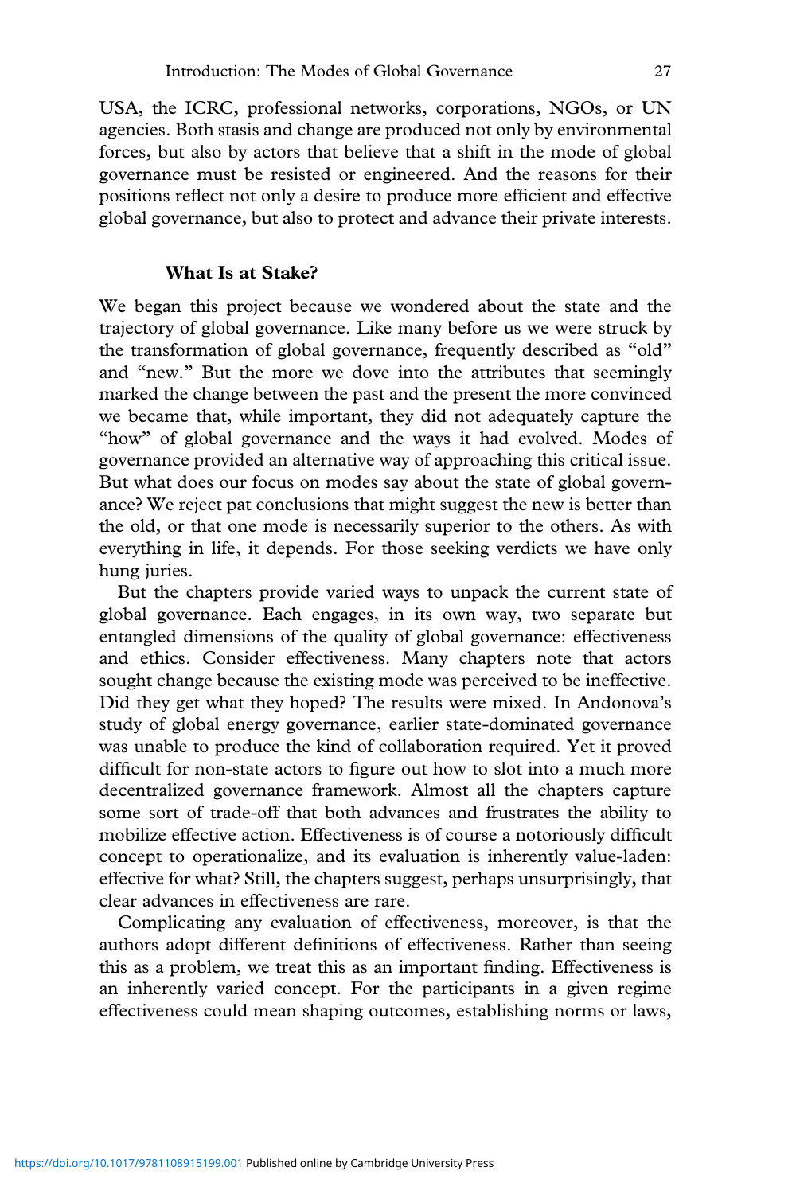USA, the ICRC, professional networks, corporations, NGOs, or UN agencies. Both stasis and change are produced not only by environmental forces, but also by actors that believe that a shift in the mode of global governance must be resisted or engineered. And the reasons for their positions reflect not only a desire to produce more efficient and effective global governance, but also to protect and advance their private interests.

### What Is at Stake?

We began this project because we wondered about the state and the trajectory of global governance. Like many before us we were struck by the transformation of global governance, frequently described as "old" and "new." But the more we dove into the attributes that seemingly marked the change between the past and the present the more convinced we became that, while important, they did not adequately capture the "how" of global governance and the ways it had evolved. Modes of governance provided an alternative way of approaching this critical issue. But what does our focus on modes say about the state of global governance? We reject pat conclusions that might suggest the new is better than the old, or that one mode is necessarily superior to the others. As with everything in life, it depends. For those seeking verdicts we have only hung juries.

But the chapters provide varied ways to unpack the current state of global governance. Each engages, in its own way, two separate but entangled dimensions of the quality of global governance: effectiveness and ethics. Consider effectiveness. Many chapters note that actors sought change because the existing mode was perceived to be ineffective. Did they get what they hoped? The results were mixed. In Andonova's study of global energy governance, earlier state-dominated governance was unable to produce the kind of collaboration required. Yet it proved difficult for non-state actors to figure out how to slot into a much more decentralized governance framework. Almost all the chapters capture some sort of trade-off that both advances and frustrates the ability to mobilize effective action. Effectiveness is of course a notoriously difficult concept to operationalize, and its evaluation is inherently value-laden: effective for what? Still, the chapters suggest, perhaps unsurprisingly, that clear advances in effectiveness are rare.

Complicating any evaluation of effectiveness, moreover, is that the authors adopt different definitions of effectiveness. Rather than seeing this as a problem, we treat this as an important finding. Effectiveness is an inherently varied concept. For the participants in a given regime effectiveness could mean shaping outcomes, establishing norms or laws,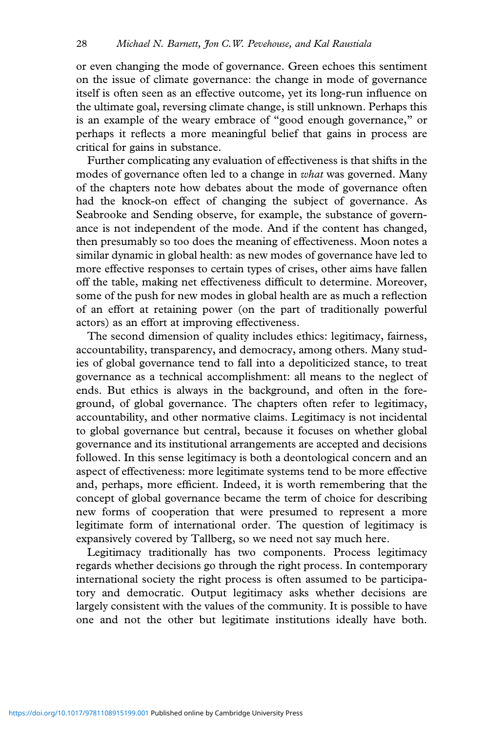or even changing the mode of governance. Green echoes this sentiment on the issue of climate governance: the change in mode of governance itself is often seen as an effective outcome, yet its long-run influence on the ultimate goal, reversing climate change, is still unknown. Perhaps this is an example of the weary embrace of "good enough governance," or perhaps it reflects a more meaningful belief that gains in process are critical for gains in substance.

Further complicating any evaluation of effectiveness is that shifts in the modes of governance often led to a change in *what* was governed. Many of the chapters note how debates about the mode of governance often had the knock-on effect of changing the subject of governance. As Seabrooke and Sending observe, for example, the substance of governance is not independent of the mode. And if the content has changed, then presumably so too does the meaning of effectiveness. Moon notes a similar dynamic in global health: as new modes of governance have led to more effective responses to certain types of crises, other aims have fallen off the table, making net effectiveness difficult to determine. Moreover, some of the push for new modes in global health are as much a reflection of an effort at retaining power (on the part of traditionally powerful actors) as an effort at improving effectiveness.

The second dimension of quality includes ethics: legitimacy, fairness, accountability, transparency, and democracy, among others. Many studies of global governance tend to fall into a depoliticized stance, to treat governance as a technical accomplishment: all means to the neglect of ends. But ethics is always in the background, and often in the foreground, of global governance. The chapters often refer to legitimacy, accountability, and other normative claims. Legitimacy is not incidental to global governance but central, because it focuses on whether global governance and its institutional arrangements are accepted and decisions followed. In this sense legitimacy is both a deontological concern and an aspect of effectiveness: more legitimate systems tend to be more effective and, perhaps, more efficient. Indeed, it is worth remembering that the concept of global governance became the term of choice for describing new forms of cooperation that were presumed to represent a more legitimate form of international order. The question of legitimacy is expansively covered by Tallberg, so we need not say much here.

Legitimacy traditionally has two components. Process legitimacy regards whether decisions go through the right process. In contemporary international society the right process is often assumed to be participatory and democratic. Output legitimacy asks whether decisions are largely consistent with the values of the community. It is possible to have one and not the other but legitimate institutions ideally have both.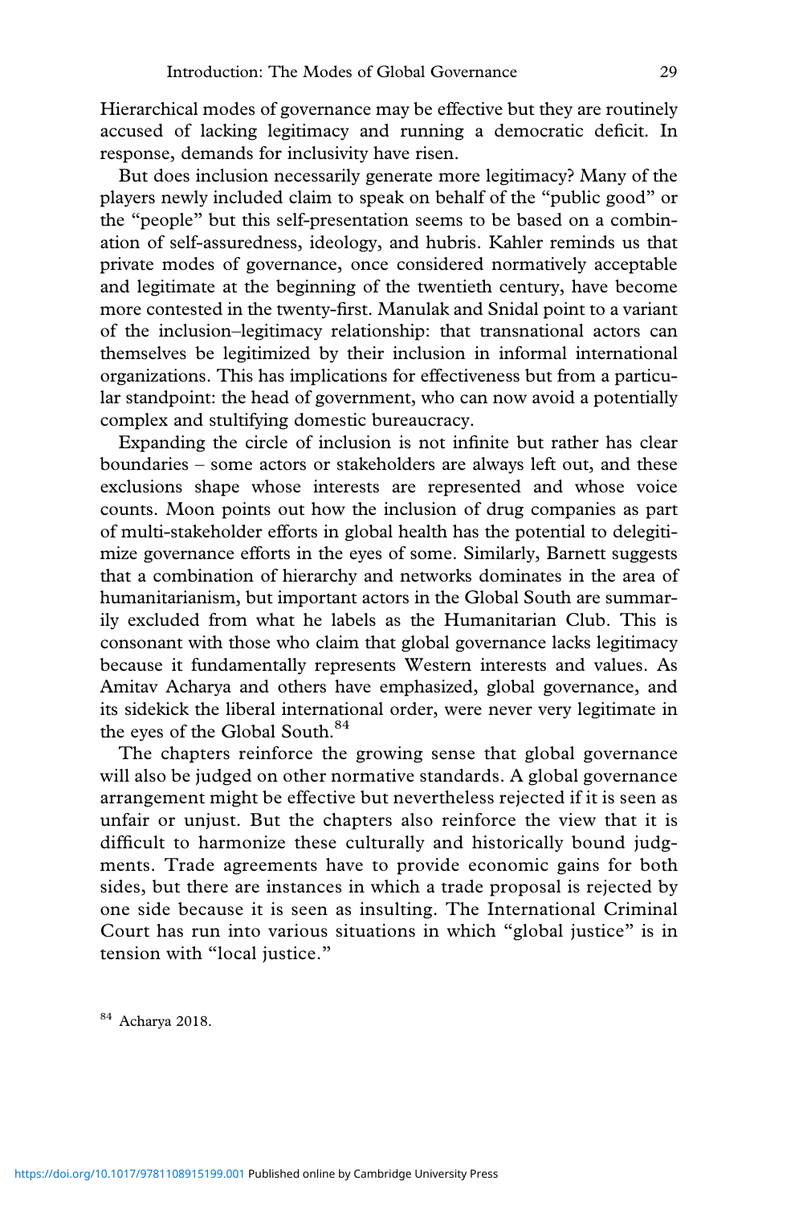Hierarchical modes of governance may be effective but they are routinely accused of lacking legitimacy and running a democratic deficit. In response, demands for inclusivity have risen.

But does inclusion necessarily generate more legitimacy? Many of the players newly included claim to speak on behalf of the "public good" or the "people" but this self-presentation seems to be based on a combination of self-assuredness, ideology, and hubris. Kahler reminds us that private modes of governance, once considered normatively acceptable and legitimate at the beginning of the twentieth century, have become more contested in the twenty-first. Manulak and Snidal point to a variant of the inclusion–legitimacy relationship: that transnational actors can themselves be legitimized by their inclusion in informal international organizations. This has implications for effectiveness but from a particular standpoint: the head of government, who can now avoid a potentially complex and stultifying domestic bureaucracy.

Expanding the circle of inclusion is not infinite but rather has clear boundaries – some actors or stakeholders are always left out, and these exclusions shape whose interests are represented and whose voice counts. Moon points out how the inclusion of drug companies as part of multi-stakeholder efforts in global health has the potential to delegitimize governance efforts in the eyes of some. Similarly, Barnett suggests that a combination of hierarchy and networks dominates in the area of humanitarianism, but important actors in the Global South are summarily excluded from what he labels as the Humanitarian Club. This is consonant with those who claim that global governance lacks legitimacy because it fundamentally represents Western interests and values. As Amitav Acharya and others have emphasized, global governance, and its sidekick the liberal international order, were never very legitimate in the eyes of the Global South.[84]

The chapters reinforce the growing sense that global governance will also be judged on other normative standards. A global governance arrangement might be effective but nevertheless rejected if it is seen as unfair or unjust. But the chapters also reinforce the view that it is difficult to harmonize these culturally and historically bound judgments. Trade agreements have to provide economic gains for both sides, but there are instances in which a trade proposal is rejected by one side because it is seen as insulting. The International Criminal Court has run into various situations in which "global justice" is in tension with "local justice."

[84] Acharya 2018.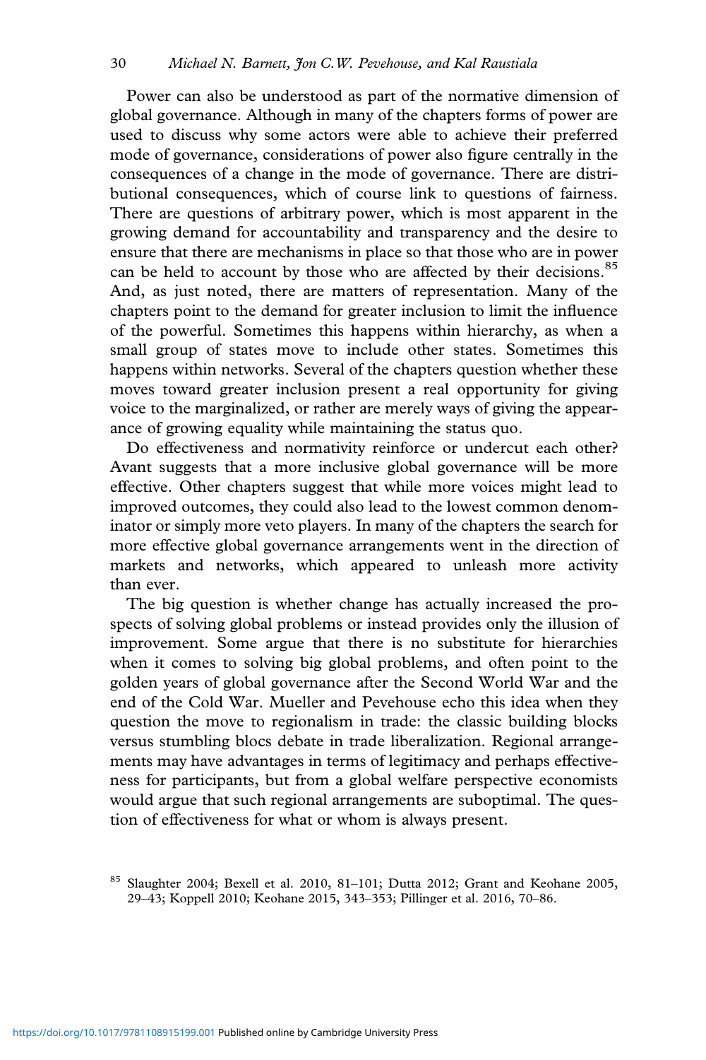Power can also be understood as part of the normative dimension of global governance. Although in many of the chapters forms of power are used to discuss why some actors were able to achieve their preferred mode of governance, considerations of power also figure centrally in the consequences of a change in the mode of governance. There are distributional consequences, which of course link to questions of fairness. There are questions of arbitrary power, which is most apparent in the growing demand for accountability and transparency and the desire to ensure that there are mechanisms in place so that those who are in power can be held to account by those who are affected by their decisions.[85] And, as just noted, there are matters of representation. Many of the chapters point to the demand for greater inclusion to limit the influence of the powerful. Sometimes this happens within hierarchy, as when a small group of states move to include other states. Sometimes this happens within networks. Several of the chapters question whether these moves toward greater inclusion present a real opportunity for giving voice to the marginalized, or rather are merely ways of giving the appearance of growing equality while maintaining the status quo.

Do effectiveness and normativity reinforce or undercut each other? Avant suggests that a more inclusive global governance will be more effective. Other chapters suggest that while more voices might lead to improved outcomes, they could also lead to the lowest common denominator or simply more veto players. In many of the chapters the search for more effective global governance arrangements went in the direction of markets and networks, which appeared to unleash more activity than ever.

The big question is whether change has actually increased the prospects of solving global problems or instead provides only the illusion of improvement. Some argue that there is no substitute for hierarchies when it comes to solving big global problems, and often point to the golden years of global governance after the Second World War and the end of the Cold War. Mueller and Pevehouse echo this idea when they question the move to regionalism in trade: the classic building blocks versus stumbling blocs debate in trade liberalization. Regional arrangements may have advantages in terms of legitimacy and perhaps effectiveness for participants, but from a global welfare perspective economists would argue that such regional arrangements are suboptimal. The question of effectiveness for what or whom is always present.

[85] Slaughter 2004; Bexell et al. 2010, 81–101; Dutta 2012; Grant and Keohane 2005, 29–43; Koppell 2010; Keohane 2015, 343–353; Pillinger et al. 2016, 70–86.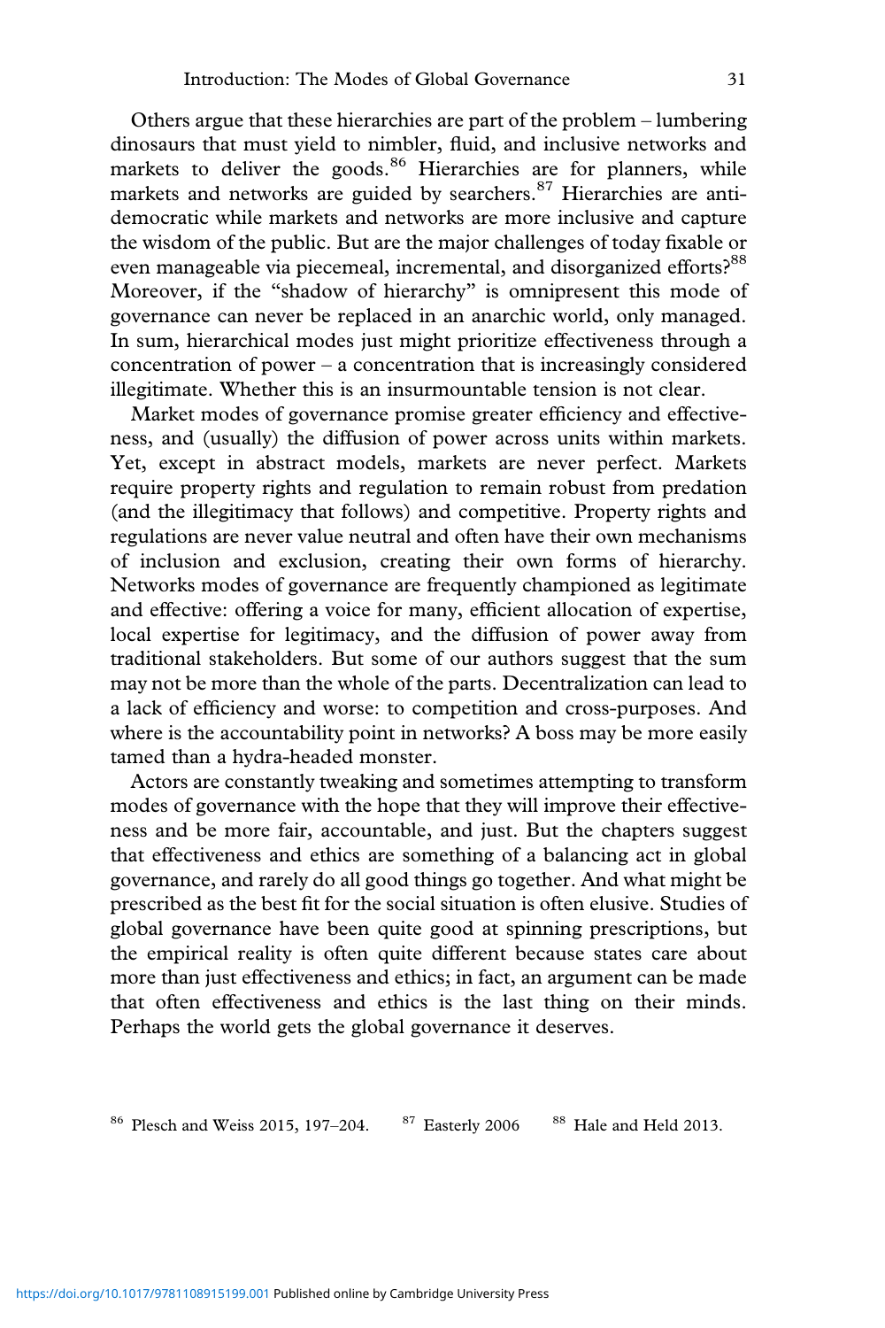Others argue that these hierarchies are part of the problem – lumbering dinosaurs that must yield to nimbler, fluid, and inclusive networks and markets to deliver the goods.[86] Hierarchies are for planners, while markets and networks are guided by searchers.[87] Hierarchies are anti-democratic while markets and networks are more inclusive and capture the wisdom of the public. But are the major challenges of today fixable or even manageable via piecemeal, incremental, and disorganized efforts?[88] Moreover, if the "shadow of hierarchy" is omnipresent this mode of governance can never be replaced in an anarchic world, only managed. In sum, hierarchical modes just might prioritize effectiveness through a concentration of power – a concentration that is increasingly considered illegitimate. Whether this is an insurmountable tension is not clear.

Market modes of governance promise greater efficiency and effectiveness, and (usually) the diffusion of power across units within markets. Yet, except in abstract models, markets are never perfect. Markets require property rights and regulation to remain robust from predation (and the illegitimacy that follows) and competitive. Property rights and regulations are never value neutral and often have their own mechanisms of inclusion and exclusion, creating their own forms of hierarchy. Networks modes of governance are frequently championed as legitimate and effective: offering a voice for many, efficient allocation of expertise, local expertise for legitimacy, and the diffusion of power away from traditional stakeholders. But some of our authors suggest that the sum may not be more than the whole of the parts. Decentralization can lead to a lack of efficiency and worse: to competition and cross-purposes. And where is the accountability point in networks? A boss may be more easily tamed than a hydra-headed monster.

Actors are constantly tweaking and sometimes attempting to transform modes of governance with the hope that they will improve their effectiveness and be more fair, accountable, and just. But the chapters suggest that effectiveness and ethics are something of a balancing act in global governance, and rarely do all good things go together. And what might be prescribed as the best fit for the social situation is often elusive. Studies of global governance have been quite good at spinning prescriptions, but the empirical reality is often quite different because states care about more than just effectiveness and ethics; in fact, an argument can be made that often effectiveness and ethics is the last thing on their minds. Perhaps the world gets the global governance it deserves.

[86] Plesch and Weiss 2015, 197–204. [87] Easterly 2006 [88] Hale and Held 2013.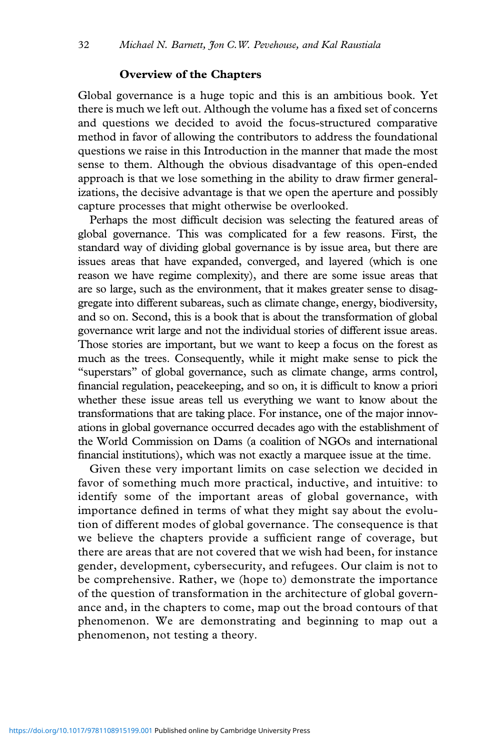### Overview of the Chapters

Global governance is a huge topic and this is an ambitious book. Yet there is much we left out. Although the volume has a fixed set of concerns and questions we decided to avoid the focus-structured comparative method in favor of allowing the contributors to address the foundational questions we raise in this Introduction in the manner that made the most sense to them. Although the obvious disadvantage of this open-ended approach is that we lose something in the ability to draw firmer generalizations, the decisive advantage is that we open the aperture and possibly capture processes that might otherwise be overlooked.

Perhaps the most difficult decision was selecting the featured areas of global governance. This was complicated for a few reasons. First, the standard way of dividing global governance is by issue area, but there are issues areas that have expanded, converged, and layered (which is one reason we have regime complexity), and there are some issue areas that are so large, such as the environment, that it makes greater sense to disaggregate into different subareas, such as climate change, energy, biodiversity, and so on. Second, this is a book that is about the transformation of global governance writ large and not the individual stories of different issue areas. Those stories are important, but we want to keep a focus on the forest as much as the trees. Consequently, while it might make sense to pick the "superstars" of global governance, such as climate change, arms control, financial regulation, peacekeeping, and so on, it is difficult to know a priori whether these issue areas tell us everything we want to know about the transformations that are taking place. For instance, one of the major innovations in global governance occurred decades ago with the establishment of the World Commission on Dams (a coalition of NGOs and international financial institutions), which was not exactly a marquee issue at the time.

Given these very important limits on case selection we decided in favor of something much more practical, inductive, and intuitive: to identify some of the important areas of global governance, with importance defined in terms of what they might say about the evolution of different modes of global governance. The consequence is that we believe the chapters provide a sufficient range of coverage, but there are areas that are not covered that we wish had been, for instance gender, development, cybersecurity, and refugees. Our claim is not to be comprehensive. Rather, we (hope to) demonstrate the importance of the question of transformation in the architecture of global governance and, in the chapters to come, map out the broad contours of that phenomenon. We are demonstrating and beginning to map out a phenomenon, not testing a theory.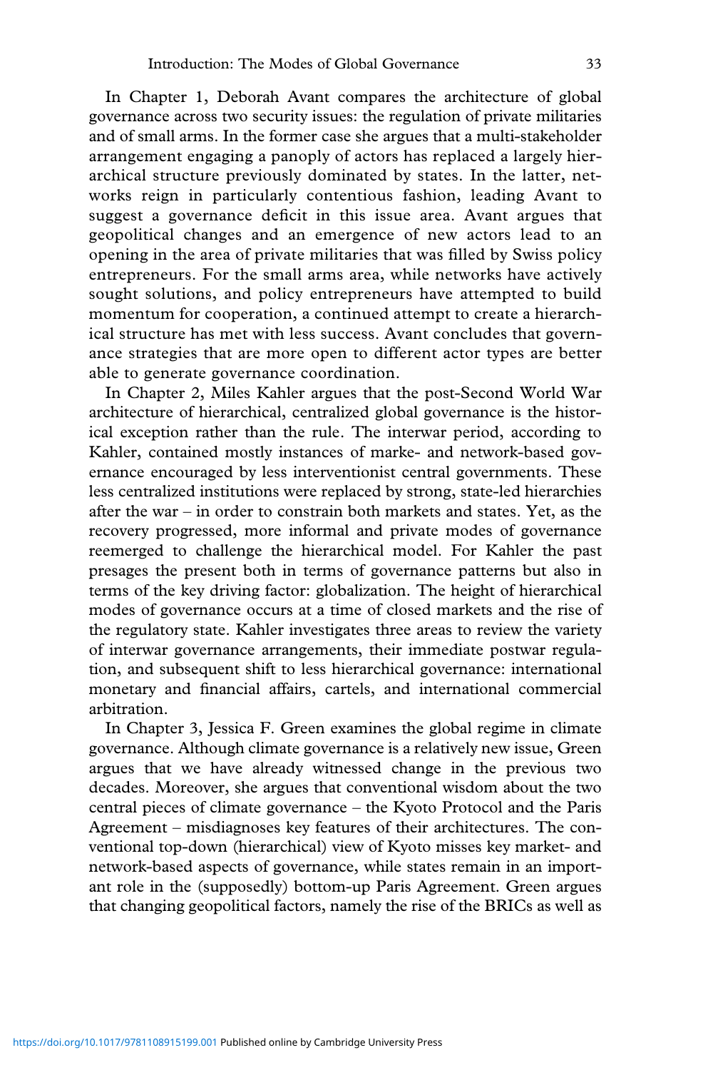In Chapter 1, Deborah Avant compares the architecture of global governance across two security issues: the regulation of private militaries and of small arms. In the former case she argues that a multi-stakeholder arrangement engaging a panoply of actors has replaced a largely hierarchical structure previously dominated by states. In the latter, networks reign in particularly contentious fashion, leading Avant to suggest a governance deficit in this issue area. Avant argues that geopolitical changes and an emergence of new actors lead to an opening in the area of private militaries that was filled by Swiss policy entrepreneurs. For the small arms area, while networks have actively sought solutions, and policy entrepreneurs have attempted to build momentum for cooperation, a continued attempt to create a hierarchical structure has met with less success. Avant concludes that governance strategies that are more open to different actor types are better able to generate governance coordination.

In Chapter 2, Miles Kahler argues that the post-Second World War architecture of hierarchical, centralized global governance is the historical exception rather than the rule. The interwar period, according to Kahler, contained mostly instances of marke- and network-based governance encouraged by less interventionist central governments. These less centralized institutions were replaced by strong, state-led hierarchies after the war – in order to constrain both markets and states. Yet, as the recovery progressed, more informal and private modes of governance reemerged to challenge the hierarchical model. For Kahler the past presages the present both in terms of governance patterns but also in terms of the key driving factor: globalization. The height of hierarchical modes of governance occurs at a time of closed markets and the rise of the regulatory state. Kahler investigates three areas to review the variety of interwar governance arrangements, their immediate postwar regulation, and subsequent shift to less hierarchical governance: international monetary and financial affairs, cartels, and international commercial arbitration.

In Chapter 3, Jessica F. Green examines the global regime in climate governance. Although climate governance is a relatively new issue, Green argues that we have already witnessed change in the previous two decades. Moreover, she argues that conventional wisdom about the two central pieces of climate governance – the Kyoto Protocol and the Paris Agreement – misdiagnoses key features of their architectures. The conventional top-down (hierarchical) view of Kyoto misses key market- and network-based aspects of governance, while states remain in an important role in the (supposedly) bottom-up Paris Agreement. Green argues that changing geopolitical factors, namely the rise of the BRICs as well as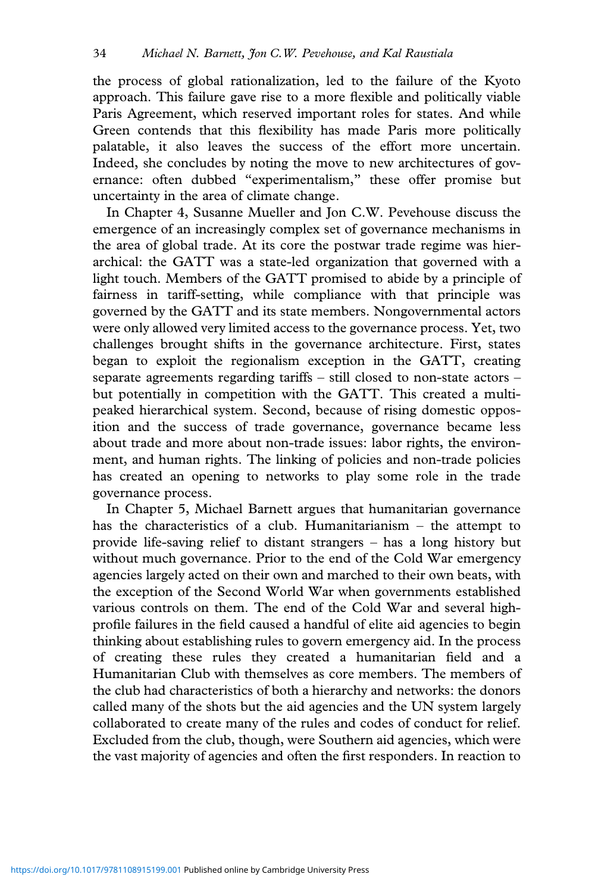the process of global rationalization, led to the failure of the Kyoto approach. This failure gave rise to a more flexible and politically viable Paris Agreement, which reserved important roles for states. And while Green contends that this flexibility has made Paris more politically palatable, it also leaves the success of the effort more uncertain. Indeed, she concludes by noting the move to new architectures of governance: often dubbed "experimentalism," these offer promise but uncertainty in the area of climate change.

In Chapter 4, Susanne Mueller and Jon C.W. Pevehouse discuss the emergence of an increasingly complex set of governance mechanisms in the area of global trade. At its core the postwar trade regime was hierarchical: the GATT was a state-led organization that governed with a light touch. Members of the GATT promised to abide by a principle of fairness in tariff-setting, while compliance with that principle was governed by the GATT and its state members. Nongovernmental actors were only allowed very limited access to the governance process. Yet, two challenges brought shifts in the governance architecture. First, states began to exploit the regionalism exception in the GATT, creating separate agreements regarding tariffs – still closed to non-state actors – but potentially in competition with the GATT. This created a multi-peaked hierarchical system. Second, because of rising domestic opposition and the success of trade governance, governance became less about trade and more about non-trade issues: labor rights, the environment, and human rights. The linking of policies and non-trade policies has created an opening to networks to play some role in the trade governance process.

In Chapter 5, Michael Barnett argues that humanitarian governance has the characteristics of a club. Humanitarianism – the attempt to provide life-saving relief to distant strangers – has a long history but without much governance. Prior to the end of the Cold War emergency agencies largely acted on their own and marched to their own beats, with the exception of the Second World War when governments established various controls on them. The end of the Cold War and several high-profile failures in the field caused a handful of elite aid agencies to begin thinking about establishing rules to govern emergency aid. In the process of creating these rules they created a humanitarian field and a Humanitarian Club with themselves as core members. The members of the club had characteristics of both a hierarchy and networks: the donors called many of the shots but the aid agencies and the UN system largely collaborated to create many of the rules and codes of conduct for relief. Excluded from the club, though, were Southern aid agencies, which were the vast majority of agencies and often the first responders. In reaction to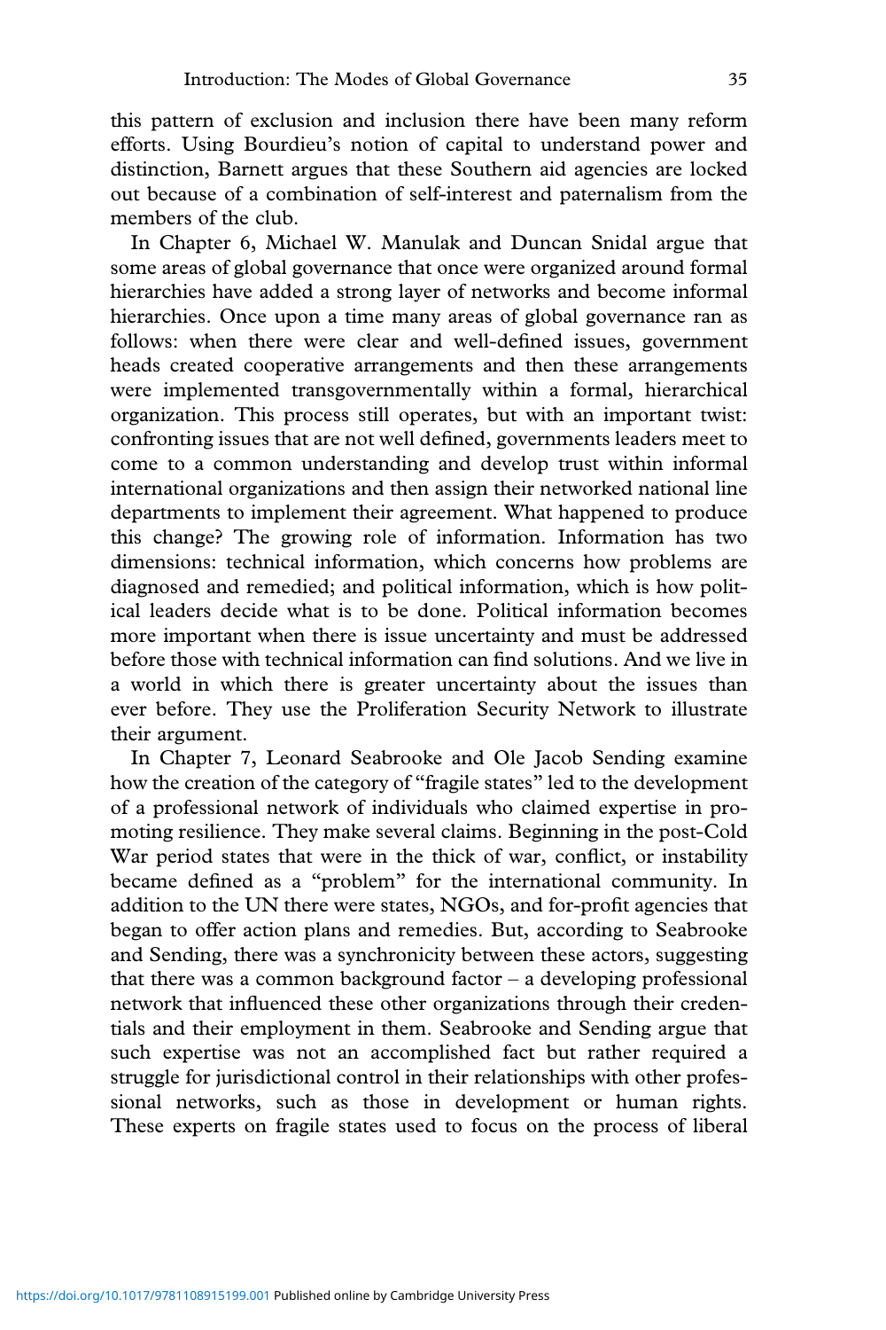this pattern of exclusion and inclusion there have been many reform efforts. Using Bourdieu's notion of capital to understand power and distinction, Barnett argues that these Southern aid agencies are locked out because of a combination of self-interest and paternalism from the members of the club.

In Chapter 6, Michael W. Manulak and Duncan Snidal argue that some areas of global governance that once were organized around formal hierarchies have added a strong layer of networks and become informal hierarchies. Once upon a time many areas of global governance ran as follows: when there were clear and well-defined issues, government heads created cooperative arrangements and then these arrangements were implemented transgovernmentally within a formal, hierarchical organization. This process still operates, but with an important twist: confronting issues that are not well defined, governments leaders meet to come to a common understanding and develop trust within informal international organizations and then assign their networked national line departments to implement their agreement. What happened to produce this change? The growing role of information. Information has two dimensions: technical information, which concerns how problems are diagnosed and remedied; and political information, which is how political leaders decide what is to be done. Political information becomes more important when there is issue uncertainty and must be addressed before those with technical information can find solutions. And we live in a world in which there is greater uncertainty about the issues than ever before. They use the Proliferation Security Network to illustrate their argument.

In Chapter 7, Leonard Seabrooke and Ole Jacob Sending examine how the creation of the category of "fragile states" led to the development of a professional network of individuals who claimed expertise in promoting resilience. They make several claims. Beginning in the post-Cold War period states that were in the thick of war, conflict, or instability became defined as a "problem" for the international community. In addition to the UN there were states, NGOs, and for-profit agencies that began to offer action plans and remedies. But, according to Seabrooke and Sending, there was a synchronicity between these actors, suggesting that there was a common background factor – a developing professional network that influenced these other organizations through their credentials and their employment in them. Seabrooke and Sending argue that such expertise was not an accomplished fact but rather required a struggle for jurisdictional control in their relationships with other professional networks, such as those in development or human rights. These experts on fragile states used to focus on the process of liberal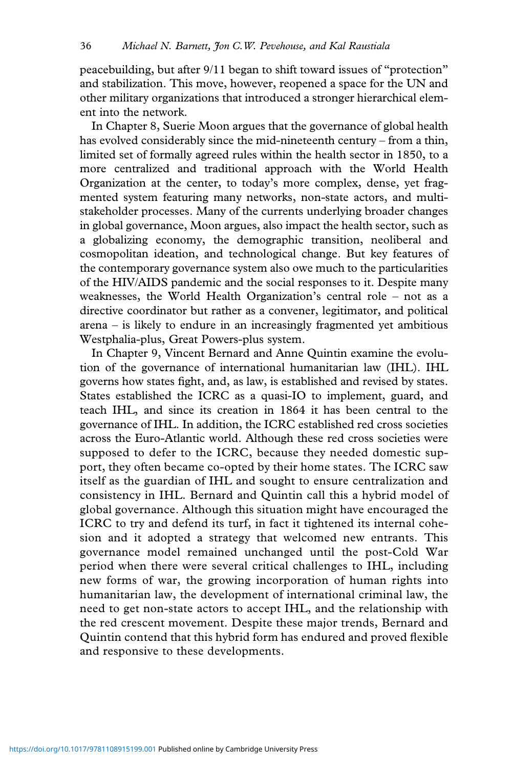peacebuilding, but after 9/11 began to shift toward issues of "protection" and stabilization. This move, however, reopened a space for the UN and other military organizations that introduced a stronger hierarchical element into the network.

In Chapter 8, Suerie Moon argues that the governance of global health has evolved considerably since the mid-nineteenth century – from a thin, limited set of formally agreed rules within the health sector in 1850, to a more centralized and traditional approach with the World Health Organization at the center, to today's more complex, dense, yet fragmented system featuring many networks, non-state actors, and multi-stakeholder processes. Many of the currents underlying broader changes in global governance, Moon argues, also impact the health sector, such as a globalizing economy, the demographic transition, neoliberal and cosmopolitan ideation, and technological change. But key features of the contemporary governance system also owe much to the particularities of the HIV/AIDS pandemic and the social responses to it. Despite many weaknesses, the World Health Organization's central role – not as a directive coordinator but rather as a convener, legitimator, and political arena – is likely to endure in an increasingly fragmented yet ambitious Westphalia-plus, Great Powers-plus system.

In Chapter 9, Vincent Bernard and Anne Quintin examine the evolution of the governance of international humanitarian law (IHL). IHL governs how states fight, and, as law, is established and revised by states. States established the ICRC as a quasi-IO to implement, guard, and teach IHL, and since its creation in 1864 it has been central to the governance of IHL. In addition, the ICRC established red cross societies across the Euro-Atlantic world. Although these red cross societies were supposed to defer to the ICRC, because they needed domestic support, they often became co-opted by their home states. The ICRC saw itself as the guardian of IHL and sought to ensure centralization and consistency in IHL. Bernard and Quintin call this a hybrid model of global governance. Although this situation might have encouraged the ICRC to try and defend its turf, in fact it tightened its internal cohesion and it adopted a strategy that welcomed new entrants. This governance model remained unchanged until the post-Cold War period when there were several critical challenges to IHL, including new forms of war, the growing incorporation of human rights into humanitarian law, the development of international criminal law, the need to get non-state actors to accept IHL, and the relationship with the red crescent movement. Despite these major trends, Bernard and Quintin contend that this hybrid form has endured and proved flexible and responsive to these developments.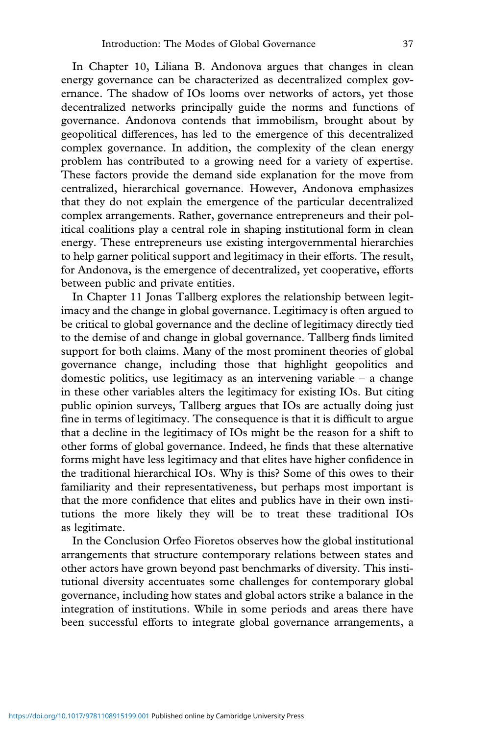In Chapter 10, Liliana B. Andonova argues that changes in clean energy governance can be characterized as decentralized complex governance. The shadow of IOs looms over networks of actors, yet those decentralized networks principally guide the norms and functions of governance. Andonova contends that immobilism, brought about by geopolitical differences, has led to the emergence of this decentralized complex governance. In addition, the complexity of the clean energy problem has contributed to a growing need for a variety of expertise. These factors provide the demand side explanation for the move from centralized, hierarchical governance. However, Andonova emphasizes that they do not explain the emergence of the particular decentralized complex arrangements. Rather, governance entrepreneurs and their political coalitions play a central role in shaping institutional form in clean energy. These entrepreneurs use existing intergovernmental hierarchies to help garner political support and legitimacy in their efforts. The result, for Andonova, is the emergence of decentralized, yet cooperative, efforts between public and private entities.

In Chapter 11 Jonas Tallberg explores the relationship between legitimacy and the change in global governance. Legitimacy is often argued to be critical to global governance and the decline of legitimacy directly tied to the demise of and change in global governance. Tallberg finds limited support for both claims. Many of the most prominent theories of global governance change, including those that highlight geopolitics and domestic politics, use legitimacy as an intervening variable – a change in these other variables alters the legitimacy for existing IOs. But citing public opinion surveys, Tallberg argues that IOs are actually doing just fine in terms of legitimacy. The consequence is that it is difficult to argue that a decline in the legitimacy of IOs might be the reason for a shift to other forms of global governance. Indeed, he finds that these alternative forms might have less legitimacy and that elites have higher confidence in the traditional hierarchical IOs. Why is this? Some of this owes to their familiarity and their representativeness, but perhaps most important is that the more confidence that elites and publics have in their own institutions the more likely they will be to treat these traditional IOs as legitimate.

In the Conclusion Orfeo Fioretos observes how the global institutional arrangements that structure contemporary relations between states and other actors have grown beyond past benchmarks of diversity. This institutional diversity accentuates some challenges for contemporary global governance, including how states and global actors strike a balance in the integration of institutions. While in some periods and areas there have been successful efforts to integrate global governance arrangements, a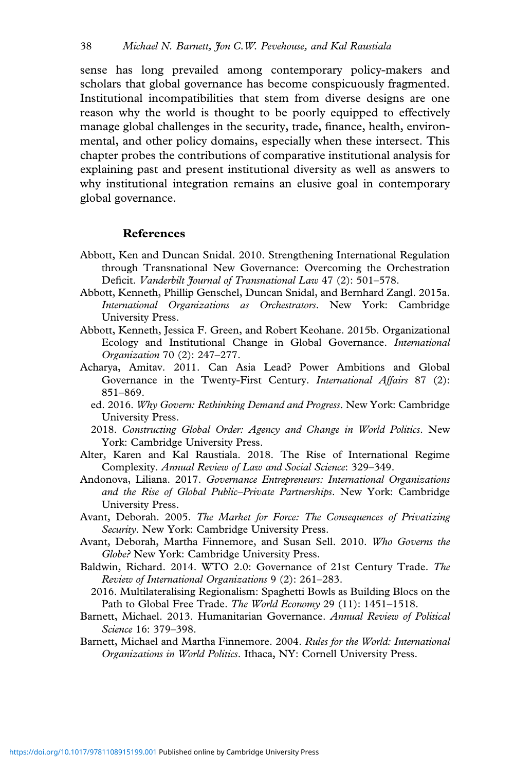sense has long prevailed among contemporary policy-makers and scholars that global governance has become conspicuously fragmented. Institutional incompatibilities that stem from diverse designs are one reason why the world is thought to be poorly equipped to effectively manage global challenges in the security, trade, finance, health, environmental, and other policy domains, especially when these intersect. This chapter probes the contributions of comparative institutional analysis for explaining past and present institutional diversity as well as answers to why institutional integration remains an elusive goal in contemporary global governance.

## References

Abbott, Ken and Duncan Snidal. 2010. Strengthening International Regulation through Transnational New Governance: Overcoming the Orchestration Deficit. *Vanderbilt Journal of Transnational Law* 47 (2): 501–578.

Abbott, Kenneth, Phillip Genschel, Duncan Snidal, and Bernhard Zangl. 2015a. *International Organizations as Orchestrators*. New York: Cambridge University Press.

Abbott, Kenneth, Jessica F. Green, and Robert Keohane. 2015b. Organizational Ecology and Institutional Change in Global Governance. *International Organization* 70 (2): 247–277.

Acharya, Amitav. 2011. Can Asia Lead? Power Ambitions and Global Governance in the Twenty-First Century. *International Affairs* 87 (2): 851–869.

ed. 2016. *Why Govern: Rethinking Demand and Progress*. New York: Cambridge University Press.

2018. *Constructing Global Order: Agency and Change in World Politics*. New York: Cambridge University Press.

Alter, Karen and Kal Raustiala. 2018. The Rise of International Regime Complexity. *Annual Review of Law and Social Science*: 329–349.

Andonova, Liliana. 2017. *Governance Entrepreneurs: International Organizations and the Rise of Global Public–Private Partnerships*. New York: Cambridge University Press.

Avant, Deborah. 2005. *The Market for Force: The Consequences of Privatizing Security*. New York: Cambridge University Press.

Avant, Deborah, Martha Finnemore, and Susan Sell. 2010. *Who Governs the Globe?* New York: Cambridge University Press.

Baldwin, Richard. 2014. WTO 2.0: Governance of 21st Century Trade. *The Review of International Organizations* 9 (2): 261–283.

2016. Multilateralising Regionalism: Spaghetti Bowls as Building Blocs on the Path to Global Free Trade. *The World Economy* 29 (11): 1451–1518.

Barnett, Michael. 2013. Humanitarian Governance. *Annual Review of Political Science* 16: 379–398.

Barnett, Michael and Martha Finnemore. 2004. *Rules for the World: International Organizations in World Politics*. Ithaca, NY: Cornell University Press.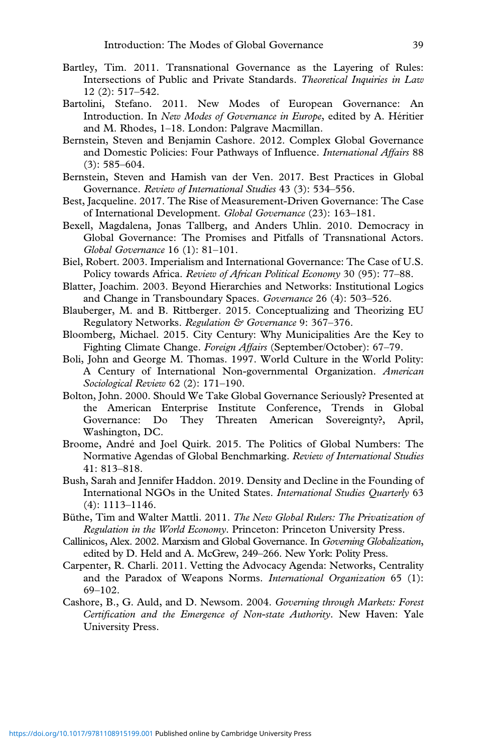Bartley, Tim. 2011. Transnational Governance as the Layering of Rules: Intersections of Public and Private Standards. *Theoretical Inquiries in Law* 12 (2): 517–542.

Bartolini, Stefano. 2011. New Modes of European Governance: An Introduction. In *New Modes of Governance in Europe*, edited by A. Héritier and M. Rhodes, 1–18. London: Palgrave Macmillan.

Bernstein, Steven and Benjamin Cashore. 2012. Complex Global Governance and Domestic Policies: Four Pathways of Influence. *International Affairs* 88 (3): 585–604.

Bernstein, Steven and Hamish van der Ven. 2017. Best Practices in Global Governance. *Review of International Studies* 43 (3): 534–556.

Best, Jacqueline. 2017. The Rise of Measurement-Driven Governance: The Case of International Development. *Global Governance* (23): 163–181.

Bexell, Magdalena, Jonas Tallberg, and Anders Uhlin. 2010. Democracy in Global Governance: The Promises and Pitfalls of Transnational Actors. *Global Governance* 16 (1): 81–101.

Biel, Robert. 2003. Imperialism and International Governance: The Case of U.S. Policy towards Africa. *Review of African Political Economy* 30 (95): 77–88.

Blatter, Joachim. 2003. Beyond Hierarchies and Networks: Institutional Logics and Change in Transboundary Spaces. *Governance* 26 (4): 503–526.

Blauberger, M. and B. Rittberger. 2015. Conceptualizing and Theorizing EU Regulatory Networks. *Regulation & Governance* 9: 367–376.

Bloomberg, Michael. 2015. City Century: Why Municipalities Are the Key to Fighting Climate Change. *Foreign Affairs* (September/October): 67–79.

Boli, John and George M. Thomas. 1997. World Culture in the World Polity: A Century of International Non-governmental Organization. *American Sociological Review* 62 (2): 171–190.

Bolton, John. 2000. Should We Take Global Governance Seriously? Presented at the American Enterprise Institute Conference, Trends in Global Governance: Do They Threaten American Sovereignty?, April, Washington, DC.

Broome, André and Joel Quirk. 2015. The Politics of Global Numbers: The Normative Agendas of Global Benchmarking. *Review of International Studies* 41: 813–818.

Bush, Sarah and Jennifer Haddon. 2019. Density and Decline in the Founding of International NGOs in the United States. *International Studies Quarterly* 63 (4): 1113–1146.

Büthe, Tim and Walter Mattli. 2011. *The New Global Rulers: The Privatization of Regulation in the World Economy*. Princeton: Princeton University Press.

Callinicos, Alex. 2002. Marxism and Global Governance. In *Governing Globalization*, edited by D. Held and A. McGrew, 249–266. New York: Polity Press.

Carpenter, R. Charli. 2011. Vetting the Advocacy Agenda: Networks, Centrality and the Paradox of Weapons Norms. *International Organization* 65 (1): 69–102.

Cashore, B., G. Auld, and D. Newsom. 2004. *Governing through Markets: Forest Certification and the Emergence of Non-state Authority*. New Haven: Yale University Press.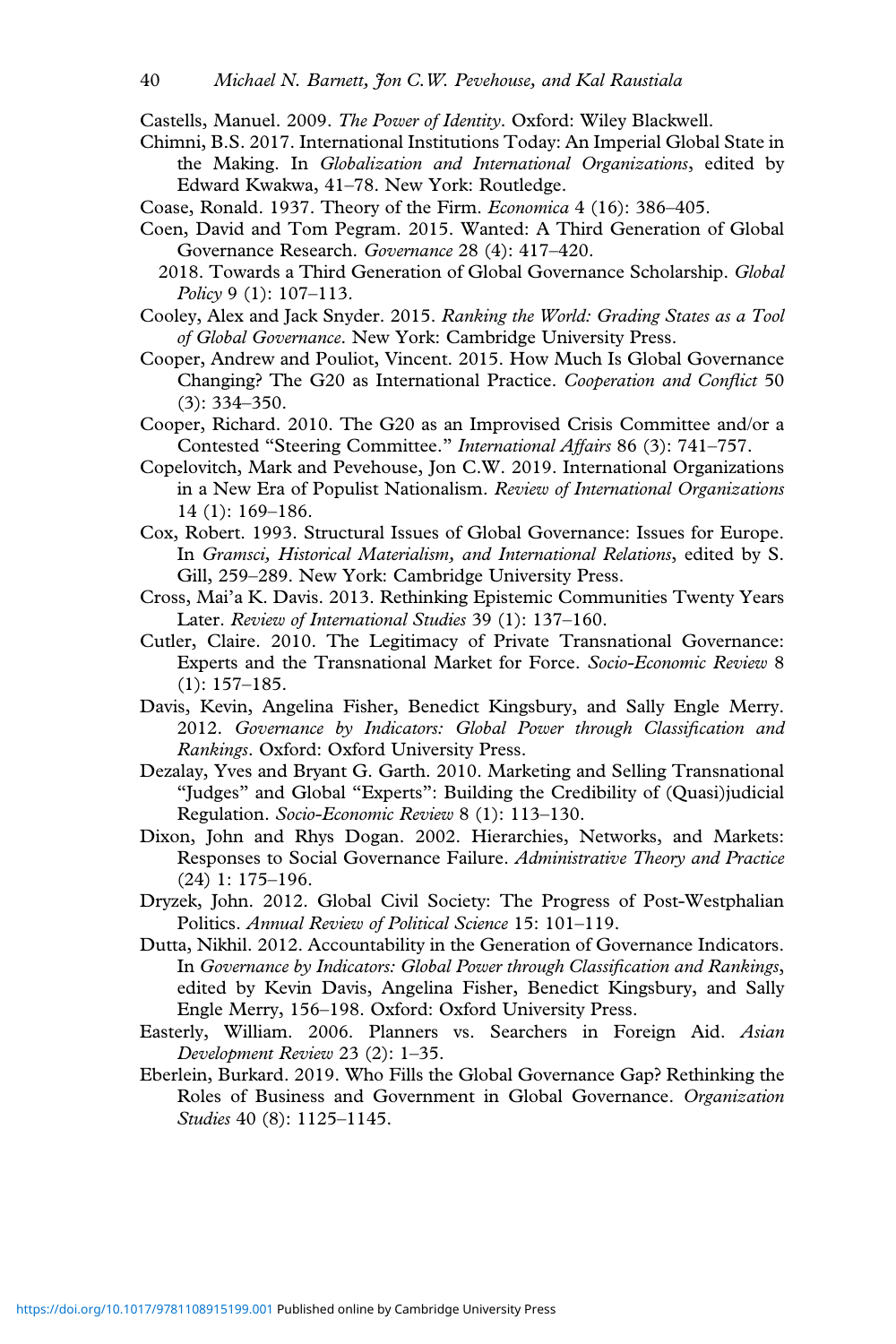Castells, Manuel. 2009. *The Power of Identity*. Oxford: Wiley Blackwell.

Chimni, B.S. 2017. International Institutions Today: An Imperial Global State in the Making. In *Globalization and International Organizations*, edited by Edward Kwakwa, 41–78. New York: Routledge.

Coase, Ronald. 1937. Theory of the Firm. *Economica* 4 (16): 386–405.

Coen, David and Tom Pegram. 2015. Wanted: A Third Generation of Global Governance Research. *Governance* 28 (4): 417–420.

2018. Towards a Third Generation of Global Governance Scholarship. *Global Policy* 9 (1): 107–113.

Cooley, Alex and Jack Snyder. 2015. *Ranking the World: Grading States as a Tool of Global Governance*. New York: Cambridge University Press.

Cooper, Andrew and Pouliot, Vincent. 2015. How Much Is Global Governance Changing? The G20 as International Practice. *Cooperation and Conflict* 50 (3): 334–350.

Cooper, Richard. 2010. The G20 as an Improvised Crisis Committee and/or a Contested "Steering Committee." *International Affairs* 86 (3): 741–757.

Copelovitch, Mark and Pevehouse, Jon C.W. 2019. International Organizations in a New Era of Populist Nationalism. *Review of International Organizations* 14 (1): 169–186.

Cox, Robert. 1993. Structural Issues of Global Governance: Issues for Europe. In *Gramsci, Historical Materialism, and International Relations*, edited by S. Gill, 259–289. New York: Cambridge University Press.

Cross, Mai'a K. Davis. 2013. Rethinking Epistemic Communities Twenty Years Later. *Review of International Studies* 39 (1): 137–160.

Cutler, Claire. 2010. The Legitimacy of Private Transnational Governance: Experts and the Transnational Market for Force. *Socio-Economic Review* 8 (1): 157–185.

Davis, Kevin, Angelina Fisher, Benedict Kingsbury, and Sally Engle Merry. 2012. *Governance by Indicators: Global Power through Classification and Rankings*. Oxford: Oxford University Press.

Dezalay, Yves and Bryant G. Garth. 2010. Marketing and Selling Transnational "Judges" and Global "Experts": Building the Credibility of (Quasi)judicial Regulation. *Socio-Economic Review* 8 (1): 113–130.

Dixon, John and Rhys Dogan. 2002. Hierarchies, Networks, and Markets: Responses to Social Governance Failure. *Administrative Theory and Practice* (24) 1: 175–196.

Dryzek, John. 2012. Global Civil Society: The Progress of Post-Westphalian Politics. *Annual Review of Political Science* 15: 101–119.

Dutta, Nikhil. 2012. Accountability in the Generation of Governance Indicators. In *Governance by Indicators: Global Power through Classification and Rankings*, edited by Kevin Davis, Angelina Fisher, Benedict Kingsbury, and Sally Engle Merry, 156–198. Oxford: Oxford University Press.

Easterly, William. 2006. Planners vs. Searchers in Foreign Aid. *Asian Development Review* 23 (2): 1–35.

Eberlein, Burkard. 2019. Who Fills the Global Governance Gap? Rethinking the Roles of Business and Government in Global Governance. *Organization Studies* 40 (8): 1125–1145.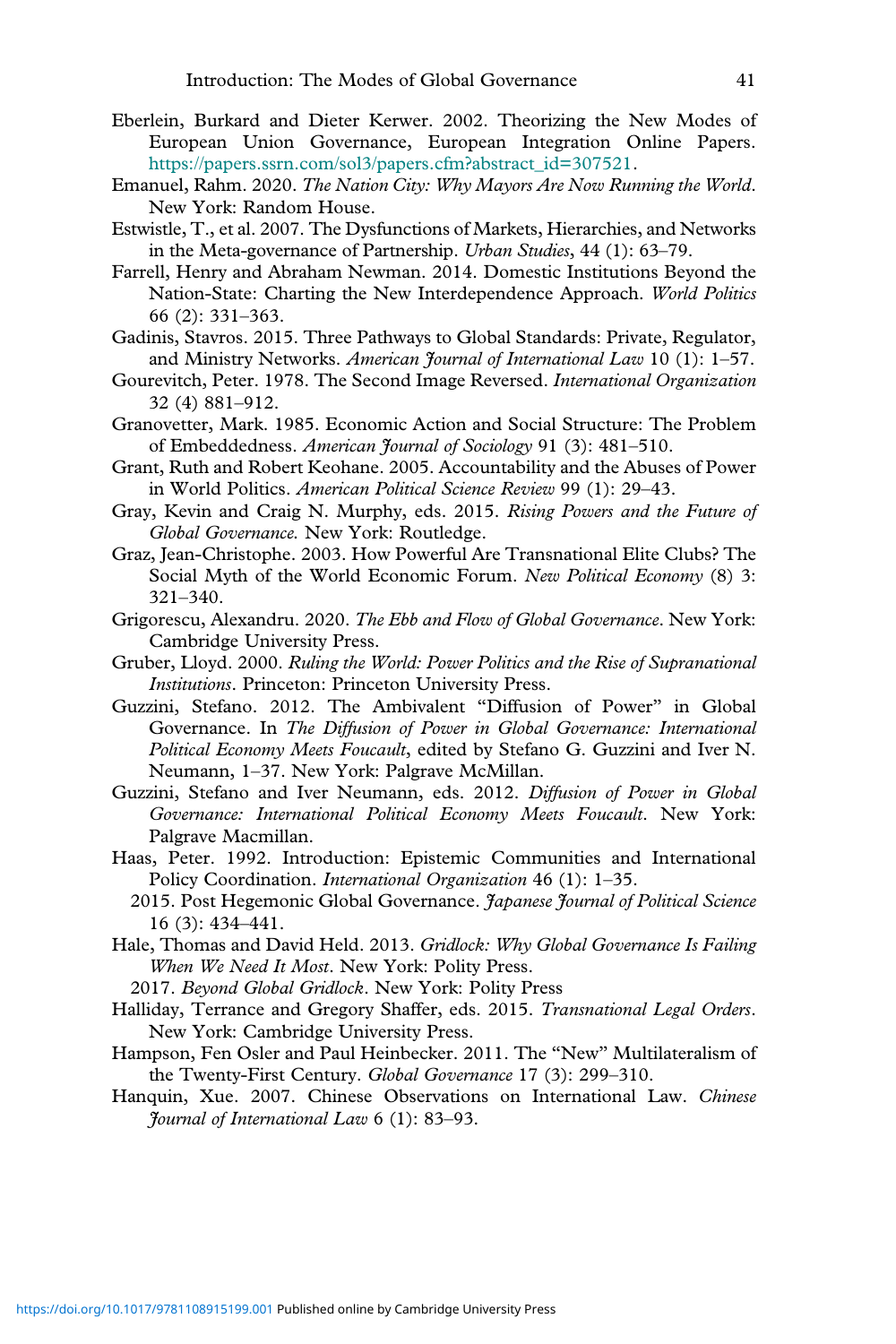Eberlein, Burkard and Dieter Kerwer. 2002. Theorizing the New Modes of European Union Governance, European Integration Online Papers. https://papers.ssrn.com/sol3/papers.cfm?abstract_id=307521.

Emanuel, Rahm. 2020. *The Nation City: Why Mayors Are Now Running the World*. New York: Random House.

Estwistle, T., et al. 2007. The Dysfunctions of Markets, Hierarchies, and Networks in the Meta-governance of Partnership. *Urban Studies*, 44 (1): 63–79.

Farrell, Henry and Abraham Newman. 2014. Domestic Institutions Beyond the Nation-State: Charting the New Interdependence Approach. *World Politics* 66 (2): 331–363.

Gadinis, Stavros. 2015. Three Pathways to Global Standards: Private, Regulator, and Ministry Networks. *American Journal of International Law* 10 (1): 1–57.

Gourevitch, Peter. 1978. The Second Image Reversed. *International Organization* 32 (4) 881–912.

Granovetter, Mark. 1985. Economic Action and Social Structure: The Problem of Embeddedness. *American Journal of Sociology* 91 (3): 481–510.

Grant, Ruth and Robert Keohane. 2005. Accountability and the Abuses of Power in World Politics. *American Political Science Review* 99 (1): 29–43.

Gray, Kevin and Craig N. Murphy, eds. 2015. *Rising Powers and the Future of Global Governance.* New York: Routledge.

Graz, Jean-Christophe. 2003. How Powerful Are Transnational Elite Clubs? The Social Myth of the World Economic Forum. *New Political Economy* (8) 3: 321–340.

Grigorescu, Alexandru. 2020. *The Ebb and Flow of Global Governance*. New York: Cambridge University Press.

Gruber, Lloyd. 2000. *Ruling the World: Power Politics and the Rise of Supranational Institutions*. Princeton: Princeton University Press.

Guzzini, Stefano. 2012. The Ambivalent "Diffusion of Power" in Global Governance. In *The Diffusion of Power in Global Governance: International Political Economy Meets Foucault*, edited by Stefano G. Guzzini and Iver N. Neumann, 1–37. New York: Palgrave McMillan.

Guzzini, Stefano and Iver Neumann, eds. 2012. *Diffusion of Power in Global Governance: International Political Economy Meets Foucault*. New York: Palgrave Macmillan.

Haas, Peter. 1992. Introduction: Epistemic Communities and International Policy Coordination. *International Organization* 46 (1): 1–35.

2015. Post Hegemonic Global Governance. *Japanese Journal of Political Science* 16 (3): 434–441.

Hale, Thomas and David Held. 2013. *Gridlock: Why Global Governance Is Failing When We Need It Most*. New York: Polity Press.

2017. *Beyond Global Gridlock*. New York: Polity Press

Halliday, Terrance and Gregory Shaffer, eds. 2015. *Transnational Legal Orders*. New York: Cambridge University Press.

Hampson, Fen Osler and Paul Heinbecker. 2011. The "New" Multilateralism of the Twenty-First Century. *Global Governance* 17 (3): 299–310.

Hanquin, Xue. 2007. Chinese Observations on International Law. *Chinese Journal of International Law* 6 (1): 83–93.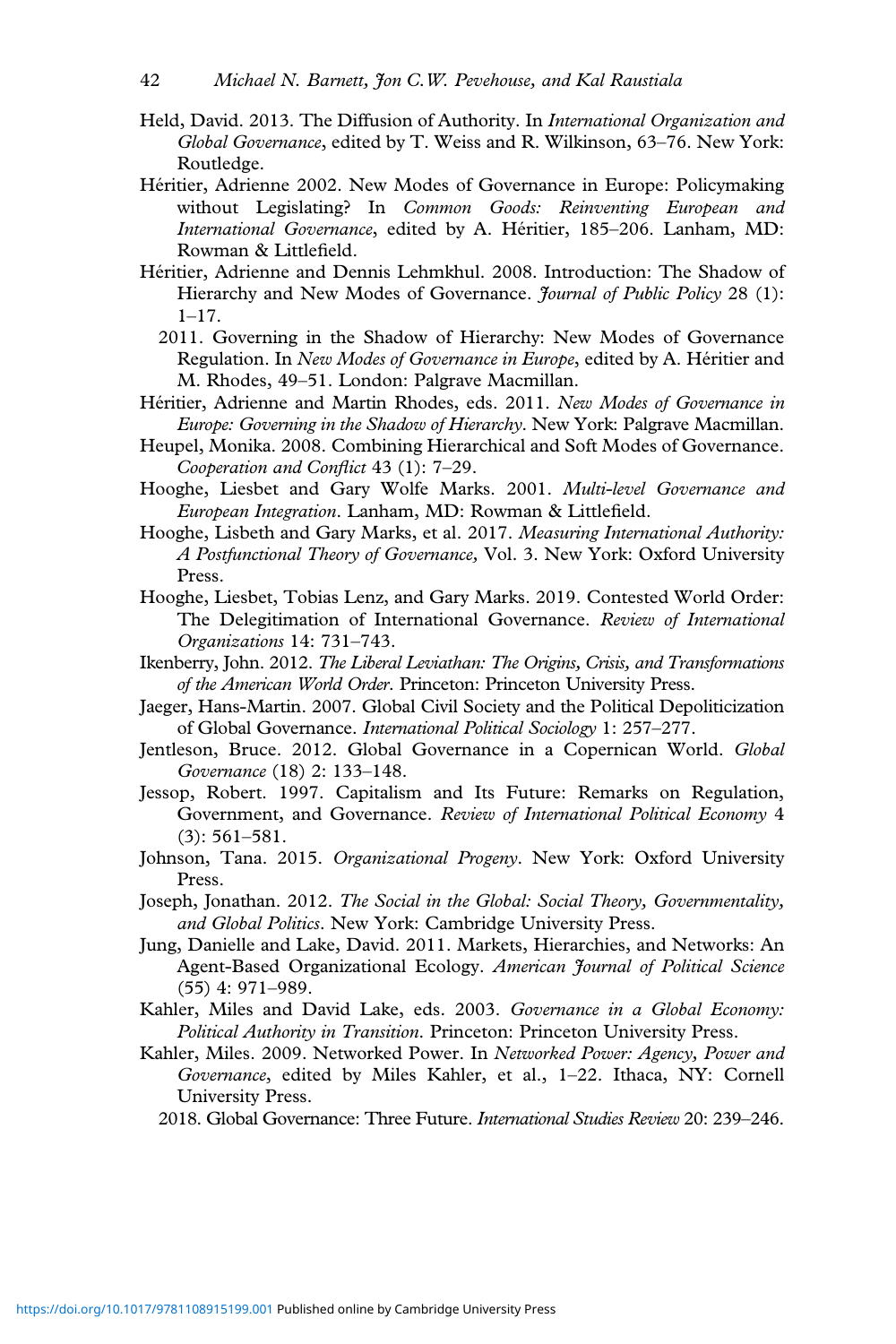Held, David. 2013. The Diffusion of Authority. In *International Organization and Global Governance*, edited by T. Weiss and R. Wilkinson, 63–76. New York: Routledge.

Héritier, Adrienne 2002. New Modes of Governance in Europe: Policymaking without Legislating? In *Common Goods: Reinventing European and International Governance*, edited by A. Héritier, 185–206. Lanham, MD: Rowman & Littlefield.

Héritier, Adrienne and Dennis Lehmkhul. 2008. Introduction: The Shadow of Hierarchy and New Modes of Governance. *Journal of Public Policy* 28 (1): 1–17.

2011. Governing in the Shadow of Hierarchy: New Modes of Governance Regulation. In *New Modes of Governance in Europe*, edited by A. Héritier and M. Rhodes, 49–51. London: Palgrave Macmillan.

Héritier, Adrienne and Martin Rhodes, eds. 2011. *New Modes of Governance in Europe: Governing in the Shadow of Hierarchy*. New York: Palgrave Macmillan.

Heupel, Monika. 2008. Combining Hierarchical and Soft Modes of Governance. *Cooperation and Conflict* 43 (1): 7–29.

Hooghe, Liesbet and Gary Wolfe Marks. 2001. *Multi-level Governance and European Integration*. Lanham, MD: Rowman & Littlefield.

Hooghe, Lisbeth and Gary Marks, et al. 2017. *Measuring International Authority: A Postfunctional Theory of Governance*, Vol. 3. New York: Oxford University Press.

Hooghe, Liesbet, Tobias Lenz, and Gary Marks. 2019. Contested World Order: The Delegitimation of International Governance. *Review of International Organizations* 14: 731–743.

Ikenberry, John. 2012. *The Liberal Leviathan: The Origins, Crisis, and Transformations of the American World Order*. Princeton: Princeton University Press.

Jaeger, Hans-Martin. 2007. Global Civil Society and the Political Depoliticization of Global Governance. *International Political Sociology* 1: 257–277.

Jentleson, Bruce. 2012. Global Governance in a Copernican World. *Global Governance* (18) 2: 133–148.

Jessop, Robert. 1997. Capitalism and Its Future: Remarks on Regulation, Government, and Governance. *Review of International Political Economy* 4 (3): 561–581.

Johnson, Tana. 2015. *Organizational Progeny*. New York: Oxford University Press.

Joseph, Jonathan. 2012. *The Social in the Global: Social Theory, Governmentality, and Global Politics*. New York: Cambridge University Press.

Jung, Danielle and Lake, David. 2011. Markets, Hierarchies, and Networks: An Agent-Based Organizational Ecology. *American Journal of Political Science* (55) 4: 971–989.

Kahler, Miles and David Lake, eds. 2003. *Governance in a Global Economy: Political Authority in Transition*. Princeton: Princeton University Press.

Kahler, Miles. 2009. Networked Power. In *Networked Power: Agency, Power and Governance*, edited by Miles Kahler, et al., 1–22. Ithaca, NY: Cornell University Press.

2018. Global Governance: Three Future. *International Studies Review* 20: 239–246.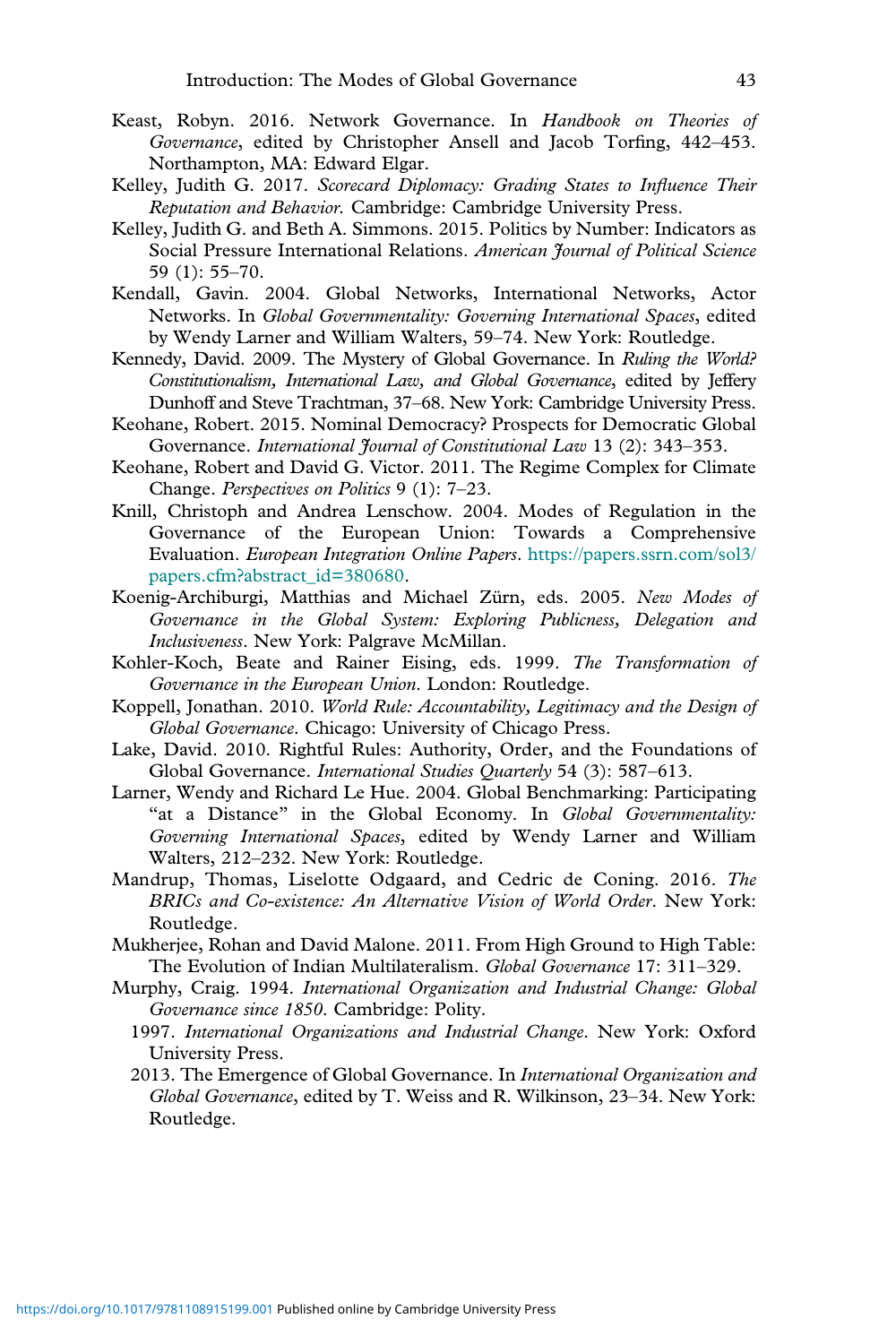Keast, Robyn. 2016. Network Governance. In *Handbook on Theories of Governance*, edited by Christopher Ansell and Jacob Torfing, 442–453. Northampton, MA: Edward Elgar.

Kelley, Judith G. 2017. *Scorecard Diplomacy: Grading States to Influence Their Reputation and Behavior.* Cambridge: Cambridge University Press.

Kelley, Judith G. and Beth A. Simmons. 2015. Politics by Number: Indicators as Social Pressure International Relations. *American Journal of Political Science* 59 (1): 55–70.

Kendall, Gavin. 2004. Global Networks, International Networks, Actor Networks. In *Global Governmentality: Governing International Spaces*, edited by Wendy Larner and William Walters, 59–74. New York: Routledge.

Kennedy, David. 2009. The Mystery of Global Governance. In *Ruling the World? Constitutionalism, International Law, and Global Governance*, edited by Jeffery Dunhoff and Steve Trachtman, 37–68. New York: Cambridge University Press.

Keohane, Robert. 2015. Nominal Democracy? Prospects for Democratic Global Governance. *International Journal of Constitutional Law* 13 (2): 343–353.

Keohane, Robert and David G. Victor. 2011. The Regime Complex for Climate Change. *Perspectives on Politics* 9 (1): 7–23.

Knill, Christoph and Andrea Lenschow. 2004. Modes of Regulation in the Governance of the European Union: Towards a Comprehensive Evaluation. *European Integration Online Papers*. https://papers.ssrn.com/sol3/papers.cfm?abstract_id=380680.

Koenig-Archiburgi, Matthias and Michael Zürn, eds. 2005. *New Modes of Governance in the Global System: Exploring Publicness, Delegation and Inclusiveness*. New York: Palgrave McMillan.

Kohler-Koch, Beate and Rainer Eising, eds. 1999. *The Transformation of Governance in the European Union.* London: Routledge.

Koppell, Jonathan. 2010. *World Rule: Accountability, Legitimacy and the Design of Global Governance*. Chicago: University of Chicago Press.

Lake, David. 2010. Rightful Rules: Authority, Order, and the Foundations of Global Governance. *International Studies Quarterly* 54 (3): 587–613.

Larner, Wendy and Richard Le Hue. 2004. Global Benchmarking: Participating "at a Distance" in the Global Economy. In *Global Governmentality: Governing International Spaces*, edited by Wendy Larner and William Walters, 212–232. New York: Routledge.

Mandrup, Thomas, Liselotte Odgaard, and Cedric de Coning. 2016. *The BRICs and Co-existence: An Alternative Vision of World Order*. New York: Routledge.

Mukherjee, Rohan and David Malone. 2011. From High Ground to High Table: The Evolution of Indian Multilateralism. *Global Governance* 17: 311–329.

Murphy, Craig. 1994. *International Organization and Industrial Change: Global Governance since 1850.* Cambridge: Polity.

1997. *International Organizations and Industrial Change*. New York: Oxford University Press.

2013. The Emergence of Global Governance. In *International Organization and Global Governance*, edited by T. Weiss and R. Wilkinson, 23–34. New York: Routledge.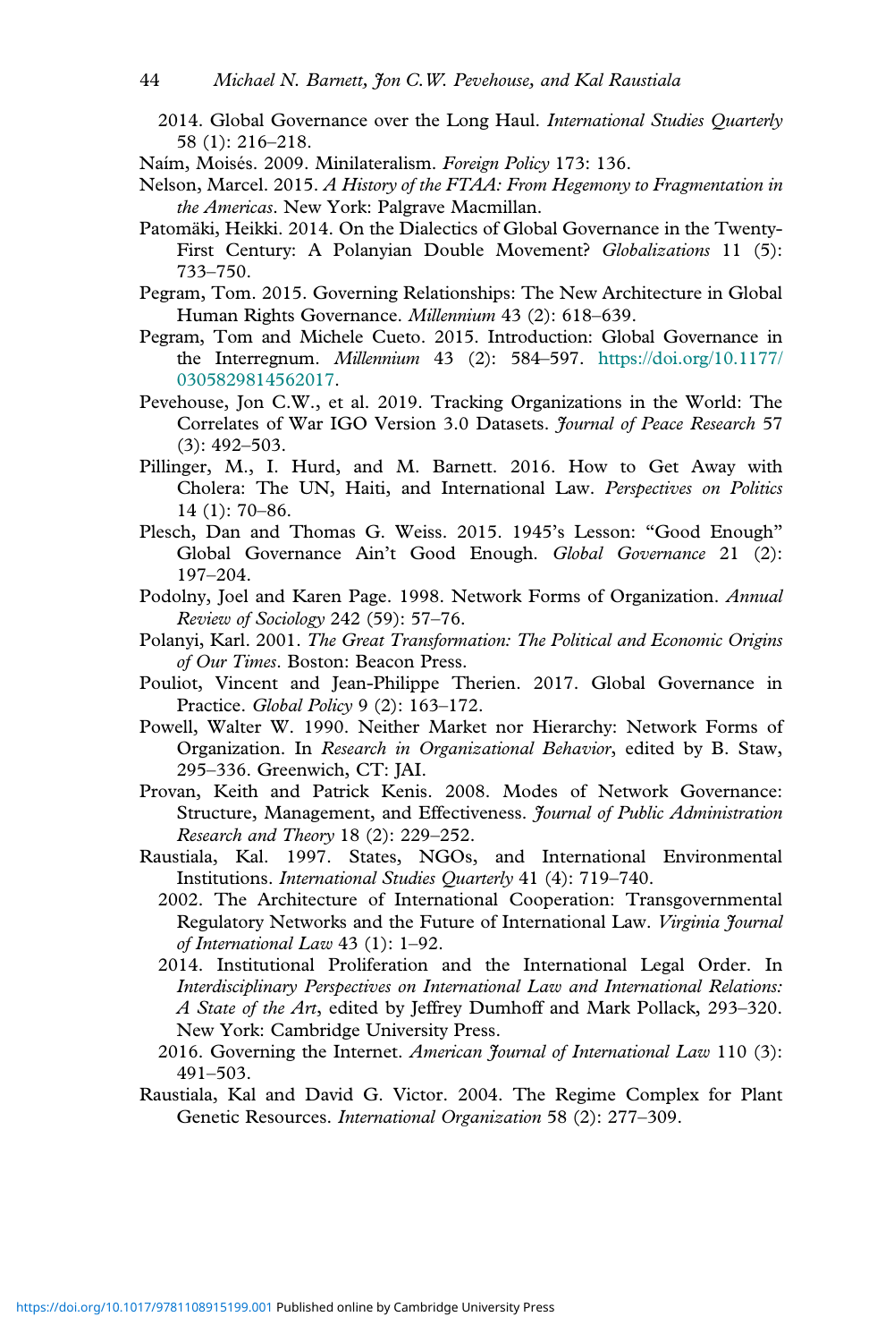2014. Global Governance over the Long Haul. *International Studies Quarterly* 58 (1): 216–218.

Naím, Moisés. 2009. Minilateralism. *Foreign Policy* 173: 136.

Nelson, Marcel. 2015. *A History of the FTAA: From Hegemony to Fragmentation in the Americas*. New York: Palgrave Macmillan.

Patomäki, Heikki. 2014. On the Dialectics of Global Governance in the Twenty-First Century: A Polanyian Double Movement? *Globalizations* 11 (5): 733–750.

Pegram, Tom. 2015. Governing Relationships: The New Architecture in Global Human Rights Governance. *Millennium* 43 (2): 618–639.

Pegram, Tom and Michele Cueto. 2015. Introduction: Global Governance in the Interregnum. *Millennium* 43 (2): 584–597. https://doi.org/10.1177/0305829814562017.

Pevehouse, Jon C.W., et al. 2019. Tracking Organizations in the World: The Correlates of War IGO Version 3.0 Datasets. *Journal of Peace Research* 57 (3): 492–503.

Pillinger, M., I. Hurd, and M. Barnett. 2016. How to Get Away with Cholera: The UN, Haiti, and International Law. *Perspectives on Politics* 14 (1): 70–86.

Plesch, Dan and Thomas G. Weiss. 2015. 1945's Lesson: "Good Enough" Global Governance Ain't Good Enough. *Global Governance* 21 (2): 197–204.

Podolny, Joel and Karen Page. 1998. Network Forms of Organization. *Annual Review of Sociology* 242 (59): 57–76.

Polanyi, Karl. 2001. *The Great Transformation: The Political and Economic Origins of Our Times*. Boston: Beacon Press.

Pouliot, Vincent and Jean-Philippe Therien. 2017. Global Governance in Practice. *Global Policy* 9 (2): 163–172.

Powell, Walter W. 1990. Neither Market nor Hierarchy: Network Forms of Organization. In *Research in Organizational Behavior*, edited by B. Staw, 295–336. Greenwich, CT: JAI.

Provan, Keith and Patrick Kenis. 2008. Modes of Network Governance: Structure, Management, and Effectiveness. *Journal of Public Administration Research and Theory* 18 (2): 229–252.

Raustiala, Kal. 1997. States, NGOs, and International Environmental Institutions. *International Studies Quarterly* 41 (4): 719–740.

2002. The Architecture of International Cooperation: Transgovernmental Regulatory Networks and the Future of International Law. *Virginia Journal of International Law* 43 (1): 1–92.

2014. Institutional Proliferation and the International Legal Order. In *Interdisciplinary Perspectives on International Law and International Relations: A State of the Art*, edited by Jeffrey Dumhoff and Mark Pollack, 293–320. New York: Cambridge University Press.

2016. Governing the Internet. *American Journal of International Law* 110 (3): 491–503.

Raustiala, Kal and David G. Victor. 2004. The Regime Complex for Plant Genetic Resources. *International Organization* 58 (2): 277–309.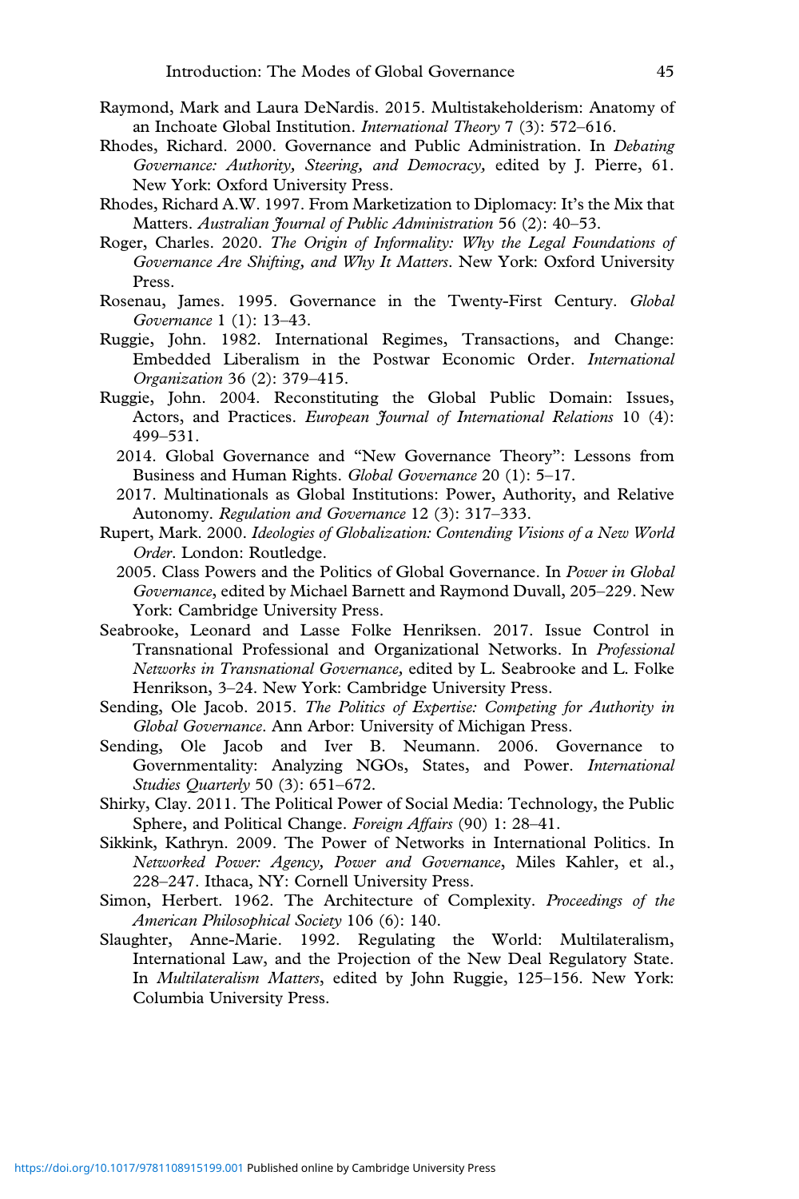Raymond, Mark and Laura DeNardis. 2015. Multistakeholderism: Anatomy of an Inchoate Global Institution. *International Theory* 7 (3): 572–616.

Rhodes, Richard. 2000. Governance and Public Administration. In *Debating Governance: Authority, Steering, and Democracy,* edited by J. Pierre, 61. New York: Oxford University Press.

Rhodes, Richard A.W. 1997. From Marketization to Diplomacy: It's the Mix that Matters. *Australian Journal of Public Administration* 56 (2): 40–53.

Roger, Charles. 2020. *The Origin of Informality: Why the Legal Foundations of Governance Are Shifting, and Why It Matters*. New York: Oxford University Press.

Rosenau, James. 1995. Governance in the Twenty-First Century. *Global Governance* 1 (1): 13–43.

Ruggie, John. 1982. International Regimes, Transactions, and Change: Embedded Liberalism in the Postwar Economic Order. *International Organization* 36 (2): 379–415.

Ruggie, John. 2004. Reconstituting the Global Public Domain: Issues, Actors, and Practices. *European Journal of International Relations* 10 (4): 499–531.

2014. Global Governance and "New Governance Theory": Lessons from Business and Human Rights. *Global Governance* 20 (1): 5–17.

2017. Multinationals as Global Institutions: Power, Authority, and Relative Autonomy. *Regulation and Governance* 12 (3): 317–333.

Rupert, Mark. 2000. *Ideologies of Globalization: Contending Visions of a New World Order*. London: Routledge.

2005. Class Powers and the Politics of Global Governance. In *Power in Global Governance*, edited by Michael Barnett and Raymond Duvall, 205–229. New York: Cambridge University Press.

Seabrooke, Leonard and Lasse Folke Henriksen. 2017. Issue Control in Transnational Professional and Organizational Networks. In *Professional Networks in Transnational Governance,* edited by L. Seabrooke and L. Folke Henrikson, 3–24. New York: Cambridge University Press.

Sending, Ole Jacob. 2015. *The Politics of Expertise: Competing for Authority in Global Governance*. Ann Arbor: University of Michigan Press.

Sending, Ole Jacob and Iver B. Neumann. 2006. Governance to Governmentality: Analyzing NGOs, States, and Power. *International Studies Quarterly* 50 (3): 651–672.

Shirky, Clay. 2011. The Political Power of Social Media: Technology, the Public Sphere, and Political Change. *Foreign Affairs* (90) 1: 28–41.

Sikkink, Kathryn. 2009. The Power of Networks in International Politics. In *Networked Power: Agency, Power and Governance*, Miles Kahler, et al., 228–247. Ithaca, NY: Cornell University Press.

Simon, Herbert. 1962. The Architecture of Complexity. *Proceedings of the American Philosophical Society* 106 (6): 140.

Slaughter, Anne-Marie. 1992. Regulating the World: Multilateralism, International Law, and the Projection of the New Deal Regulatory State. In *Multilateralism Matters*, edited by John Ruggie, 125–156. New York: Columbia University Press.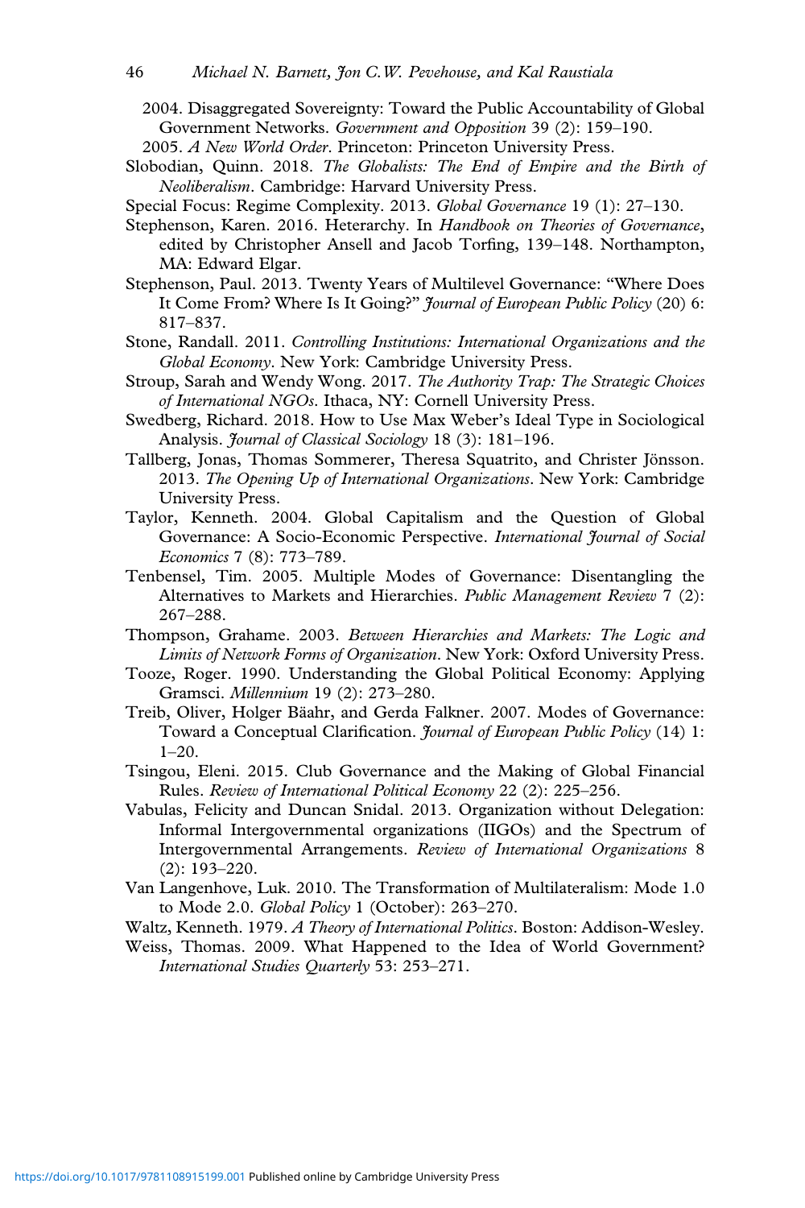2004. Disaggregated Sovereignty: Toward the Public Accountability of Global Government Networks. *Government and Opposition* 39 (2): 159–190.

2005. *A New World Order*. Princeton: Princeton University Press.

Slobodian, Quinn. 2018. *The Globalists: The End of Empire and the Birth of Neoliberalism*. Cambridge: Harvard University Press.

Special Focus: Regime Complexity. 2013. *Global Governance* 19 (1): 27–130.

Stephenson, Karen. 2016. Heterarchy. In *Handbook on Theories of Governance*, edited by Christopher Ansell and Jacob Torfing, 139–148. Northampton, MA: Edward Elgar.

Stephenson, Paul. 2013. Twenty Years of Multilevel Governance: "Where Does It Come From? Where Is It Going?" *Journal of European Public Policy* (20) 6: 817–837.

Stone, Randall. 2011. *Controlling Institutions: International Organizations and the Global Economy*. New York: Cambridge University Press.

Stroup, Sarah and Wendy Wong. 2017. *The Authority Trap: The Strategic Choices of International NGOs*. Ithaca, NY: Cornell University Press.

Swedberg, Richard. 2018. How to Use Max Weber's Ideal Type in Sociological Analysis. *Journal of Classical Sociology* 18 (3): 181–196.

Tallberg, Jonas, Thomas Sommerer, Theresa Squatrito, and Christer Jönsson. 2013. *The Opening Up of International Organizations*. New York: Cambridge University Press.

Taylor, Kenneth. 2004. Global Capitalism and the Question of Global Governance: A Socio-Economic Perspective. *International Journal of Social Economics* 7 (8): 773–789.

Tenbensel, Tim. 2005. Multiple Modes of Governance: Disentangling the Alternatives to Markets and Hierarchies. *Public Management Review* 7 (2): 267–288.

Thompson, Grahame. 2003. *Between Hierarchies and Markets: The Logic and Limits of Network Forms of Organization*. New York: Oxford University Press.

Tooze, Roger. 1990. Understanding the Global Political Economy: Applying Gramsci. *Millennium* 19 (2): 273–280.

Treib, Oliver, Holger Bäahr, and Gerda Falkner. 2007. Modes of Governance: Toward a Conceptual Clarification. *Journal of European Public Policy* (14) 1: 1–20.

Tsingou, Eleni. 2015. Club Governance and the Making of Global Financial Rules. *Review of International Political Economy* 22 (2): 225–256.

Vabulas, Felicity and Duncan Snidal. 2013. Organization without Delegation: Informal Intergovernmental organizations (IIGOs) and the Spectrum of Intergovernmental Arrangements. *Review of International Organizations* 8 (2): 193–220.

Van Langenhove, Luk. 2010. The Transformation of Multilateralism: Mode 1.0 to Mode 2.0. *Global Policy* 1 (October): 263–270.

Waltz, Kenneth. 1979. *A Theory of International Politics*. Boston: Addison-Wesley.

Weiss, Thomas. 2009. What Happened to the Idea of World Government? *International Studies Quarterly* 53: 253–271.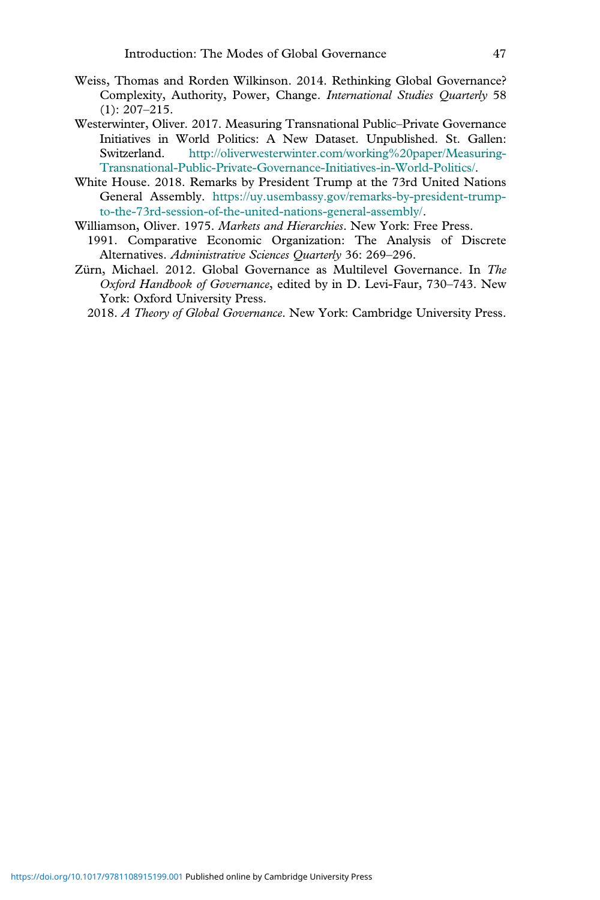Weiss, Thomas and Rorden Wilkinson. 2014. Rethinking Global Governance? Complexity, Authority, Power, Change. *International Studies Quarterly* 58 (1): 207–215.

Westerwinter, Oliver. 2017. Measuring Transnational Public–Private Governance Initiatives in World Politics: A New Dataset. Unpublished. St. Gallen: Switzerland. http://oliverwesterwinter.com/working%20paper/Measuring-Transnational-Public-Private-Governance-Initiatives-in-World-Politics/.

White House. 2018. Remarks by President Trump at the 73rd United Nations General Assembly. https://uy.usembassy.gov/remarks-by-president-trump-to-the-73rd-session-of-the-united-nations-general-assembly/.

Williamson, Oliver. 1975. *Markets and Hierarchies*. New York: Free Press.

1991. Comparative Economic Organization: The Analysis of Discrete Alternatives. *Administrative Sciences Quarterly* 36: 269–296.

Zürn, Michael. 2012. Global Governance as Multilevel Governance. In *The Oxford Handbook of Governance*, edited by in D. Levi-Faur, 730–743. New York: Oxford University Press.

2018. *A Theory of Global Governance*. New York: Cambridge University Press.